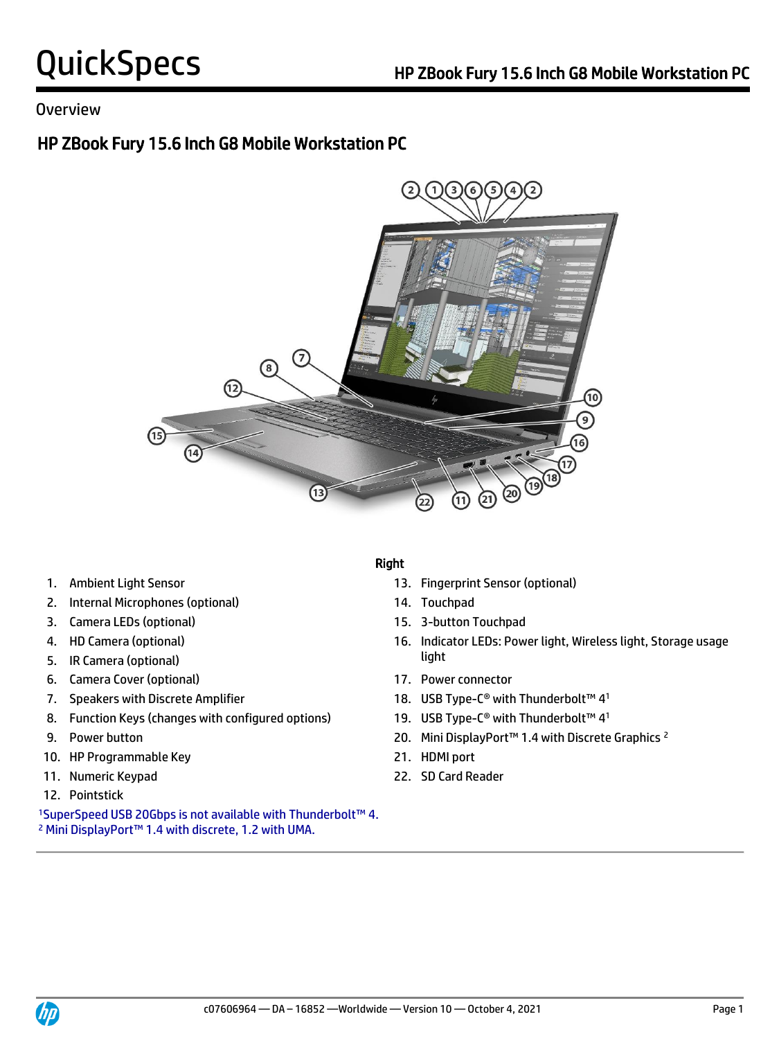# QuickSpecs

## Overview

## HP ZBook Fury 15.6 Inch G8 Mobile Workstation PC

1. Ambient Light Sensor
2. Internal Microphones (optional)
3. Camera LEDs (optional)
4. HD Camera (optional)
5. IR Camera (optional)
6. Camera Cover (optional)
7. Speakers with Discrete Amplifier
8. Function Keys (changes with configured options)
9. Power button
10. HP Programmable Key
11. Numeric Keypad
12. Pointstick

**Right**

13. Fingerprint Sensor (optional)
14. Touchpad
15. 3-button Touchpad
16. Indicator LEDs: Power light, Wireless light, Storage usage light
17. Power connector
18. USB Type-C® with Thunderbolt™ 4[1]
19. USB Type-C® with Thunderbolt™ 4[1]
20. Mini DisplayPort™ 1.4 with Discrete Graphics [2]
21. HDMI port
22. SD Card Reader

[1]SuperSpeed USB 20Gbps is not available with Thunderbolt™ 4.
[2] Mini DisplayPort™ 1.4 with discrete, 1.2 with UMA.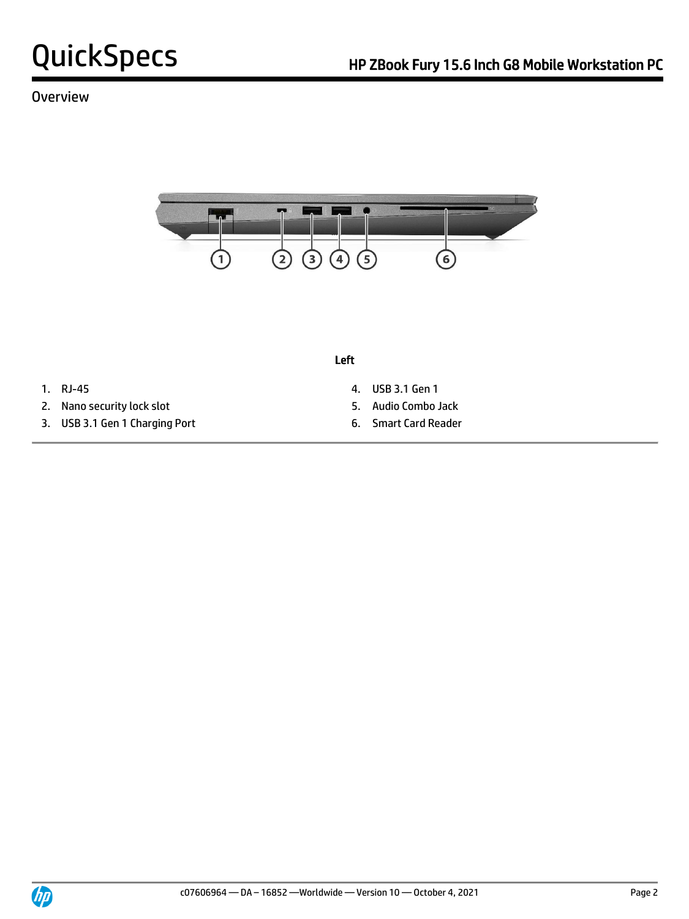Overview

**Left**

1. RJ-45
2. Nano security lock slot
3. USB 3.1 Gen 1 Charging Port
4. USB 3.1 Gen 1
5. Audio Combo Jack
6. Smart Card Reader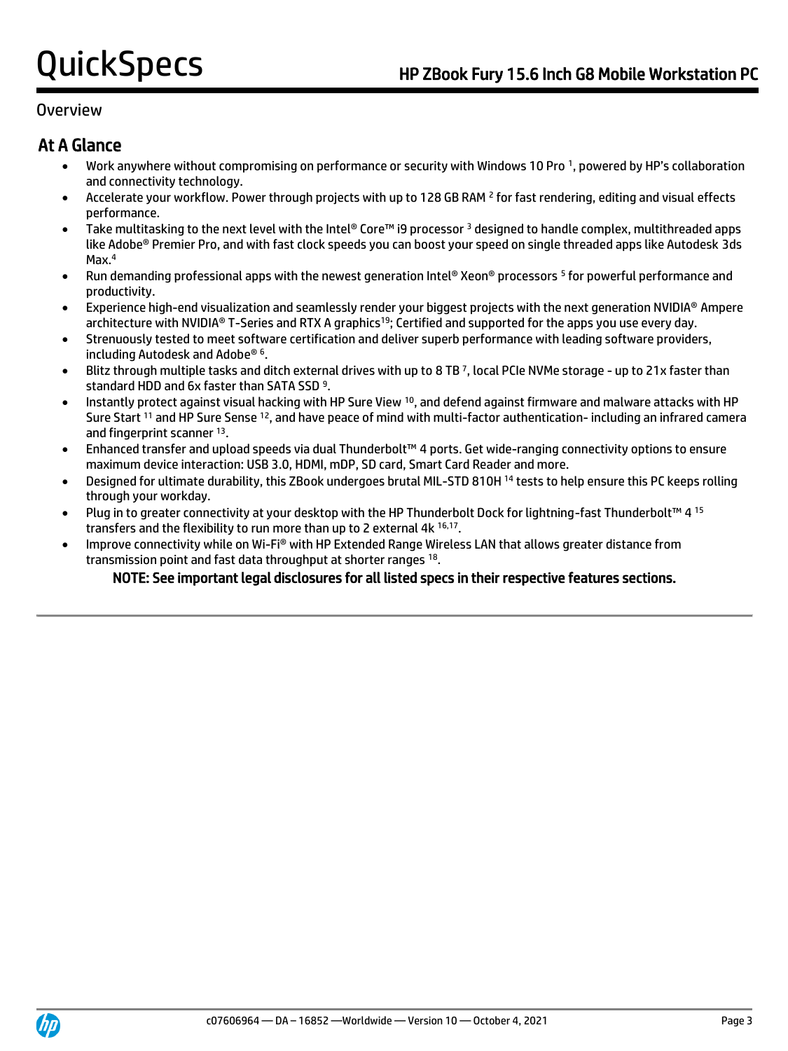## Overview

### At A Glance

- Work anywhere without compromising on performance or security with Windows 10 Pro [1], powered by HP's collaboration and connectivity technology.
- Accelerate your workflow. Power through projects with up to 128 GB RAM [2] for fast rendering, editing and visual effects performance.
- Take multitasking to the next level with the Intel® Core™ i9 processor [3] designed to handle complex, multithreaded apps like Adobe® Premier Pro, and with fast clock speeds you can boost your speed on single threaded apps like Autodesk 3ds Max.[4]
- Run demanding professional apps with the newest generation Intel® Xeon® processors [5] for powerful performance and productivity.
- Experience high-end visualization and seamlessly render your biggest projects with the next generation NVIDIA® Ampere architecture with NVIDIA® T-Series and RTX A graphics[19]; Certified and supported for the apps you use every day.
- Strenuously tested to meet software certification and deliver superb performance with leading software providers, including Autodesk and Adobe® [6].
- Blitz through multiple tasks and ditch external drives with up to 8 TB [7], local PCIe NVMe storage - up to 21x faster than standard HDD and 6x faster than SATA SSD [9].
- Instantly protect against visual hacking with HP Sure View [10], and defend against firmware and malware attacks with HP Sure Start [11] and HP Sure Sense [12], and have peace of mind with multi-factor authentication- including an infrared camera and fingerprint scanner [13].
- Enhanced transfer and upload speeds via dual Thunderbolt™ 4 ports. Get wide-ranging connectivity options to ensure maximum device interaction: USB 3.0, HDMI, mDP, SD card, Smart Card Reader and more.
- Designed for ultimate durability, this ZBook undergoes brutal MIL-STD 810H [14] tests to help ensure this PC keeps rolling through your workday.
- Plug in to greater connectivity at your desktop with the HP Thunderbolt Dock for lightning-fast Thunderbolt™ 4 [15] transfers and the flexibility to run more than up to 2 external 4k [16,17].
- Improve connectivity while on Wi-Fi® with HP Extended Range Wireless LAN that allows greater distance from transmission point and fast data throughput at shorter ranges [18].

**NOTE: See important legal disclosures for all listed specs in their respective features sections.**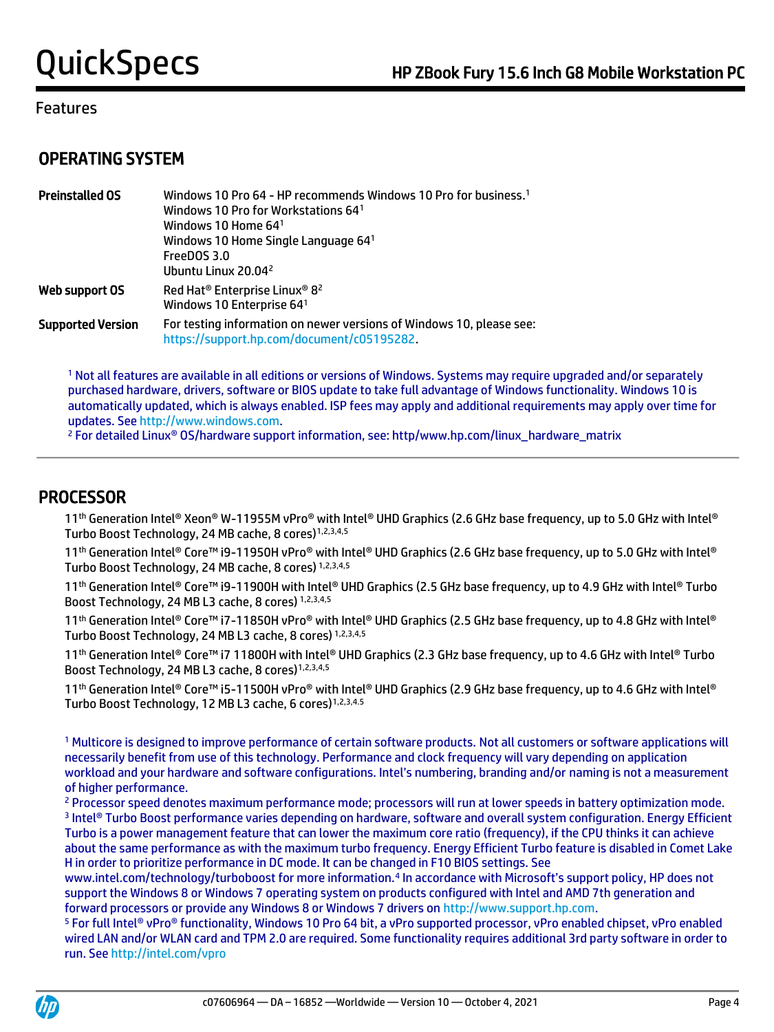## Features

## OPERATING SYSTEM

| | |
|---|---|
| **Preinstalled OS** | Windows 10 Pro 64 - HP recommends Windows 10 Pro for business.[1]<br>Windows 10 Pro for Workstations 64[1]<br>Windows 10 Home 64[1]<br>Windows 10 Home Single Language 64[1]<br>FreeDOS 3.0<br>Ubuntu Linux 20.04[2] |
| **Web support OS** | Red Hat® Enterprise Linux® 8[2]<br>Windows 10 Enterprise 64[1] |
| **Supported Version** | For testing information on newer versions of Windows 10, please see: https://support.hp.com/document/c05195282. |

[1] Not all features are available in all editions or versions of Windows. Systems may require upgraded and/or separately purchased hardware, drivers, software or BIOS update to take full advantage of Windows functionality. Windows 10 is automatically updated, which is always enabled. ISP fees may apply and additional requirements may apply over time for updates. See http://www.windows.com.

[2] For detailed Linux® OS/hardware support information, see: http/www.hp.com/linux_hardware_matrix

## PROCESSOR

11th Generation Intel® Xeon® W-11955M vPro® with Intel® UHD Graphics (2.6 GHz base frequency, up to 5.0 GHz with Intel® Turbo Boost Technology, 24 MB cache, 8 cores)[1,2,3,4,5]

11th Generation Intel® Core™ i9-11950H vPro® with Intel® UHD Graphics (2.6 GHz base frequency, up to 5.0 GHz with Intel® Turbo Boost Technology, 24 MB cache, 8 cores) [1,2,3,4,5]

11th Generation Intel® Core™ i9-11900H with Intel® UHD Graphics (2.5 GHz base frequency, up to 4.9 GHz with Intel® Turbo Boost Technology, 24 MB L3 cache, 8 cores) [1,2,3,4,5]

11th Generation Intel® Core™ i7-11850H vPro® with Intel® UHD Graphics (2.5 GHz base frequency, up to 4.8 GHz with Intel® Turbo Boost Technology, 24 MB L3 cache, 8 cores) [1,2,3,4,5]

11th Generation Intel® Core™ i7 11800H with Intel® UHD Graphics (2.3 GHz base frequency, up to 4.6 GHz with Intel® Turbo Boost Technology, 24 MB L3 cache, 8 cores)[1,2,3,4,5]

11th Generation Intel® Core™ i5-11500H vPro® with Intel® UHD Graphics (2.9 GHz base frequency, up to 4.6 GHz with Intel® Turbo Boost Technology, 12 MB L3 cache, 6 cores)[1,2,3,4,5]

[1] Multicore is designed to improve performance of certain software products. Not all customers or software applications will necessarily benefit from use of this technology. Performance and clock frequency will vary depending on application workload and your hardware and software configurations. Intel's numbering, branding and/or naming is not a measurement of higher performance.

[2] Processor speed denotes maximum performance mode; processors will run at lower speeds in battery optimization mode.

[3] Intel® Turbo Boost performance varies depending on hardware, software and overall system configuration. Energy Efficient Turbo is a power management feature that can lower the maximum core ratio (frequency), if the CPU thinks it can achieve about the same performance as with the maximum turbo frequency. Energy Efficient Turbo feature is disabled in Comet Lake H in order to prioritize performance in DC mode. It can be changed in F10 BIOS settings. See www.intel.com/technology/turboboost for more information.[4] In accordance with Microsoft's support policy, HP does not support the Windows 8 or Windows 7 operating system on products configured with Intel and AMD 7th generation and forward processors or provide any Windows 8 or Windows 7 drivers on http://www.support.hp.com.

[5] For full Intel® vPro® functionality, Windows 10 Pro 64 bit, a vPro supported processor, vPro enabled chipset, vPro enabled wired LAN and/or WLAN card and TPM 2.0 are required. Some functionality requires additional 3rd party software in order to run. See http://intel.com/vpro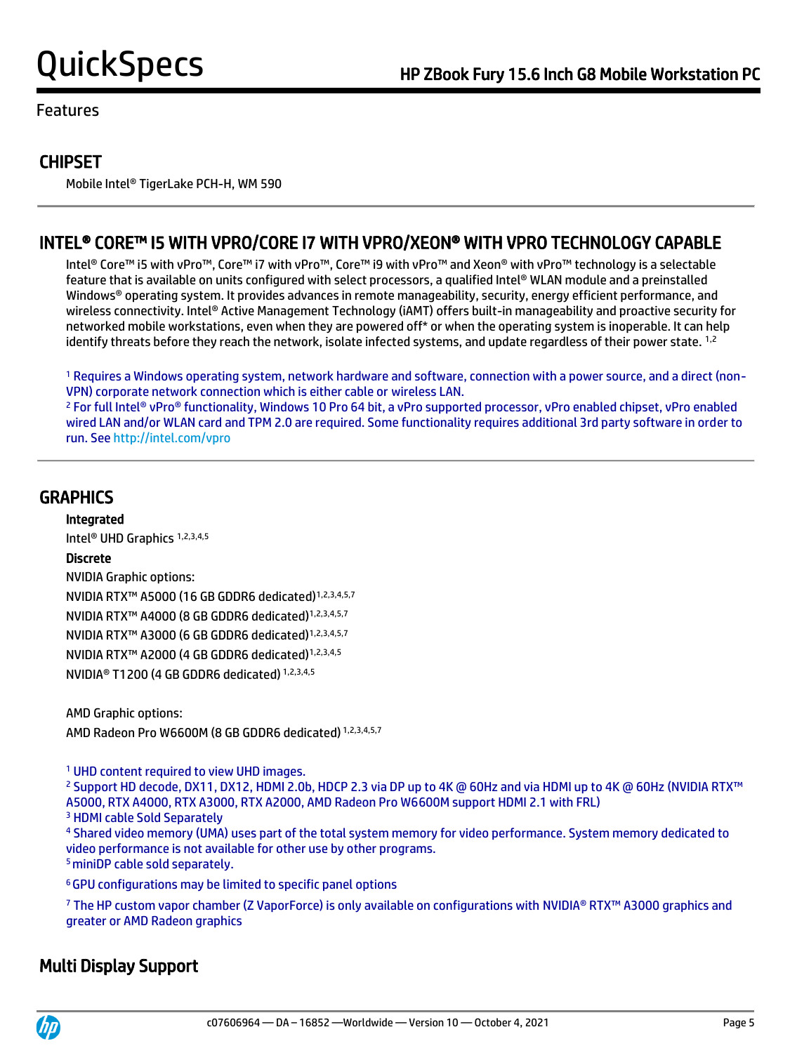## Features

### CHIPSET

Mobile Intel® TigerLake PCH-H, WM 590

### INTEL® CORE™ I5 WITH VPRO/CORE I7 WITH VPRO/XEON® WITH VPRO TECHNOLOGY CAPABLE

Intel® Core™ i5 with vPro™, Core™ i7 with vPro™, Core™ i9 with vPro™ and Xeon® with vPro™ technology is a selectable feature that is available on units configured with select processors, a qualified Intel® WLAN module and a preinstalled Windows® operating system. It provides advances in remote manageability, security, energy efficient performance, and wireless connectivity. Intel® Active Management Technology (iAMT) offers built-in manageability and proactive security for networked mobile workstations, even when they are powered off* or when the operating system is inoperable. It can help identify threats before they reach the network, isolate infected systems, and update regardless of their power state. [1,2]

[1] Requires a Windows operating system, network hardware and software, connection with a power source, and a direct (non-VPN) corporate network connection which is either cable or wireless LAN.
[2] For full Intel® vPro® functionality, Windows 10 Pro 64 bit, a vPro supported processor, vPro enabled chipset, vPro enabled wired LAN and/or WLAN card and TPM 2.0 are required. Some functionality requires additional 3rd party software in order to run. See http://intel.com/vpro

### GRAPHICS

**Integrated**

Intel® UHD Graphics [1,2,3,4,5]

**Discrete**

NVIDIA Graphic options:

NVIDIA RTX™ A5000 (16 GB GDDR6 dedicated)[1,2,3,4,5,7]

NVIDIA RTX™ A4000 (8 GB GDDR6 dedicated)[1,2,3,4,5,7]

NVIDIA RTX™ A3000 (6 GB GDDR6 dedicated)[1,2,3,4,5,7]

NVIDIA RTX™ A2000 (4 GB GDDR6 dedicated)[1,2,3,4,5]

NVIDIA® T1200 (4 GB GDDR6 dedicated) [1,2,3,4,5]

AMD Graphic options:

AMD Radeon Pro W6600M (8 GB GDDR6 dedicated) [1,2,3,4,5,7]

[1] UHD content required to view UHD images.
[2] Support HD decode, DX11, DX12, HDMI 2.0b, HDCP 2.3 via DP up to 4K @ 60Hz and via HDMI up to 4K @ 60Hz (NVIDIA RTX™ A5000, RTX A4000, RTX A3000, RTX A2000, AMD Radeon Pro W6600M support HDMI 2.1 with FRL)
[3] HDMI cable Sold Separately
[4] Shared video memory (UMA) uses part of the total system memory for video performance. System memory dedicated to video performance is not available for other use by other programs.
[5] miniDP cable sold separately.
[6] GPU configurations may be limited to specific panel options
[7] The HP custom vapor chamber (Z VaporForce) is only available on configurations with NVIDIA® RTX™ A3000 graphics and greater or AMD Radeon graphics

### Multi Display Support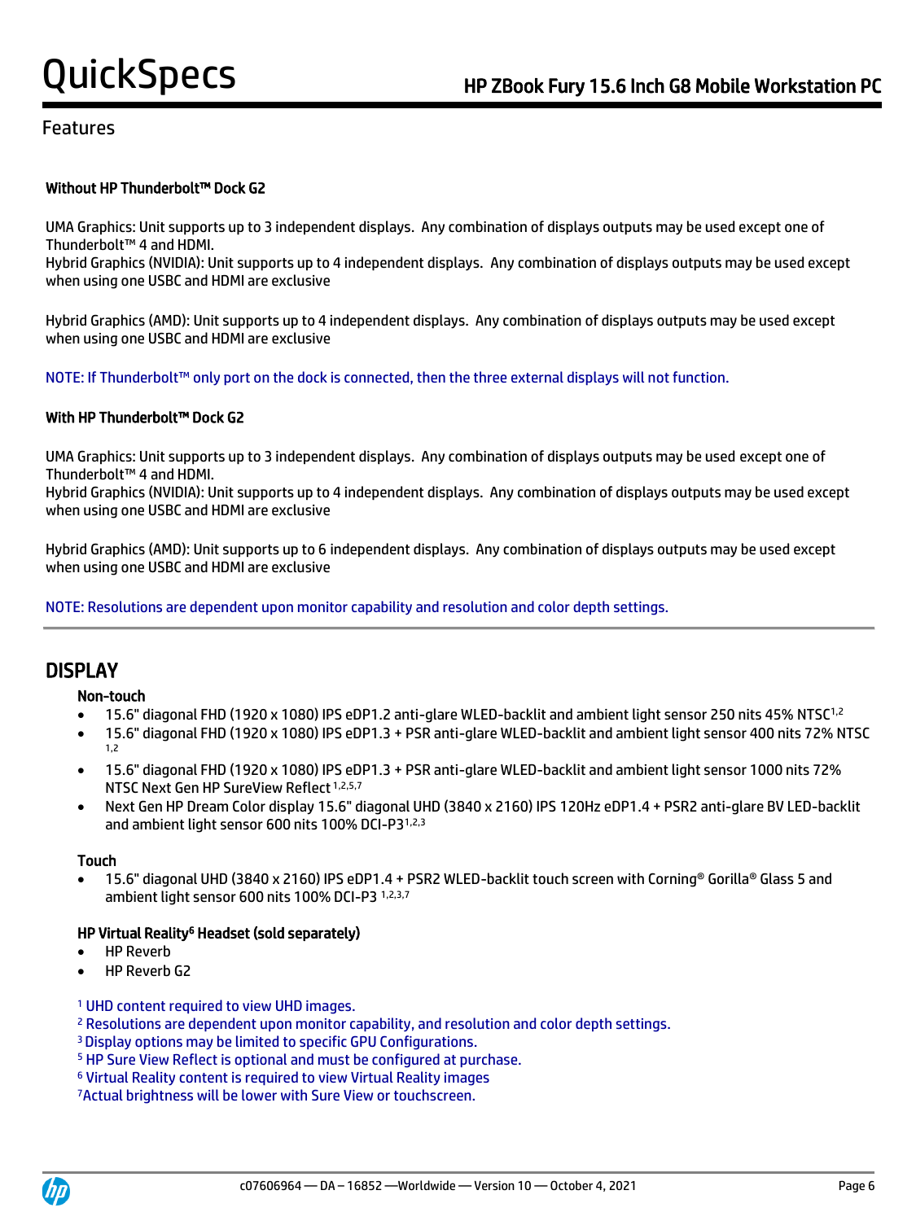## Features

**Without HP Thunderbolt™ Dock G2**

UMA Graphics: Unit supports up to 3 independent displays. Any combination of displays outputs may be used except one of Thunderbolt™ 4 and HDMI.
Hybrid Graphics (NVIDIA): Unit supports up to 4 independent displays. Any combination of displays outputs may be used except when using one USBC and HDMI are exclusive

Hybrid Graphics (AMD): Unit supports up to 4 independent displays. Any combination of displays outputs may be used except when using one USBC and HDMI are exclusive

NOTE: If Thunderbolt™ only port on the dock is connected, then the three external displays will not function.

**With HP Thunderbolt™ Dock G2**

UMA Graphics: Unit supports up to 3 independent displays. Any combination of displays outputs may be used except one of Thunderbolt™ 4 and HDMI.
Hybrid Graphics (NVIDIA): Unit supports up to 4 independent displays. Any combination of displays outputs may be used except when using one USBC and HDMI are exclusive

Hybrid Graphics (AMD): Unit supports up to 6 independent displays. Any combination of displays outputs may be used except when using one USBC and HDMI are exclusive

NOTE: Resolutions are dependent upon monitor capability and resolution and color depth settings.

## DISPLAY

**Non-touch**

- 15.6" diagonal FHD (1920 x 1080) IPS eDP1.2 anti-glare WLED-backlit and ambient light sensor 250 nits 45% NTSC[1,2]
- 15.6" diagonal FHD (1920 x 1080) IPS eDP1.3 + PSR anti-glare WLED-backlit and ambient light sensor 400 nits 72% NTSC [1,2]
- 15.6" diagonal FHD (1920 x 1080) IPS eDP1.3 + PSR anti-glare WLED-backlit and ambient light sensor 1000 nits 72% NTSC Next Gen HP SureView Reflect [1,2,5,7]
- Next Gen HP Dream Color display 15.6" diagonal UHD (3840 x 2160) IPS 120Hz eDP1.4 + PSR2 anti-glare BV LED-backlit and ambient light sensor 600 nits 100% DCI-P3[1,2,3]

**Touch**

- 15.6" diagonal UHD (3840 x 2160) IPS eDP1.4 + PSR2 WLED-backlit touch screen with Corning® Gorilla® Glass 5 and ambient light sensor 600 nits 100% DCI-P3 [1,2,3,7]

**HP Virtual Reality[6] Headset (sold separately)**

- HP Reverb
- HP Reverb G2

[1] UHD content required to view UHD images.
[2] Resolutions are dependent upon monitor capability, and resolution and color depth settings.
[3] Display options may be limited to specific GPU Configurations.
[5] HP Sure View Reflect is optional and must be configured at purchase.
[6] Virtual Reality content is required to view Virtual Reality images
[7] Actual brightness will be lower with Sure View or touchscreen.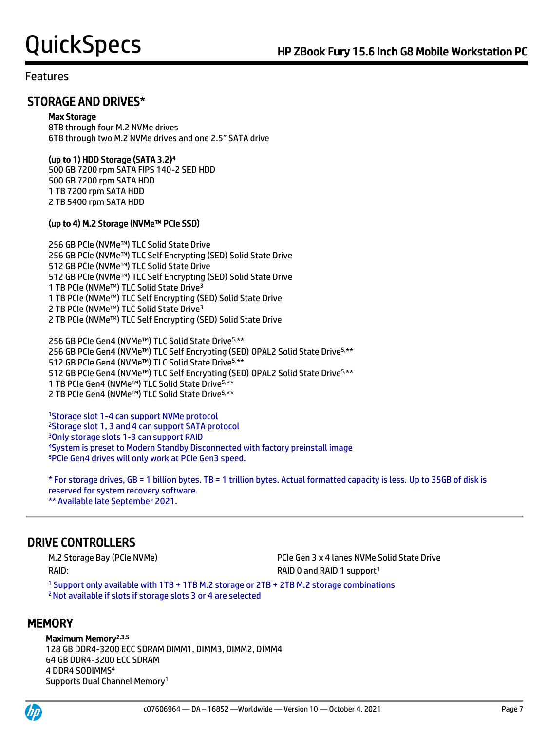## Features

### STORAGE AND DRIVES*

**Max Storage**
8TB through four M.2 NVMe drives
6TB through two M.2 NVMe drives and one 2.5" SATA drive

**(up to 1) HDD Storage (SATA 3.2)[4]**
500 GB 7200 rpm SATA FIPS 140-2 SED HDD
500 GB 7200 rpm SATA HDD
1 TB 7200 rpm SATA HDD
2 TB 5400 rpm SATA HDD

**(up to 4) M.2 Storage (NVMe™ PCIe SSD)**

256 GB PCIe (NVMe™) TLC Solid State Drive
256 GB PCIe (NVMe™) TLC Self Encrypting (SED) Solid State Drive
512 GB PCIe (NVMe™) TLC Solid State Drive
512 GB PCIe (NVMe™) TLC Self Encrypting (SED) Solid State Drive
1 TB PCIe (NVMe™) TLC Solid State Drive[3]
1 TB PCIe (NVMe™) TLC Self Encrypting (SED) Solid State Drive
2 TB PCIe (NVMe™) TLC Solid State Drive[3]
2 TB PCIe (NVMe™) TLC Self Encrypting (SED) Solid State Drive

256 GB PCIe Gen4 (NVMe™) TLC Solid State Drive[5,**]
256 GB PCIe Gen4 (NVMe™) TLC Self Encrypting (SED) OPAL2 Solid State Drive[5,**]
512 GB PCIe Gen4 (NVMe™) TLC Solid State Drive[5,**]
512 GB PCIe Gen4 (NVMe™) TLC Self Encrypting (SED) OPAL2 Solid State Drive[5,**]
1 TB PCIe Gen4 (NVMe™) TLC Solid State Drive[5,**]
2 TB PCIe Gen4 (NVMe™) TLC Solid State Drive[5,**]

[1]Storage slot 1-4 can support NVMe protocol
[2]Storage slot 1, 3 and 4 can support SATA protocol
[3]Only storage slots 1-3 can support RAID
[4]System is preset to Modern Standby Disconnected with factory preinstall image
[5]PCIe Gen4 drives will only work at PCIe Gen3 speed.

* For storage drives, GB = 1 billion bytes. TB = 1 trillion bytes. Actual formatted capacity is less. Up to 35GB of disk is reserved for system recovery software.
** Available late September 2021.

### DRIVE CONTROLLERS

| | |
|---|---|
| M.2 Storage Bay (PCIe NVMe) | PCIe Gen 3 x 4 lanes NVMe Solid State Drive |
| RAID: | RAID 0 and RAID 1 support[1] |

[1] Support only available with 1TB + 1TB M.2 storage or 2TB + 2TB M.2 storage combinations
[2] Not available if slots if storage slots 3 or 4 are selected

### MEMORY

**Maximum Memory[2,3,5]**
128 GB DDR4-3200 ECC SDRAM DIMM1, DIMM3, DIMM2, DIMM4
64 GB DDR4-3200 ECC SDRAM
4 DDR4 SODIMMS[4]
Supports Dual Channel Memory[1]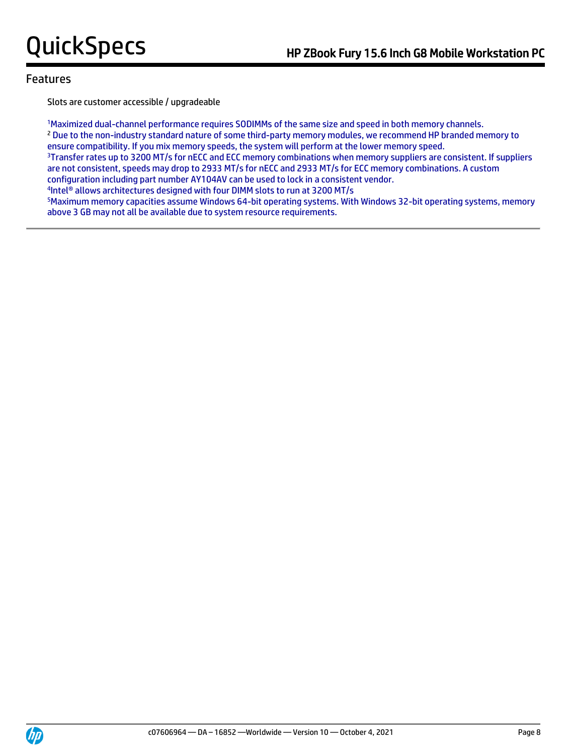## Features

Slots are customer accessible / upgradeable

[1]Maximized dual-channel performance requires SODIMMs of the same size and speed in both memory channels.
[2] Due to the non-industry standard nature of some third-party memory modules, we recommend HP branded memory to ensure compatibility. If you mix memory speeds, the system will perform at the lower memory speed.
[3]Transfer rates up to 3200 MT/s for nECC and ECC memory combinations when memory suppliers are consistent. If suppliers are not consistent, speeds may drop to 2933 MT/s for nECC and 2933 MT/s for ECC memory combinations. A custom configuration including part number AY104AV can be used to lock in a consistent vendor.
[4]Intel® allows architectures designed with four DIMM slots to run at 3200 MT/s
[5]Maximum memory capacities assume Windows 64-bit operating systems. With Windows 32-bit operating systems, memory above 3 GB may not all be available due to system resource requirements.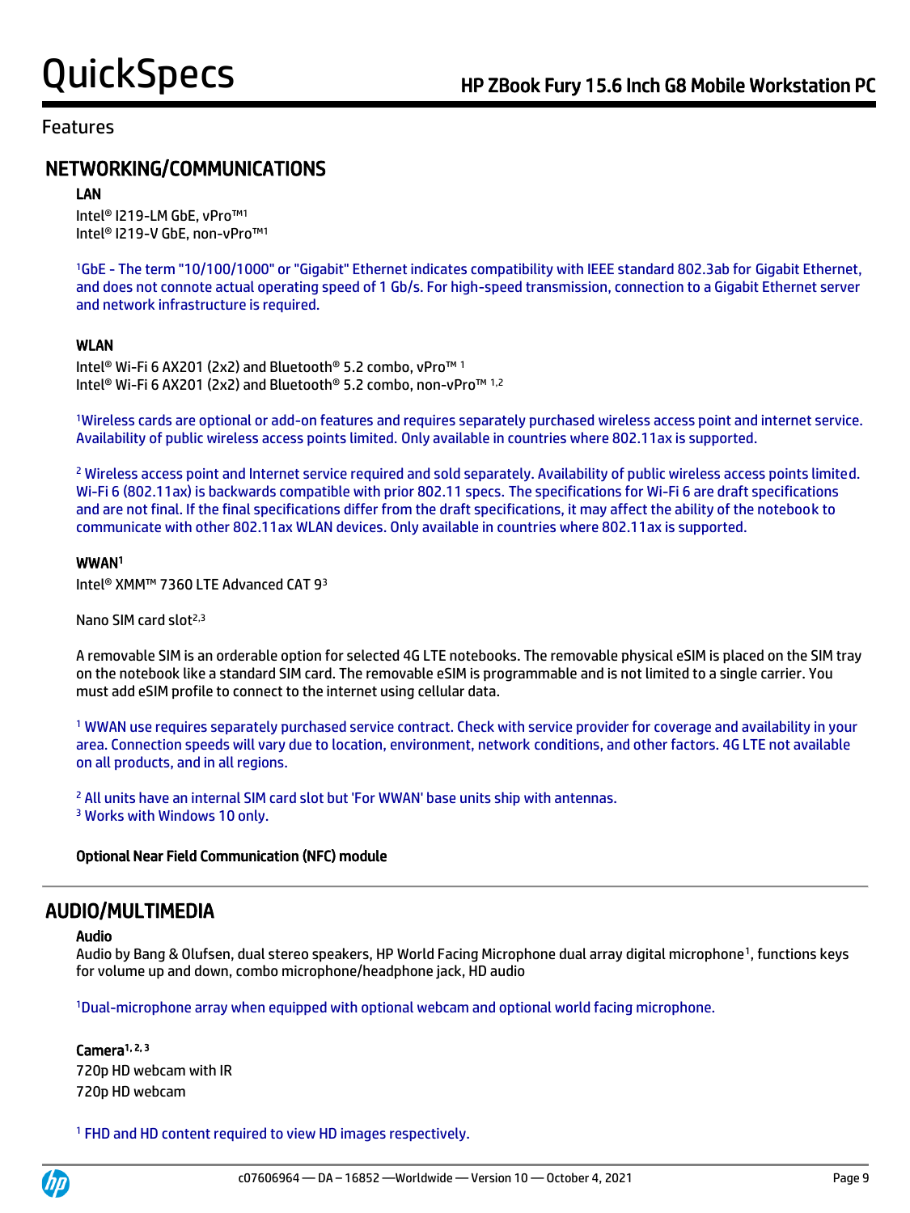## Features

## NETWORKING/COMMUNICATIONS

### LAN

Intel® I219-LM GbE, vPro™[1]
Intel® I219-V GbE, non-vPro™[1]

[1]GbE - The term "10/100/1000" or "Gigabit" Ethernet indicates compatibility with IEEE standard 802.3ab for Gigabit Ethernet, and does not connote actual operating speed of 1 Gb/s. For high-speed transmission, connection to a Gigabit Ethernet server and network infrastructure is required.

### WLAN

Intel® Wi-Fi 6 AX201 (2x2) and Bluetooth® 5.2 combo, vPro™ [1]
Intel® Wi-Fi 6 AX201 (2x2) and Bluetooth® 5.2 combo, non-vPro™ [1,2]

[1]Wireless cards are optional or add-on features and requires separately purchased wireless access point and internet service. Availability of public wireless access points limited. Only available in countries where 802.11ax is supported.

[2] Wireless access point and Internet service required and sold separately. Availability of public wireless access points limited. Wi-Fi 6 (802.11ax) is backwards compatible with prior 802.11 specs. The specifications for Wi-Fi 6 are draft specifications and are not final. If the final specifications differ from the draft specifications, it may affect the ability of the notebook to communicate with other 802.11ax WLAN devices. Only available in countries where 802.11ax is supported.

### WWAN[1]

Intel® XMM™ 7360 LTE Advanced CAT 9[3]

Nano SIM card slot[2,3]

A removable SIM is an orderable option for selected 4G LTE notebooks. The removable physical eSIM is placed on the SIM tray on the notebook like a standard SIM card. The removable eSIM is programmable and is not limited to a single carrier. You must add eSIM profile to connect to the internet using cellular data.

[1] WWAN use requires separately purchased service contract. Check with service provider for coverage and availability in your area. Connection speeds will vary due to location, environment, network conditions, and other factors. 4G LTE not available on all products, and in all regions.

[2] All units have an internal SIM card slot but 'For WWAN' base units ship with antennas.
[3] Works with Windows 10 only.

**Optional Near Field Communication (NFC) module**

## AUDIO/MULTIMEDIA

### Audio

Audio by Bang & Olufsen, dual stereo speakers, HP World Facing Microphone dual array digital microphone[1], functions keys for volume up and down, combo microphone/headphone jack, HD audio

[1]Dual-microphone array when equipped with optional webcam and optional world facing microphone.

### Camera[1, 2, 3]

720p HD webcam with IR
720p HD webcam

[1] FHD and HD content required to view HD images respectively.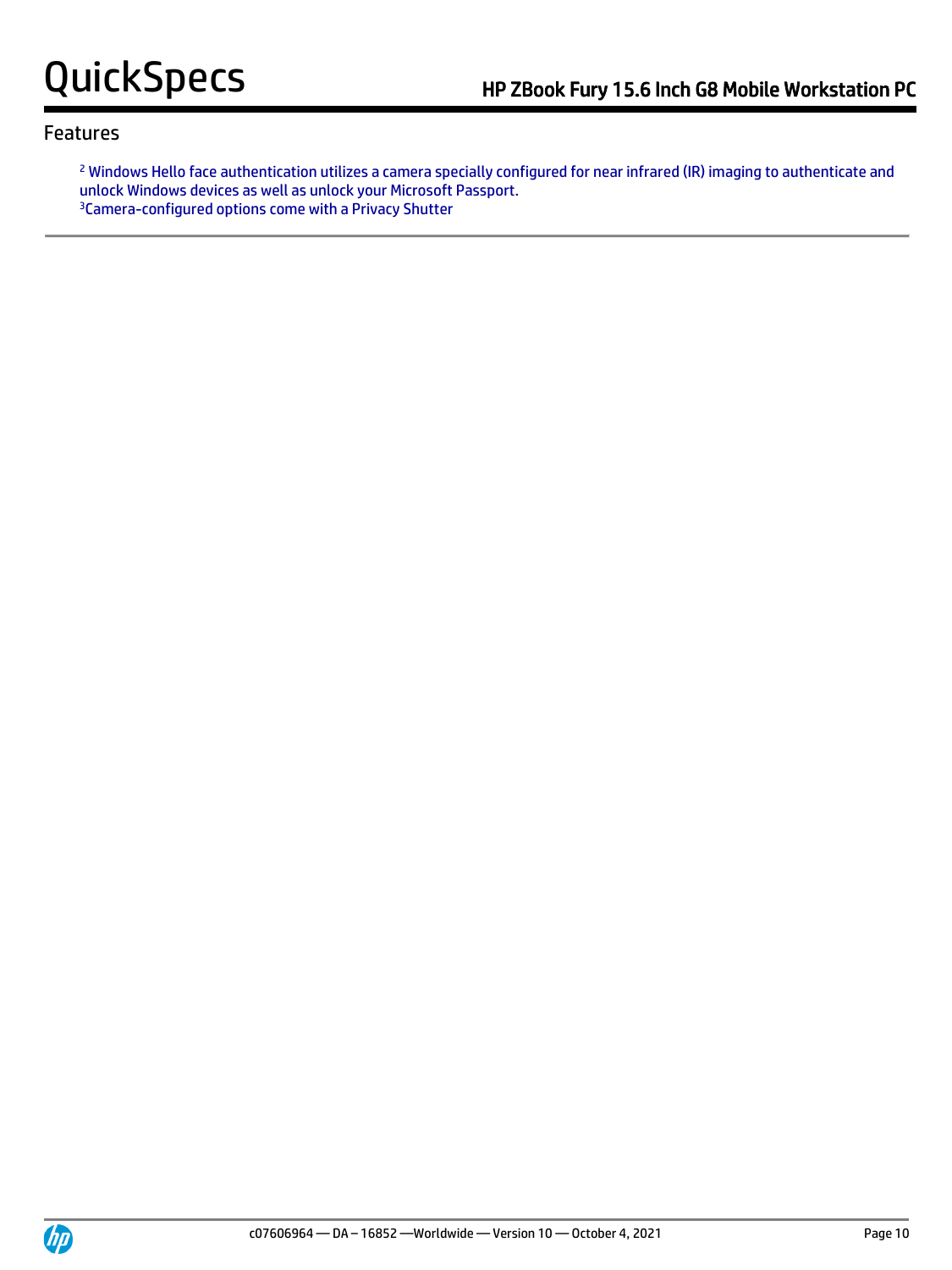## Features

[2] Windows Hello face authentication utilizes a camera specially configured for near infrared (IR) imaging to authenticate and unlock Windows devices as well as unlock your Microsoft Passport.
[3]Camera-configured options come with a Privacy Shutter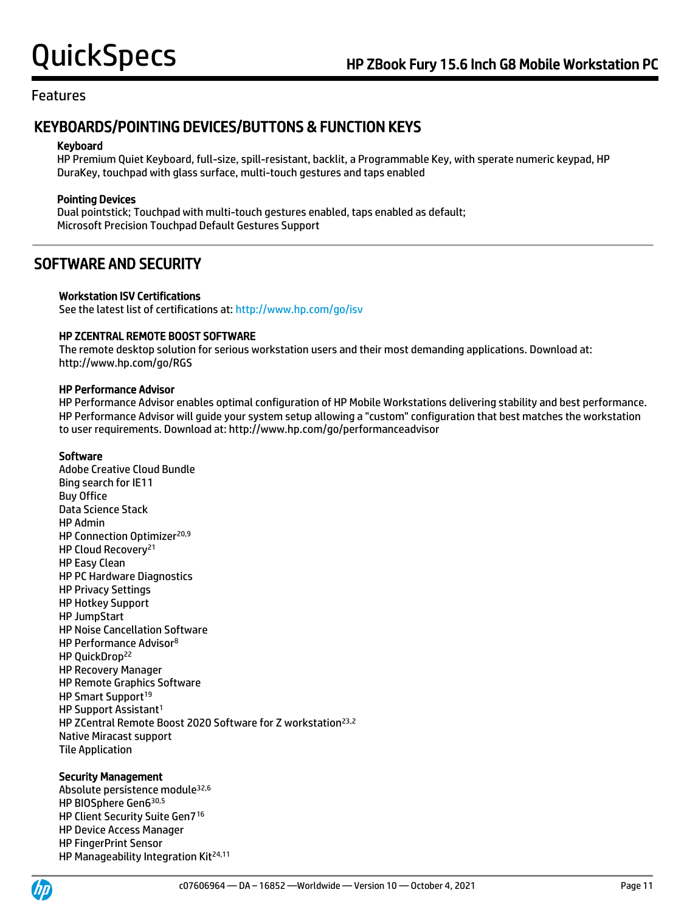## Features

# KEYBOARDS/POINTING DEVICES/BUTTONS & FUNCTION KEYS

### Keyboard

HP Premium Quiet Keyboard, full-size, spill-resistant, backlit, a Programmable Key, with sperate numeric keypad, HP DuraKey, touchpad with glass surface, multi-touch gestures and taps enabled

### Pointing Devices

Dual pointstick; Touchpad with multi-touch gestures enabled, taps enabled as default;
Microsoft Precision Touchpad Default Gestures Support

# SOFTWARE AND SECURITY

### Workstation ISV Certifications

See the latest list of certifications at: http://www.hp.com/go/isv

### HP ZCENTRAL REMOTE BOOST SOFTWARE

The remote desktop solution for serious workstation users and their most demanding applications. Download at: http://www.hp.com/go/RGS

### HP Performance Advisor

HP Performance Advisor enables optimal configuration of HP Mobile Workstations delivering stability and best performance. HP Performance Advisor will guide your system setup allowing a "custom" configuration that best matches the workstation to user requirements. Download at: http://www.hp.com/go/performanceadvisor

### Software

Adobe Creative Cloud Bundle
Bing search for IE11
Buy Office
Data Science Stack
HP Admin
HP Connection Optimizer[20,9]
HP Cloud Recovery[21]
HP Easy Clean
HP PC Hardware Diagnostics
HP Privacy Settings
HP Hotkey Support
HP JumpStart
HP Noise Cancellation Software
HP Performance Advisor[8]
HP QuickDrop[22]
HP Recovery Manager
HP Remote Graphics Software
HP Smart Support[19]
HP Support Assistant[1]
HP ZCentral Remote Boost 2020 Software for Z workstation[23,2]
Native Miracast support
Tile Application

### Security Management

Absolute persistence module[32,6]
HP BIOSphere Gen6[30,5]
HP Client Security Suite Gen7[16]
HP Device Access Manager
HP FingerPrint Sensor
HP Manageability Integration Kit[24,11]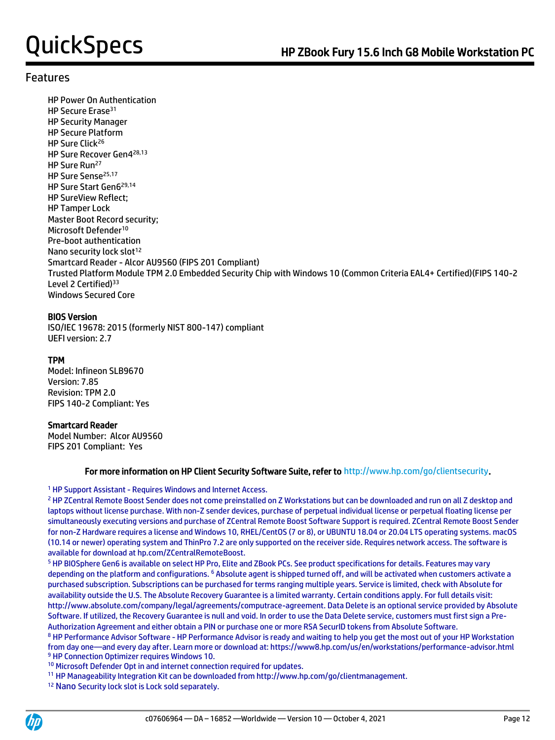## Features

HP Power On Authentication
HP Secure Erase[31]
HP Security Manager
HP Secure Platform
HP Sure Click[26]
HP Sure Recover Gen4[28,13]
HP Sure Run[27]
HP Sure Sense[25,17]
HP Sure Start Gen6[29,14]
HP SureView Reflect;
HP Tamper Lock
Master Boot Record security;
Microsoft Defender[10]
Pre-boot authentication
Nano security lock slot[12]
Smartcard Reader - Alcor AU9560 (FIPS 201 Compliant)
Trusted Platform Module TPM 2.0 Embedded Security Chip with Windows 10 (Common Criteria EAL4+ Certified)(FIPS 140-2 Level 2 Certified)[33]
Windows Secured Core

**BIOS Version**
ISO/IEC 19678: 2015 (formerly NIST 800-147) compliant
UEFI version: 2.7

**TPM**
Model: Infineon SLB9670
Version: 7.85
Revision: TPM 2.0
FIPS 140-2 Compliant: Yes

**Smartcard Reader**
Model Number: Alcor AU9560
FIPS 201 Compliant: Yes

**For more information on HP Client Security Software Suite, refer to http://www.hp.com/go/clientsecurity.**

[1] HP Support Assistant - Requires Windows and Internet Access.
[2] HP ZCentral Remote Boost Sender does not come preinstalled on Z Workstations but can be downloaded and run on all Z desktop and laptops without license purchase. With non-Z sender devices, purchase of perpetual individual license or perpetual floating license per simultaneously executing versions and purchase of ZCentral Remote Boost Software Support is required. ZCentral Remote Boost Sender for non-Z Hardware requires a license and Windows 10, RHEL/CentOS (7 or 8), or UBUNTU 18.04 or 20.04 LTS operating systems. macOS (10.14 or newer) operating system and ThinPro 7.2 are only supported on the receiver side. Requires network access. The software is available for download at hp.com/ZCentralRemoteBoost.
[5] HP BIOSphere Gen6 is available on select HP Pro, Elite and ZBook PCs. See product specifications for details. Features may vary depending on the platform and configurations. [6] Absolute agent is shipped turned off, and will be activated when customers activate a purchased subscription. Subscriptions can be purchased for terms ranging multiple years. Service is limited, check with Absolute for availability outside the U.S. The Absolute Recovery Guarantee is a limited warranty. Certain conditions apply. For full details visit: http://www.absolute.com/company/legal/agreements/computrace-agreement. Data Delete is an optional service provided by Absolute Software. If utilized, the Recovery Guarantee is null and void. In order to use the Data Delete service, customers must first sign a Pre-Authorization Agreement and either obtain a PIN or purchase one or more RSA SecurID tokens from Absolute Software.
[8] HP Performance Advisor Software - HP Performance Advisor is ready and waiting to help you get the most out of your HP Workstation from day one—and every day after. Learn more or download at: https://www8.hp.com/us/en/workstations/performance-advisor.html
[9] HP Connection Optimizer requires Windows 10.
[10] Microsoft Defender Opt in and internet connection required for updates.
[11] HP Manageability Integration Kit can be downloaded from http://www.hp.com/go/clientmanagement.
[12] Nano Security lock slot is Lock sold separately.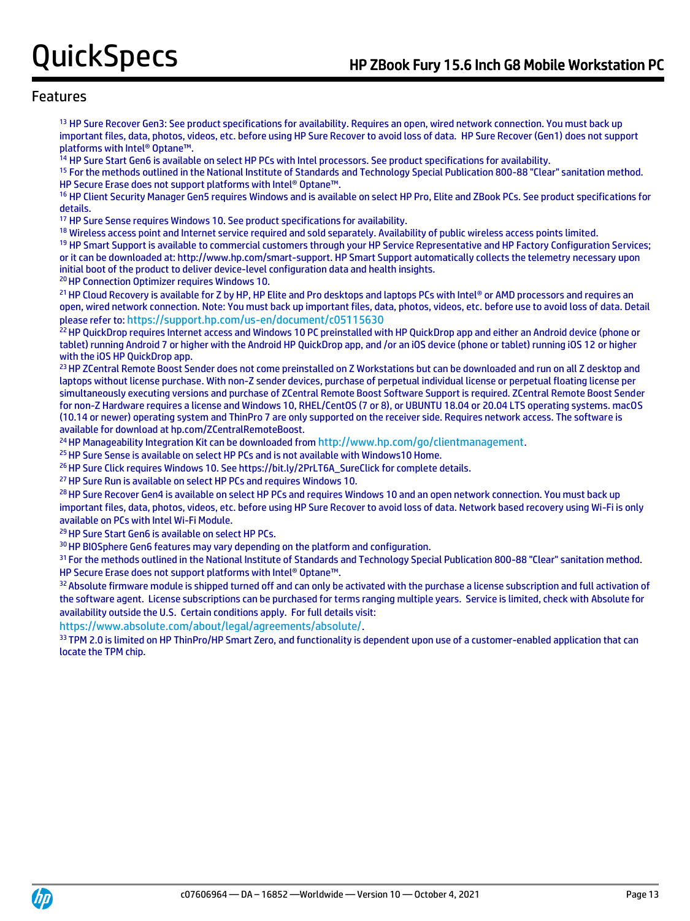## Features

[13] HP Sure Recover Gen3: See product specifications for availability. Requires an open, wired network connection. You must back up important files, data, photos, videos, etc. before using HP Sure Recover to avoid loss of data. HP Sure Recover (Gen1) does not support platforms with Intel® Optane™.

[14] HP Sure Start Gen6 is available on select HP PCs with Intel processors. See product specifications for availability.

[15] For the methods outlined in the National Institute of Standards and Technology Special Publication 800-88 "Clear" sanitation method. HP Secure Erase does not support platforms with Intel® Optane™.

[16] HP Client Security Manager Gen5 requires Windows and is available on select HP Pro, Elite and ZBook PCs. See product specifications for details.

[17] HP Sure Sense requires Windows 10. See product specifications for availability.

[18] Wireless access point and Internet service required and sold separately. Availability of public wireless access points limited.

[19] HP Smart Support is available to commercial customers through your HP Service Representative and HP Factory Configuration Services; or it can be downloaded at: http://www.hp.com/smart-support. HP Smart Support automatically collects the telemetry necessary upon initial boot of the product to deliver device-level configuration data and health insights.

[20] HP Connection Optimizer requires Windows 10.

[21] HP Cloud Recovery is available for Z by HP, HP Elite and Pro desktops and laptops PCs with Intel® or AMD processors and requires an open, wired network connection. Note: You must back up important files, data, photos, videos, etc. before use to avoid loss of data. Detail please refer to: https://support.hp.com/us-en/document/c05115630

[22] HP QuickDrop requires Internet access and Windows 10 PC preinstalled with HP QuickDrop app and either an Android device (phone or tablet) running Android 7 or higher with the Android HP QuickDrop app, and /or an iOS device (phone or tablet) running iOS 12 or higher with the iOS HP QuickDrop app.

[23] HP ZCentral Remote Boost Sender does not come preinstalled on Z Workstations but can be downloaded and run on all Z desktop and laptops without license purchase. With non-Z sender devices, purchase of perpetual individual license or perpetual floating license per simultaneously executing versions and purchase of ZCentral Remote Boost Software Support is required. ZCentral Remote Boost Sender for non-Z Hardware requires a license and Windows 10, RHEL/CentOS (7 or 8), or UBUNTU 18.04 or 20.04 LTS operating systems. macOS (10.14 or newer) operating system and ThinPro 7 are only supported on the receiver side. Requires network access. The software is available for download at hp.com/ZCentralRemoteBoost.

[24] HP Manageability Integration Kit can be downloaded from http://www.hp.com/go/clientmanagement.

[25] HP Sure Sense is available on select HP PCs and is not available with Windows10 Home.

[26] HP Sure Click requires Windows 10. See https://bit.ly/2PrLT6A_SureClick for complete details.

[27] HP Sure Run is available on select HP PCs and requires Windows 10.

[28] HP Sure Recover Gen4 is available on select HP PCs and requires Windows 10 and an open network connection. You must back up important files, data, photos, videos, etc. before using HP Sure Recover to avoid loss of data. Network based recovery using Wi-Fi is only available on PCs with Intel Wi-Fi Module.

[29] HP Sure Start Gen6 is available on select HP PCs.

[30] HP BIOSphere Gen6 features may vary depending on the platform and configuration.

[31] For the methods outlined in the National Institute of Standards and Technology Special Publication 800-88 "Clear" sanitation method. HP Secure Erase does not support platforms with Intel® Optane™.

[32] Absolute firmware module is shipped turned off and can only be activated with the purchase a license subscription and full activation of the software agent. License subscriptions can be purchased for terms ranging multiple years. Service is limited, check with Absolute for availability outside the U.S. Certain conditions apply. For full details visit: https://www.absolute.com/about/legal/agreements/absolute/.

[33] TPM 2.0 is limited on HP ThinPro/HP Smart Zero, and functionality is dependent upon use of a customer-enabled application that can locate the TPM chip.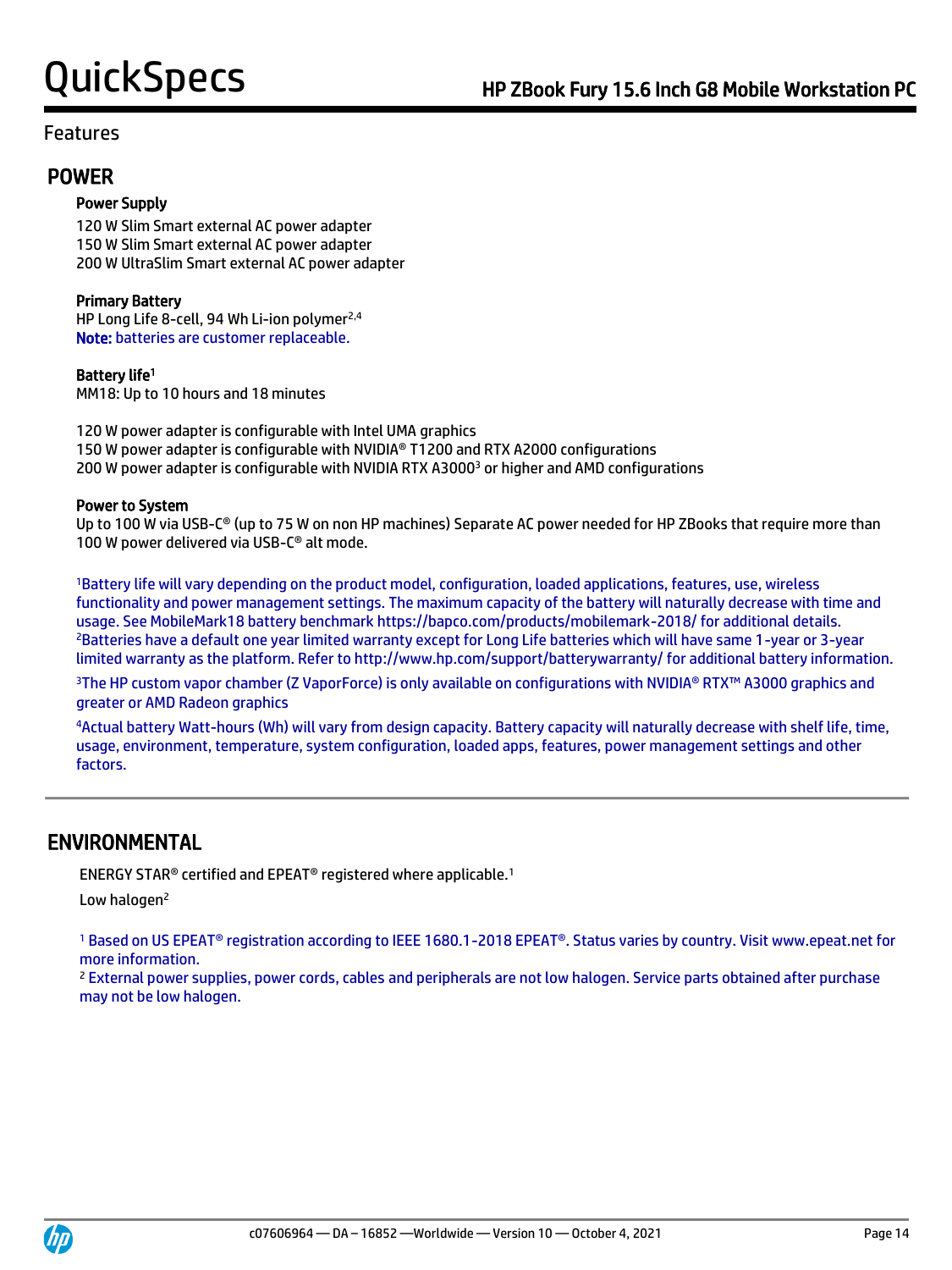# Features

## POWER

### Power Supply

120 W Slim Smart external AC power adapter
150 W Slim Smart external AC power adapter
200 W UltraSlim Smart external AC power adapter

### Primary Battery

HP Long Life 8-cell, 94 Wh Li-ion polymer[2,4]
**Note:** batteries are customer replaceable.

### Battery life[1]

MM18: Up to 10 hours and 18 minutes

120 W power adapter is configurable with Intel UMA graphics
150 W power adapter is configurable with NVIDIA® T1200 and RTX A2000 configurations
200 W power adapter is configurable with NVIDIA RTX A3000[3] or higher and AMD configurations

### Power to System

Up to 100 W via USB-C® (up to 75 W on non HP machines) Separate AC power needed for HP ZBooks that require more than 100 W power delivered via USB-C® alt mode.

[1]Battery life will vary depending on the product model, configuration, loaded applications, features, use, wireless functionality and power management settings. The maximum capacity of the battery will naturally decrease with time and usage. See MobileMark18 battery benchmark https://bapco.com/products/mobilemark-2018/ for additional details.
[2]Batteries have a default one year limited warranty except for Long Life batteries which will have same 1-year or 3-year limited warranty as the platform. Refer to http://www.hp.com/support/batterywarranty/ for additional battery information.

[3]The HP custom vapor chamber (Z VaporForce) is only available on configurations with NVIDIA® RTX™ A3000 graphics and greater or AMD Radeon graphics

[4]Actual battery Watt-hours (Wh) will vary from design capacity. Battery capacity will naturally decrease with shelf life, time, usage, environment, temperature, system configuration, loaded apps, features, power management settings and other factors.

## ENVIRONMENTAL

ENERGY STAR® certified and EPEAT® registered where applicable.[1]

Low halogen[2]

[1] Based on US EPEAT® registration according to IEEE 1680.1-2018 EPEAT®. Status varies by country. Visit www.epeat.net for more information.
[2] External power supplies, power cords, cables and peripherals are not low halogen. Service parts obtained after purchase may not be low halogen.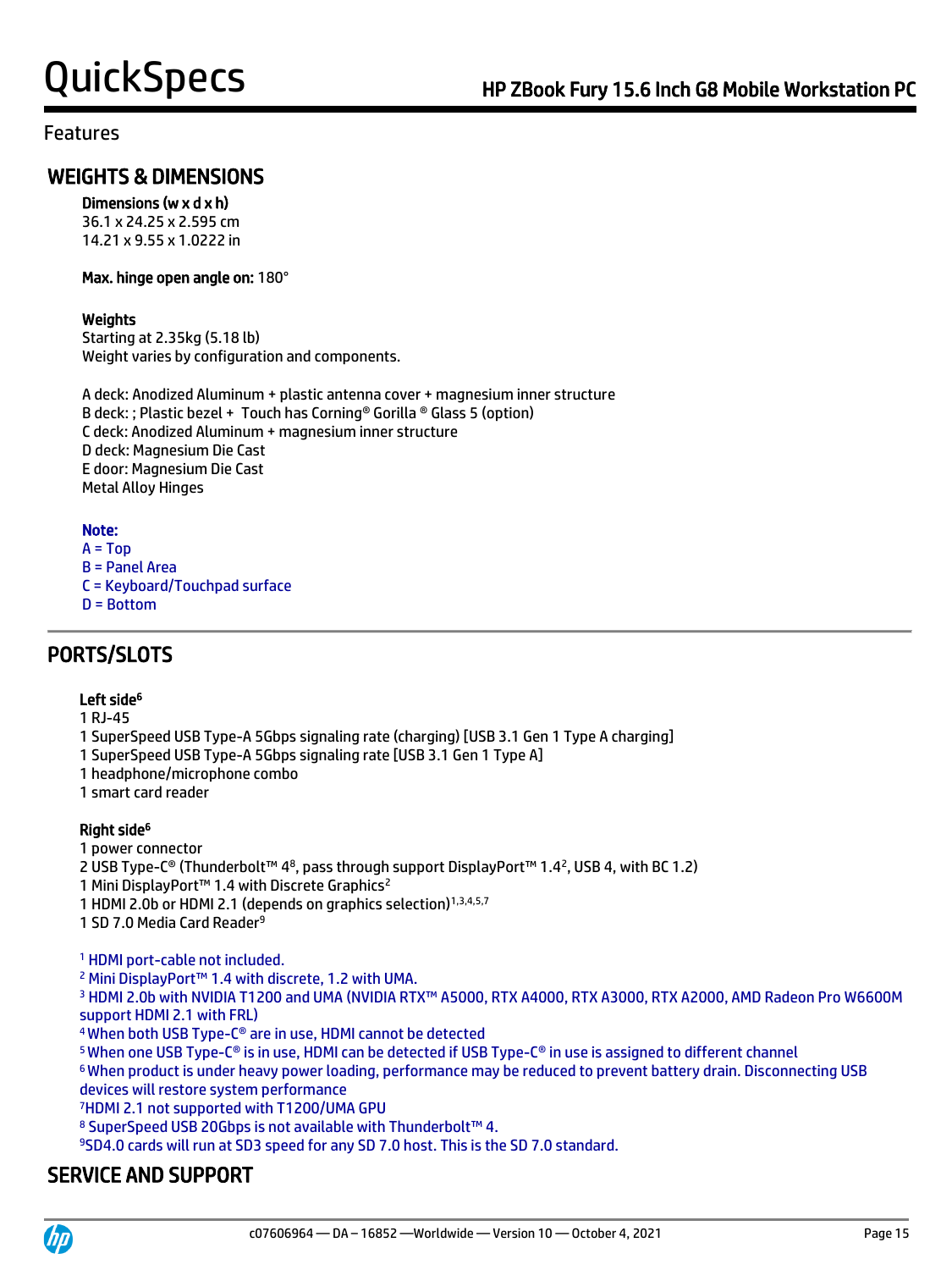Features

## WEIGHTS & DIMENSIONS

**Dimensions (w x d x h)**
36.1 x 24.25 x 2.595 cm
14.21 x 9.55 x 1.0222 in

**Max. hinge open angle on:** 180°

**Weights**
Starting at 2.35kg (5.18 lb)
Weight varies by configuration and components.

A deck: Anodized Aluminum + plastic antenna cover + magnesium inner structure
B deck: ; Plastic bezel + Touch has Corning® Gorilla ® Glass 5 (option)
C deck: Anodized Aluminum + magnesium inner structure
D deck: Magnesium Die Cast
E door: Magnesium Die Cast
Metal Alloy Hinges

**Note:**
A = Top
B = Panel Area
C = Keyboard/Touchpad surface
D = Bottom

## PORTS/SLOTS

**Left side[6]**
1 RJ-45
1 SuperSpeed USB Type-A 5Gbps signaling rate (charging) [USB 3.1 Gen 1 Type A charging]
1 SuperSpeed USB Type-A 5Gbps signaling rate [USB 3.1 Gen 1 Type A]
1 headphone/microphone combo
1 smart card reader

**Right side[6]**
1 power connector
2 USB Type-C® (Thunderbolt™ 4[8], pass through support DisplayPort™ 1.4[2], USB 4, with BC 1.2)
1 Mini DisplayPort™ 1.4 with Discrete Graphics[2]
1 HDMI 2.0b or HDMI 2.1 (depends on graphics selection)[1,3,4,5,7]
1 SD 7.0 Media Card Reader[9]

[1] HDMI port-cable not included.
[2] Mini DisplayPort™ 1.4 with discrete, 1.2 with UMA.
[3] HDMI 2.0b with NVIDIA T1200 and UMA (NVIDIA RTX™ A5000, RTX A4000, RTX A3000, RTX A2000, AMD Radeon Pro W6600M support HDMI 2.1 with FRL)
[4] When both USB Type-C® are in use, HDMI cannot be detected
[5] When one USB Type-C® is in use, HDMI can be detected if USB Type-C® in use is assigned to different channel
[6] When product is under heavy power loading, performance may be reduced to prevent battery drain. Disconnecting USB devices will restore system performance
[7] HDMI 2.1 not supported with T1200/UMA GPU
[8] SuperSpeed USB 20Gbps is not available with Thunderbolt™ 4.
[9] SD4.0 cards will run at SD3 speed for any SD 7.0 host. This is the SD 7.0 standard.

## SERVICE AND SUPPORT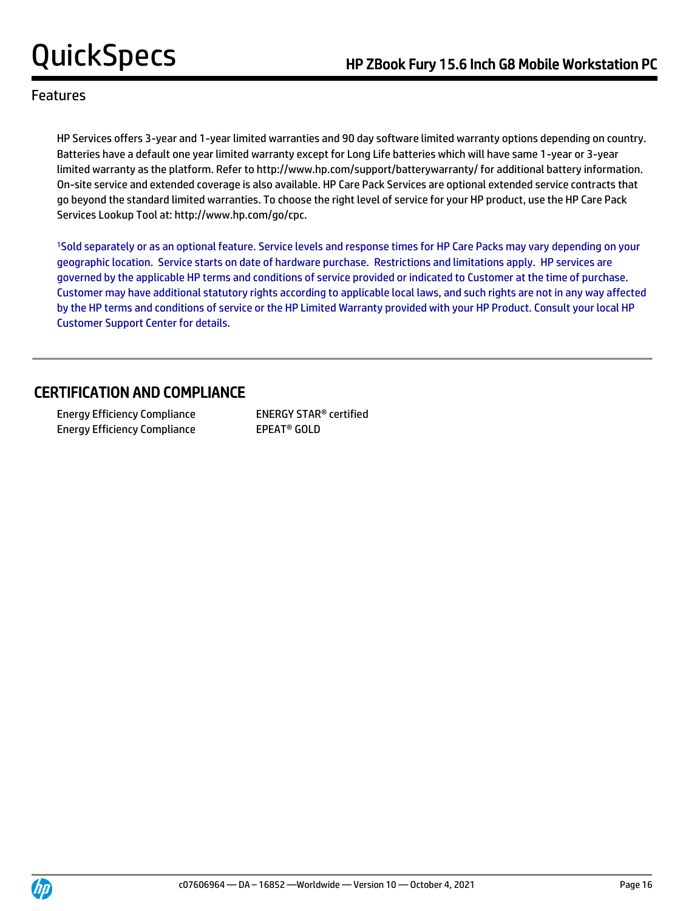## Features

HP Services offers 3-year and 1-year limited warranties and 90 day software limited warranty options depending on country. Batteries have a default one year limited warranty except for Long Life batteries which will have same 1-year or 3-year limited warranty as the platform. Refer to http://www.hp.com/support/batterywarranty/ for additional battery information. On-site service and extended coverage is also available. HP Care Pack Services are optional extended service contracts that go beyond the standard limited warranties. To choose the right level of service for your HP product, use the HP Care Pack Services Lookup Tool at: http://www.hp.com/go/cpc.

[1]Sold separately or as an optional feature. Service levels and response times for HP Care Packs may vary depending on your geographic location. Service starts on date of hardware purchase. Restrictions and limitations apply. HP services are governed by the applicable HP terms and conditions of service provided or indicated to Customer at the time of purchase. Customer may have additional statutory rights according to applicable local laws, and such rights are not in any way affected by the HP terms and conditions of service or the HP Limited Warranty provided with your HP Product. Consult your local HP Customer Support Center for details.

## CERTIFICATION AND COMPLIANCE

| | |
|---|---|
| Energy Efficiency Compliance | ENERGY STAR® certified |
| Energy Efficiency Compliance | EPEAT® GOLD |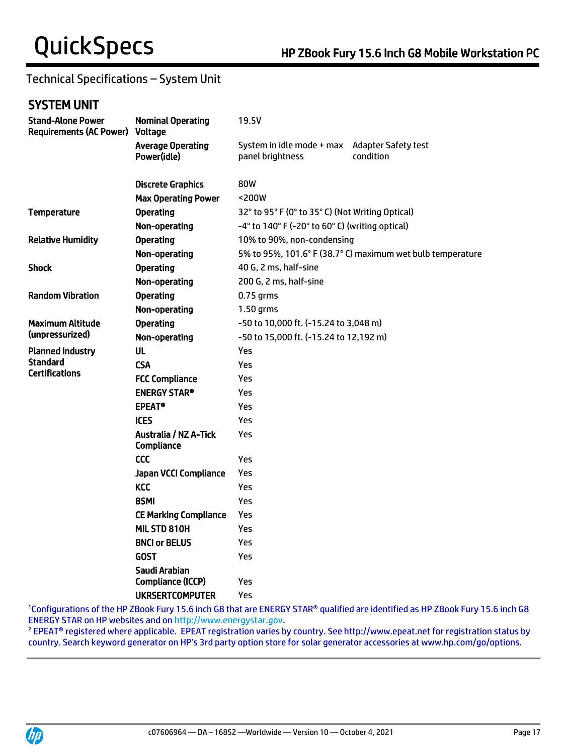## Technical Specifications – System Unit

### SYSTEM UNIT

| | | | |
|---|---|---|---|
| **Stand-Alone Power Requirements (AC Power)** | **Nominal Operating Voltage** | 19.5V | |
| | **Average Operating Power(idle)** | System in idle mode + max panel brightness | Adapter Safety test condition |
| | **Discrete Graphics** | 80W | |
| | **Max Operating Power** | <200W | |
| **Temperature** | **Operating** | 32° to 95° F (0° to 35° C) (Not Writing Optical) | |
| | **Non-operating** | -4° to 140° F (-20° to 60° C) (writing optical) | |
| **Relative Humidity** | **Operating** | 10% to 90%, non-condensing | |
| | **Non-operating** | 5% to 95%, 101.6° F (38.7° C) maximum wet bulb temperature | |
| **Shock** | **Operating** | 40 G, 2 ms, half-sine | |
| | **Non-operating** | 200 G, 2 ms, half-sine | |
| **Random Vibration** | **Operating** | 0.75 grms | |
| | **Non-operating** | 1.50 grms | |
| **Maximum Altitude (unpressurized)** | **Operating** | -50 to 10,000 ft. (-15.24 to 3,048 m) | |
| | **Non-operating** | -50 to 15,000 ft. (-15.24 to 12,192 m) | |
| **Planned Industry Standard Certifications** | **UL** | Yes | |
| | **CSA** | Yes | |
| | **FCC Compliance** | Yes | |
| | **ENERGY STAR®** | Yes | |
| | **EPEAT®** | Yes | |
| | **ICES** | Yes | |
| | **Australia / NZ A-Tick Compliance** | Yes | |
| | **CCC** | Yes | |
| | **Japan VCCI Compliance** | Yes | |
| | **KCC** | Yes | |
| | **BSMI** | Yes | |
| | **CE Marking Compliance** | Yes | |
| | **MIL STD 810H** | Yes | |
| | **BNCI or BELUS** | Yes | |
| | **GOST** | Yes | |
| | **Saudi Arabian Compliance (ICCP)** | Yes | |
| | **UKRSERTCOMPUTER** | Yes | |

[1] Configurations of the HP ZBook Fury 15.6 inch G8 that are ENERGY STAR® qualified are identified as HP ZBook Fury 15.6 inch G8 ENERGY STAR on HP websites and on http://www.energystar.gov.

[2] EPEAT® registered where applicable. EPEAT registration varies by country. See http://www.epeat.net for registration status by country. Search keyword generator on HP's 3rd party option store for solar generator accessories at www.hp.com/go/options.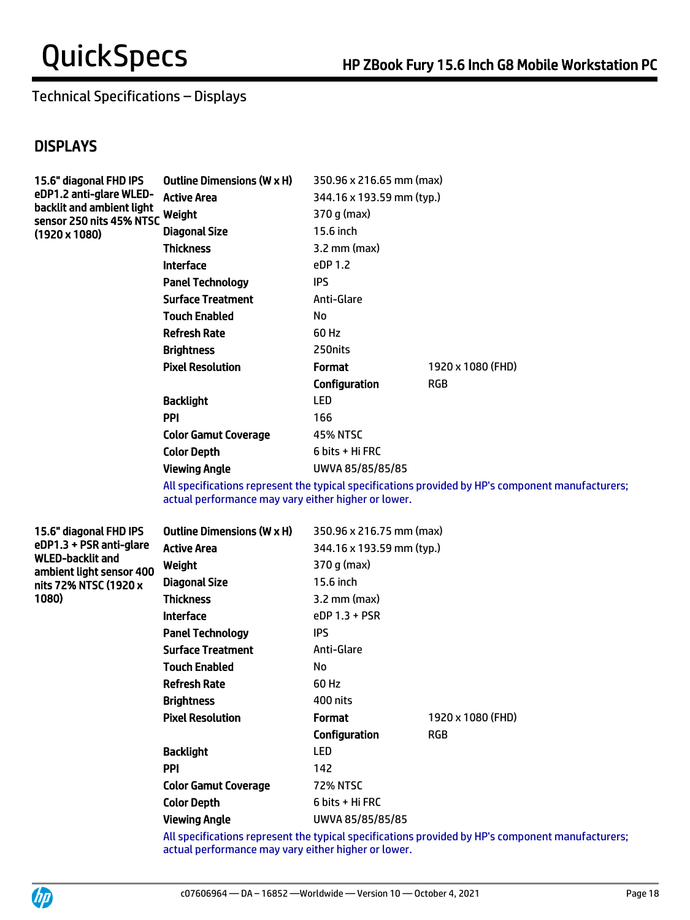## Technical Specifications – Displays

## DISPLAYS

| | | | |
|---|---|---|---|
| **15.6" diagonal FHD IPS eDP1.2 anti-glare WLED-backlit and ambient light sensor 250 nits 45% NTSC (1920 x 1080)** | **Outline Dimensions (W x H)** | 350.96 x 216.65 mm (max) | |
| | **Active Area** | 344.16 x 193.59 mm (typ.) | |
| | **Weight** | 370 g (max) | |
| | **Diagonal Size** | 15.6 inch | |
| | **Thickness** | 3.2 mm (max) | |
| | **Interface** | eDP 1.2 | |
| | **Panel Technology** | IPS | |
| | **Surface Treatment** | Anti-Glare | |
| | **Touch Enabled** | No | |
| | **Refresh Rate** | 60 Hz | |
| | **Brightness** | 250nits | |
| | **Pixel Resolution** | **Format** | 1920 x 1080 (FHD) |
| | | **Configuration** | RGB |
| | **Backlight** | LED | |
| | **PPI** | 166 | |
| | **Color Gamut Coverage** | 45% NTSC | |
| | **Color Depth** | 6 bits + Hi FRC | |
| | **Viewing Angle** | UWVA 85/85/85/85 | |

All specifications represent the typical specifications provided by HP's component manufacturers; actual performance may vary either higher or lower.

| | | | |
|---|---|---|---|
| **15.6" diagonal FHD IPS eDP1.3 + PSR anti-glare WLED-backlit and ambient light sensor 400 nits 72% NTSC (1920 x 1080)** | **Outline Dimensions (W x H)** | 350.96 x 216.75 mm (max) | |
| | **Active Area** | 344.16 x 193.59 mm (typ.) | |
| | **Weight** | 370 g (max) | |
| | **Diagonal Size** | 15.6 inch | |
| | **Thickness** | 3.2 mm (max) | |
| | **Interface** | eDP 1.3 + PSR | |
| | **Panel Technology** | IPS | |
| | **Surface Treatment** | Anti-Glare | |
| | **Touch Enabled** | No | |
| | **Refresh Rate** | 60 Hz | |
| | **Brightness** | 400 nits | |
| | **Pixel Resolution** | **Format** | 1920 x 1080 (FHD) |
| | | **Configuration** | RGB |
| | **Backlight** | LED | |
| | **PPI** | 142 | |
| | **Color Gamut Coverage** | 72% NTSC | |
| | **Color Depth** | 6 bits + Hi FRC | |
| | **Viewing Angle** | UWVA 85/85/85/85 | |

All specifications represent the typical specifications provided by HP's component manufacturers; actual performance may vary either higher or lower.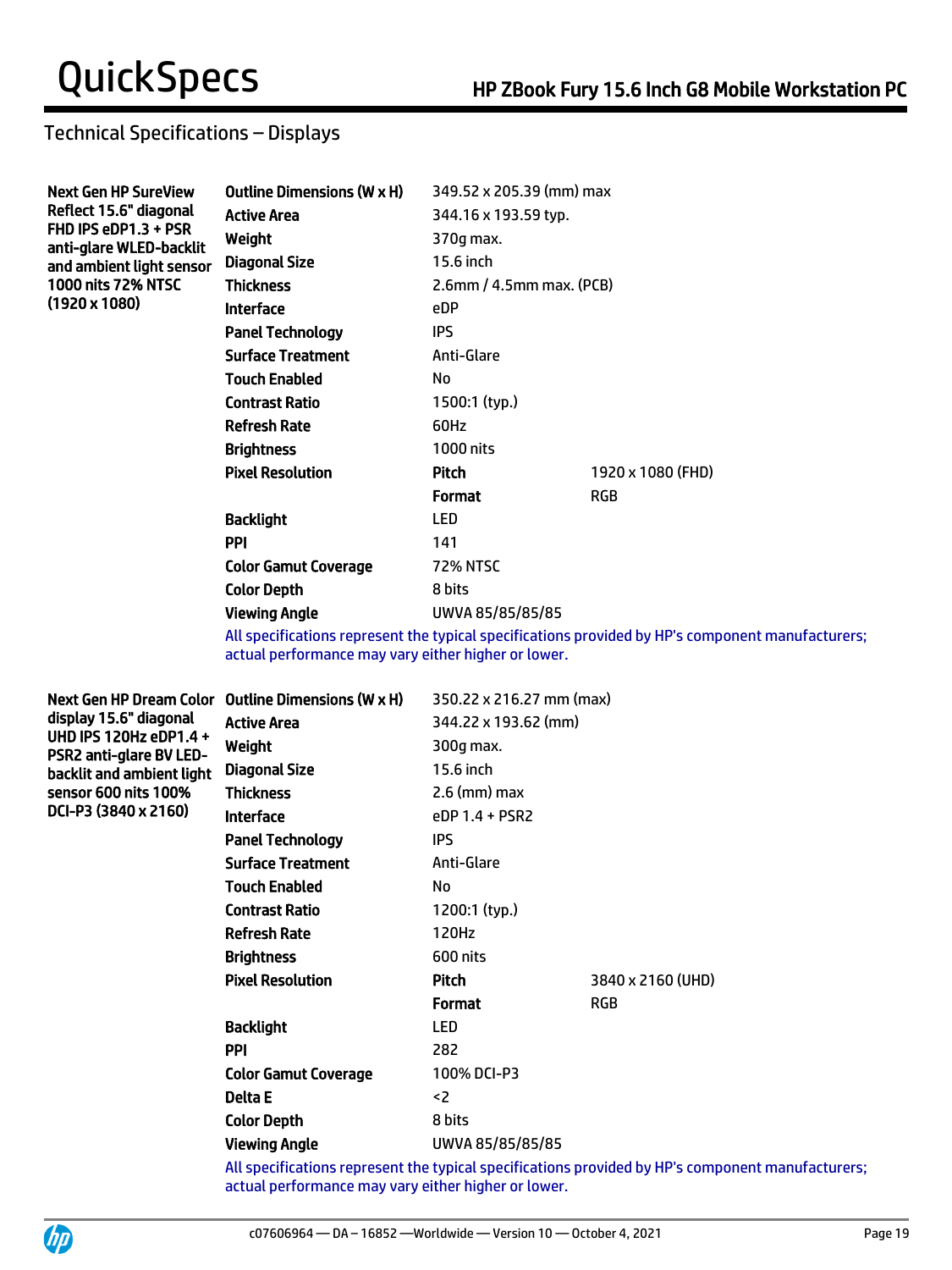## Technical Specifications – Displays

| Display | Specification | Value | |
|---|---|---|---|
| **Next Gen HP SureView Reflect 15.6" diagonal FHD IPS eDP1.3 + PSR anti-glare WLED-backlit and ambient light sensor 1000 nits 72% NTSC (1920 x 1080)** | **Outline Dimensions (W x H)** | 349.52 x 205.39 (mm) max | |
| | **Active Area** | 344.16 x 193.59 typ. | |
| | **Weight** | 370g max. | |
| | **Diagonal Size** | 15.6 inch | |
| | **Thickness** | 2.6mm / 4.5mm max. (PCB) | |
| | **Interface** | eDP | |
| | **Panel Technology** | IPS | |
| | **Surface Treatment** | Anti-Glare | |
| | **Touch Enabled** | No | |
| | **Contrast Ratio** | 1500:1 (typ.) | |
| | **Refresh Rate** | 60Hz | |
| | **Brightness** | 1000 nits | |
| | **Pixel Resolution** | **Pitch** | 1920 x 1080 (FHD) |
| | | **Format** | RGB |
| | **Backlight** | LED | |
| | **PPI** | 141 | |
| | **Color Gamut Coverage** | 72% NTSC | |
| | **Color Depth** | 8 bits | |
| | **Viewing Angle** | UWVA 85/85/85/85 | |

All specifications represent the typical specifications provided by HP's component manufacturers; actual performance may vary either higher or lower.

| Display | Specification | Value | |
|---|---|---|---|
| **Next Gen HP Dream Color display 15.6" diagonal UHD IPS 120Hz eDP1.4 + PSR2 anti-glare BV LED-backlit and ambient light sensor 600 nits 100% DCI-P3 (3840 x 2160)** | **Outline Dimensions (W x H)** | 350.22 x 216.27 mm (max) | |
| | **Active Area** | 344.22 x 193.62 (mm) | |
| | **Weight** | 300g max. | |
| | **Diagonal Size** | 15.6 inch | |
| | **Thickness** | 2.6 (mm) max | |
| | **Interface** | eDP 1.4 + PSR2 | |
| | **Panel Technology** | IPS | |
| | **Surface Treatment** | Anti-Glare | |
| | **Touch Enabled** | No | |
| | **Contrast Ratio** | 1200:1 (typ.) | |
| | **Refresh Rate** | 120Hz | |
| | **Brightness** | 600 nits | |
| | **Pixel Resolution** | **Pitch** | 3840 x 2160 (UHD) |
| | | **Format** | RGB |
| | **Backlight** | LED | |
| | **PPI** | 282 | |
| | **Color Gamut Coverage** | 100% DCI-P3 | |
| | **Delta E** | <2 | |
| | **Color Depth** | 8 bits | |
| | **Viewing Angle** | UWVA 85/85/85/85 | |

All specifications represent the typical specifications provided by HP's component manufacturers; actual performance may vary either higher or lower.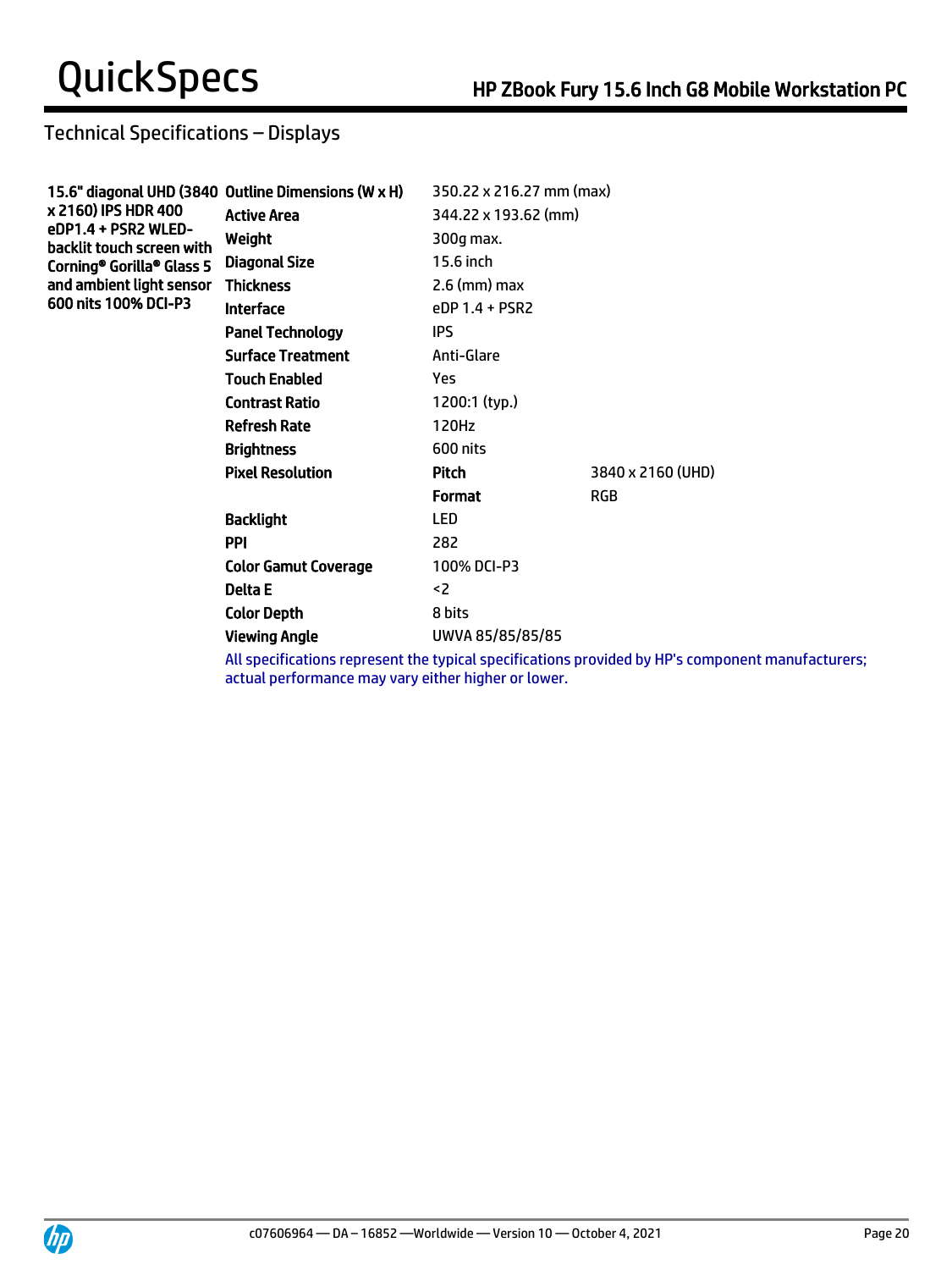## Technical Specifications – Displays

| 15.6" diagonal UHD (3840 x 2160) IPS HDR 400 eDP1.4 + PSR2 WLED-backlit touch screen with Corning® Gorilla® Glass 5 and ambient light sensor 600 nits 100% DCI-P3 | | | |
|---|---|---|---|
| | **Outline Dimensions (W x H)** | 350.22 x 216.27 mm (max) | |
| | **Active Area** | 344.22 x 193.62 (mm) | |
| | **Weight** | 300g max. | |
| | **Diagonal Size** | 15.6 inch | |
| | **Thickness** | 2.6 (mm) max | |
| | **Interface** | eDP 1.4 + PSR2 | |
| | **Panel Technology** | IPS | |
| | **Surface Treatment** | Anti-Glare | |
| | **Touch Enabled** | Yes | |
| | **Contrast Ratio** | 1200:1 (typ.) | |
| | **Refresh Rate** | 120Hz | |
| | **Brightness** | 600 nits | |
| | **Pixel Resolution** | **Pitch** | 3840 x 2160 (UHD) |
| | | **Format** | RGB |
| | **Backlight** | LED | |
| | **PPI** | 282 | |
| | **Color Gamut Coverage** | 100% DCI-P3 | |
| | **Delta E** | <2 | |
| | **Color Depth** | 8 bits | |
| | **Viewing Angle** | UWVA 85/85/85/85 | |

All specifications represent the typical specifications provided by HP's component manufacturers; actual performance may vary either higher or lower.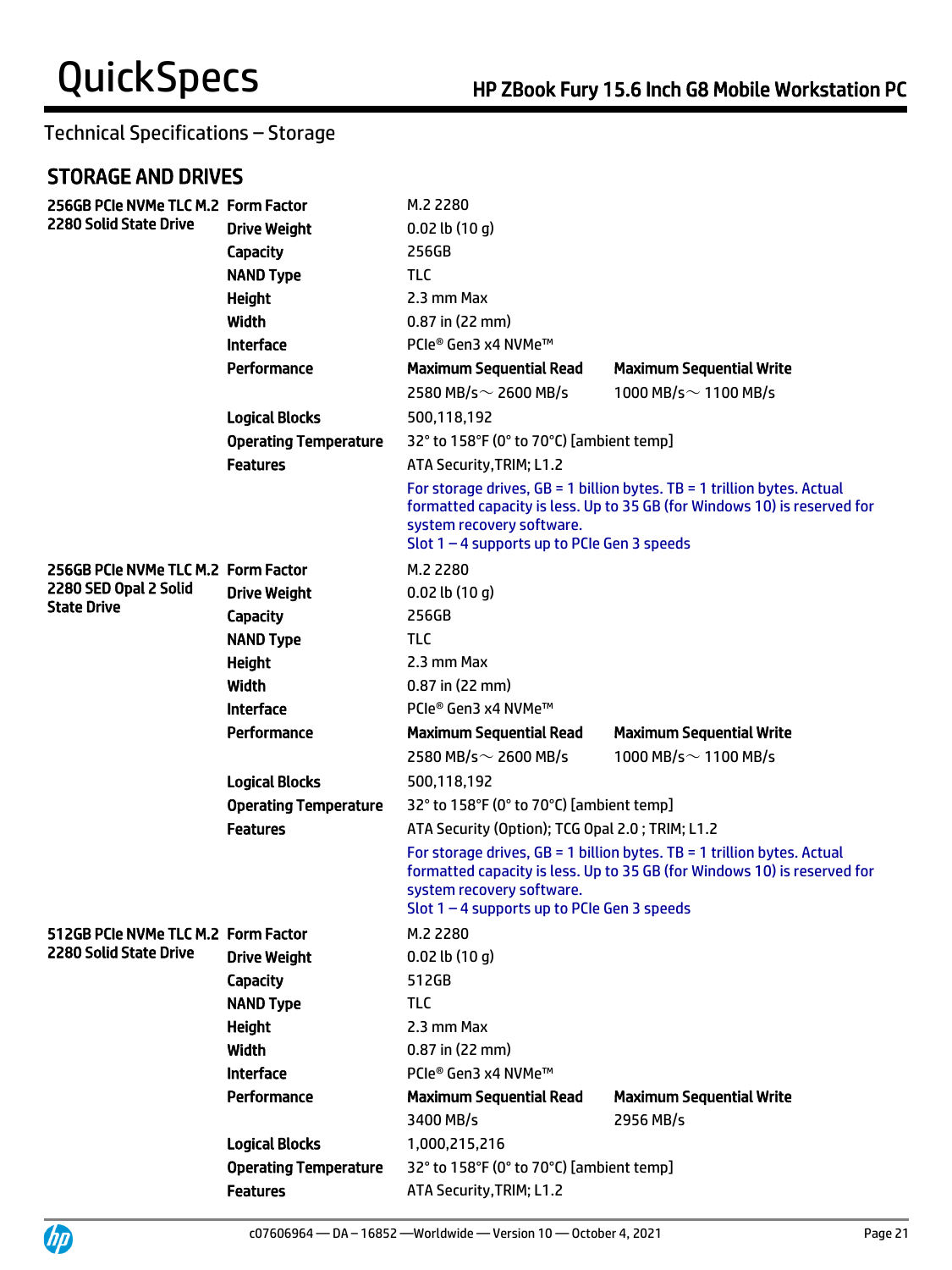Technical Specifications – Storage

## STORAGE AND DRIVES

| | | | |
|---|---|---|---|
| **256GB PCIe NVMe TLC M.2 2280 Solid State Drive** | **Form Factor** | M.2 2280 | |
| | **Drive Weight** | 0.02 lb (10 g) | |
| | **Capacity** | 256GB | |
| | **NAND Type** | TLC | |
| | **Height** | 2.3 mm Max | |
| | **Width** | 0.87 in (22 mm) | |
| | **Interface** | PCIe® Gen3 x4 NVMe™ | |
| | **Performance** | **Maximum Sequential Read** | **Maximum Sequential Write** |
| | | 2580 MB/s～ 2600 MB/s | 1000 MB/s～ 1100 MB/s |
| | **Logical Blocks** | 500,118,192 | |
| | **Operating Temperature** | 32° to 158°F (0° to 70°C) [ambient temp] | |
| | **Features** | ATA Security,TRIM; L1.2 | |
| | | For storage drives, GB = 1 billion bytes. TB = 1 trillion bytes. Actual formatted capacity is less. Up to 35 GB (for Windows 10) is reserved for system recovery software.<br>Slot 1 – 4 supports up to PCIe Gen 3 speeds | |
| **256GB PCIe NVMe TLC M.2 2280 SED Opal 2 Solid State Drive** | **Form Factor** | M.2 2280 | |
| | **Drive Weight** | 0.02 lb (10 g) | |
| | **Capacity** | 256GB | |
| | **NAND Type** | TLC | |
| | **Height** | 2.3 mm Max | |
| | **Width** | 0.87 in (22 mm) | |
| | **Interface** | PCIe® Gen3 x4 NVMe™ | |
| | **Performance** | **Maximum Sequential Read** | **Maximum Sequential Write** |
| | | 2580 MB/s～ 2600 MB/s | 1000 MB/s～ 1100 MB/s |
| | **Logical Blocks** | 500,118,192 | |
| | **Operating Temperature** | 32° to 158°F (0° to 70°C) [ambient temp] | |
| | **Features** | ATA Security (Option); TCG Opal 2.0 ; TRIM; L1.2 | |
| | | For storage drives, GB = 1 billion bytes. TB = 1 trillion bytes. Actual formatted capacity is less. Up to 35 GB (for Windows 10) is reserved for system recovery software.<br>Slot 1 – 4 supports up to PCIe Gen 3 speeds | |
| **512GB PCIe NVMe TLC M.2 2280 Solid State Drive** | **Form Factor** | M.2 2280 | |
| | **Drive Weight** | 0.02 lb (10 g) | |
| | **Capacity** | 512GB | |
| | **NAND Type** | TLC | |
| | **Height** | 2.3 mm Max | |
| | **Width** | 0.87 in (22 mm) | |
| | **Interface** | PCIe® Gen3 x4 NVMe™ | |
| | **Performance** | **Maximum Sequential Read** | **Maximum Sequential Write** |
| | | 3400 MB/s | 2956 MB/s |
| | **Logical Blocks** | 1,000,215,216 | |
| | **Operating Temperature** | 32° to 158°F (0° to 70°C) [ambient temp] | |
| | **Features** | ATA Security,TRIM; L1.2 | |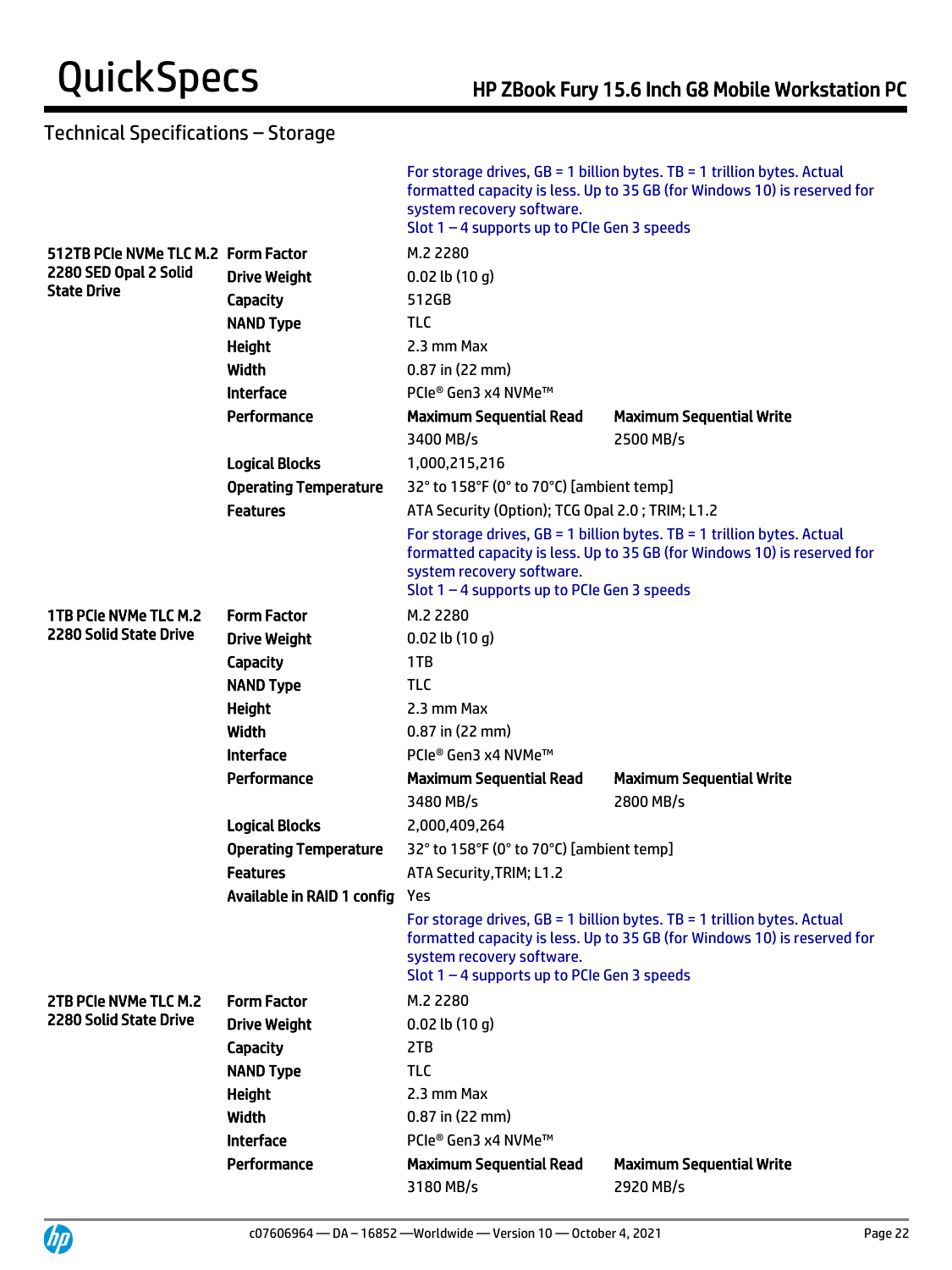## Technical Specifications – Storage

| | | | |
|---|---|---|---|
| | | For storage drives, GB = 1 billion bytes. TB = 1 trillion bytes. Actual formatted capacity is less. Up to 35 GB (for Windows 10) is reserved for system recovery software. Slot 1 – 4 supports up to PCIe Gen 3 speeds | |
| **512TB PCIe NVMe TLC M.2 2280 SED Opal 2 Solid State Drive** | **Form Factor** | M.2 2280 | |
| | **Drive Weight** | 0.02 lb (10 g) | |
| | **Capacity** | 512GB | |
| | **NAND Type** | TLC | |
| | **Height** | 2.3 mm Max | |
| | **Width** | 0.87 in (22 mm) | |
| | **Interface** | PCIe® Gen3 x4 NVMe™ | |
| | **Performance** | **Maximum Sequential Read** | **Maximum Sequential Write** |
| | | 3400 MB/s | 2500 MB/s |
| | **Logical Blocks** | 1,000,215,216 | |
| | **Operating Temperature** | 32° to 158°F (0° to 70°C) [ambient temp] | |
| | **Features** | ATA Security (Option); TCG Opal 2.0 ; TRIM; L1.2 | |
| | | For storage drives, GB = 1 billion bytes. TB = 1 trillion bytes. Actual formatted capacity is less. Up to 35 GB (for Windows 10) is reserved for system recovery software. Slot 1 – 4 supports up to PCIe Gen 3 speeds | |
| **1TB PCIe NVMe TLC M.2 2280 Solid State Drive** | **Form Factor** | M.2 2280 | |
| | **Drive Weight** | 0.02 lb (10 g) | |
| | **Capacity** | 1TB | |
| | **NAND Type** | TLC | |
| | **Height** | 2.3 mm Max | |
| | **Width** | 0.87 in (22 mm) | |
| | **Interface** | PCIe® Gen3 x4 NVMe™ | |
| | **Performance** | **Maximum Sequential Read** | **Maximum Sequential Write** |
| | | 3480 MB/s | 2800 MB/s |
| | **Logical Blocks** | 2,000,409,264 | |
| | **Operating Temperature** | 32° to 158°F (0° to 70°C) [ambient temp] | |
| | **Features** | ATA Security,TRIM; L1.2 | |
| | **Available in RAID 1 config** | Yes | |
| | | For storage drives, GB = 1 billion bytes. TB = 1 trillion bytes. Actual formatted capacity is less. Up to 35 GB (for Windows 10) is reserved for system recovery software. Slot 1 – 4 supports up to PCIe Gen 3 speeds | |
| **2TB PCIe NVMe TLC M.2 2280 Solid State Drive** | **Form Factor** | M.2 2280 | |
| | **Drive Weight** | 0.02 lb (10 g) | |
| | **Capacity** | 2TB | |
| | **NAND Type** | TLC | |
| | **Height** | 2.3 mm Max | |
| | **Width** | 0.87 in (22 mm) | |
| | **Interface** | PCIe® Gen3 x4 NVMe™ | |
| | **Performance** | **Maximum Sequential Read** | **Maximum Sequential Write** |
| | | 3180 MB/s | 2920 MB/s |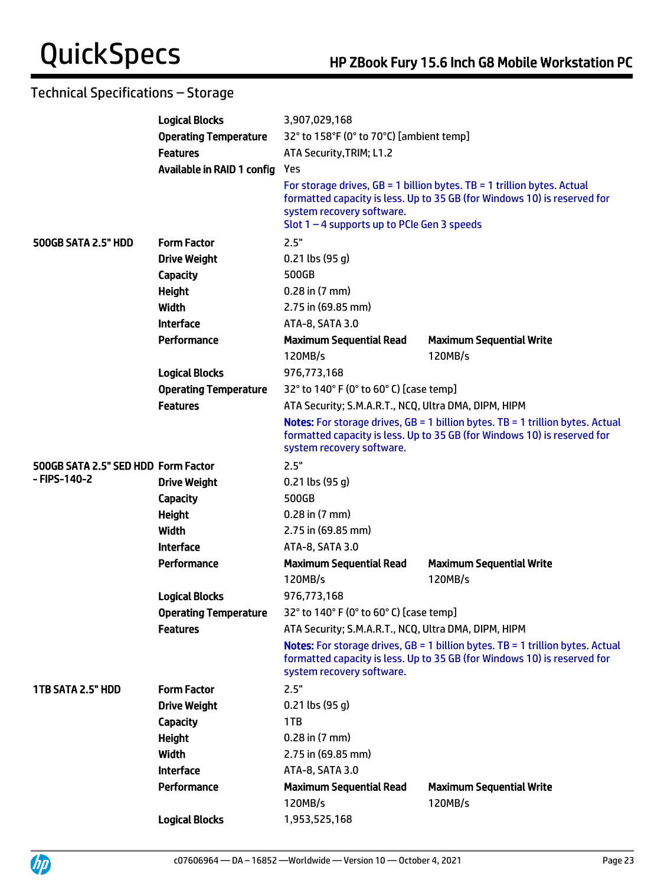## Technical Specifications – Storage

| | | | |
|---|---|---|---|
| | **Logical Blocks** | 3,907,029,168 | |
| | **Operating Temperature** | 32° to 158°F (0° to 70°C) [ambient temp] | |
| | **Features** | ATA Security,TRIM; L1.2 | |
| | **Available in RAID 1 config** | Yes | |
| | | For storage drives, GB = 1 billion bytes. TB = 1 trillion bytes. Actual formatted capacity is less. Up to 35 GB (for Windows 10) is reserved for system recovery software. Slot 1 – 4 supports up to PCIe Gen 3 speeds | |
| **500GB SATA 2.5" HDD** | **Form Factor** | 2.5" | |
| | **Drive Weight** | 0.21 lbs (95 g) | |
| | **Capacity** | 500GB | |
| | **Height** | 0.28 in (7 mm) | |
| | **Width** | 2.75 in (69.85 mm) | |
| | **Interface** | ATA-8, SATA 3.0 | |
| | **Performance** | **Maximum Sequential Read** | **Maximum Sequential Write** |
| | | 120MB/s | 120MB/s |
| | **Logical Blocks** | 976,773,168 | |
| | **Operating Temperature** | 32° to 140° F (0° to 60° C) [case temp] | |
| | **Features** | ATA Security; S.M.A.R.T., NCQ, Ultra DMA, DIPM, HIPM | |
| | | **Notes:** For storage drives, GB = 1 billion bytes. TB = 1 trillion bytes. Actual formatted capacity is less. Up to 35 GB (for Windows 10) is reserved for system recovery software. | |
| **500GB SATA 2.5" SED HDD - FIPS-140-2** | **Form Factor** | 2.5" | |
| | **Drive Weight** | 0.21 lbs (95 g) | |
| | **Capacity** | 500GB | |
| | **Height** | 0.28 in (7 mm) | |
| | **Width** | 2.75 in (69.85 mm) | |
| | **Interface** | ATA-8, SATA 3.0 | |
| | **Performance** | **Maximum Sequential Read** | **Maximum Sequential Write** |
| | | 120MB/s | 120MB/s |
| | **Logical Blocks** | 976,773,168 | |
| | **Operating Temperature** | 32° to 140° F (0° to 60° C) [case temp] | |
| | **Features** | ATA Security; S.M.A.R.T., NCQ, Ultra DMA, DIPM, HIPM | |
| | | **Notes:** For storage drives, GB = 1 billion bytes. TB = 1 trillion bytes. Actual formatted capacity is less. Up to 35 GB (for Windows 10) is reserved for system recovery software. | |
| **1TB SATA 2.5" HDD** | **Form Factor** | 2.5" | |
| | **Drive Weight** | 0.21 lbs (95 g) | |
| | **Capacity** | 1TB | |
| | **Height** | 0.28 in (7 mm) | |
| | **Width** | 2.75 in (69.85 mm) | |
| | **Interface** | ATA-8, SATA 3.0 | |
| | **Performance** | **Maximum Sequential Read** | **Maximum Sequential Write** |
| | | 120MB/s | 120MB/s |
| | **Logical Blocks** | 1,953,525,168 | |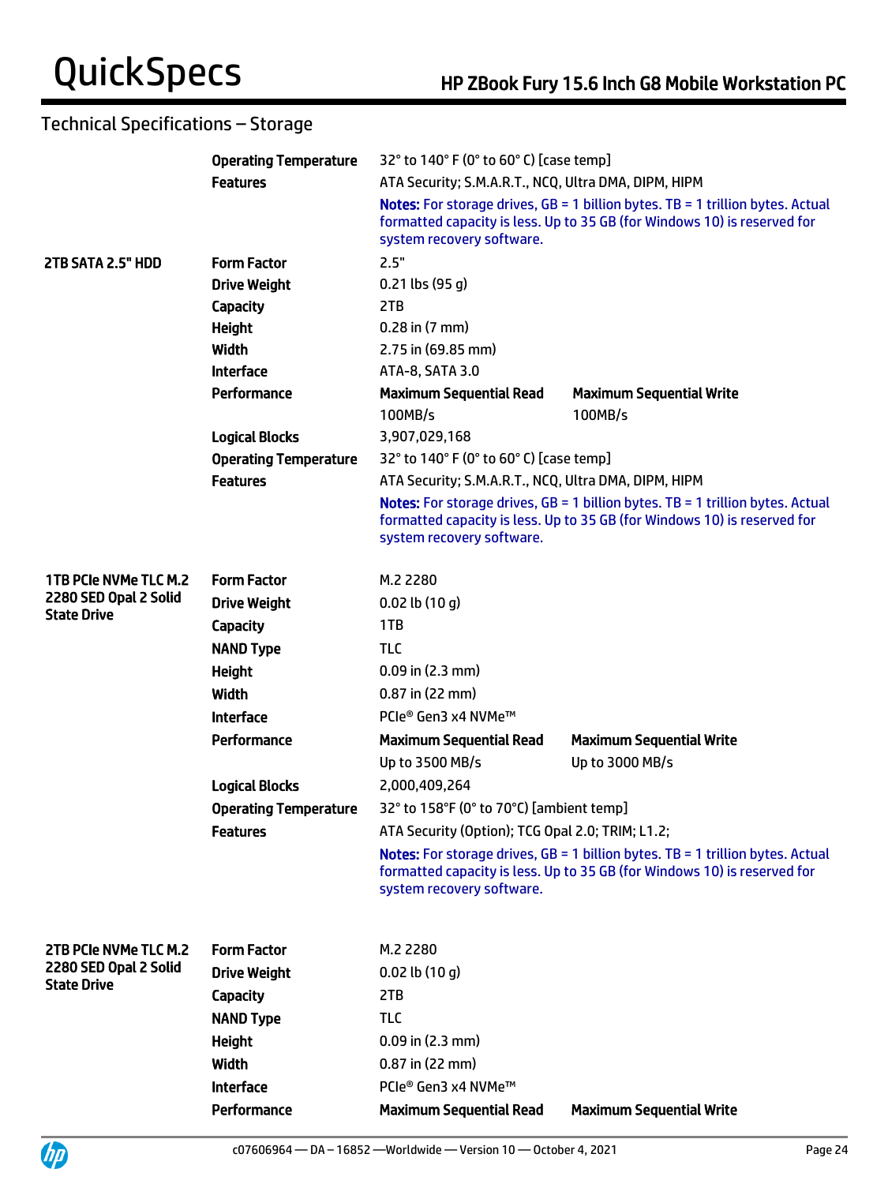## Technical Specifications – Storage

| | | | |
|---|---|---|---|
| | **Operating Temperature** | 32° to 140° F (0° to 60° C) [case temp] | |
| | **Features** | ATA Security; S.M.A.R.T., NCQ, Ultra DMA, DIPM, HIPM | |
| | | **Notes:** For storage drives, GB = 1 billion bytes. TB = 1 trillion bytes. Actual formatted capacity is less. Up to 35 GB (for Windows 10) is reserved for system recovery software. | |
| **2TB SATA 2.5" HDD** | **Form Factor** | 2.5" | |
| | **Drive Weight** | 0.21 lbs (95 g) | |
| | **Capacity** | 2TB | |
| | **Height** | 0.28 in (7 mm) | |
| | **Width** | 2.75 in (69.85 mm) | |
| | **Interface** | ATA-8, SATA 3.0 | |
| | **Performance** | **Maximum Sequential Read** | **Maximum Sequential Write** |
| | | 100MB/s | 100MB/s |
| | **Logical Blocks** | 3,907,029,168 | |
| | **Operating Temperature** | 32° to 140° F (0° to 60° C) [case temp] | |
| | **Features** | ATA Security; S.M.A.R.T., NCQ, Ultra DMA, DIPM, HIPM | |
| | | **Notes:** For storage drives, GB = 1 billion bytes. TB = 1 trillion bytes. Actual formatted capacity is less. Up to 35 GB (for Windows 10) is reserved for system recovery software. | |
| **1TB PCIe NVMe TLC M.2 2280 SED Opal 2 Solid State Drive** | **Form Factor** | M.2 2280 | |
| | **Drive Weight** | 0.02 lb (10 g) | |
| | **Capacity** | 1TB | |
| | **NAND Type** | TLC | |
| | **Height** | 0.09 in (2.3 mm) | |
| | **Width** | 0.87 in (22 mm) | |
| | **Interface** | PCIe® Gen3 x4 NVMe™ | |
| | **Performance** | **Maximum Sequential Read** | **Maximum Sequential Write** |
| | | Up to 3500 MB/s | Up to 3000 MB/s |
| | **Logical Blocks** | 2,000,409,264 | |
| | **Operating Temperature** | 32° to 158°F (0° to 70°C) [ambient temp] | |
| | **Features** | ATA Security (Option); TCG Opal 2.0; TRIM; L1.2; | |
| | | **Notes:** For storage drives, GB = 1 billion bytes. TB = 1 trillion bytes. Actual formatted capacity is less. Up to 35 GB (for Windows 10) is reserved for system recovery software. | |
| **2TB PCIe NVMe TLC M.2 2280 SED Opal 2 Solid State Drive** | **Form Factor** | M.2 2280 | |
| | **Drive Weight** | 0.02 lb (10 g) | |
| | **Capacity** | 2TB | |
| | **NAND Type** | TLC | |
| | **Height** | 0.09 in (2.3 mm) | |
| | **Width** | 0.87 in (22 mm) | |
| | **Interface** | PCIe® Gen3 x4 NVMe™ | |
| | **Performance** | **Maximum Sequential Read** | **Maximum Sequential Write** |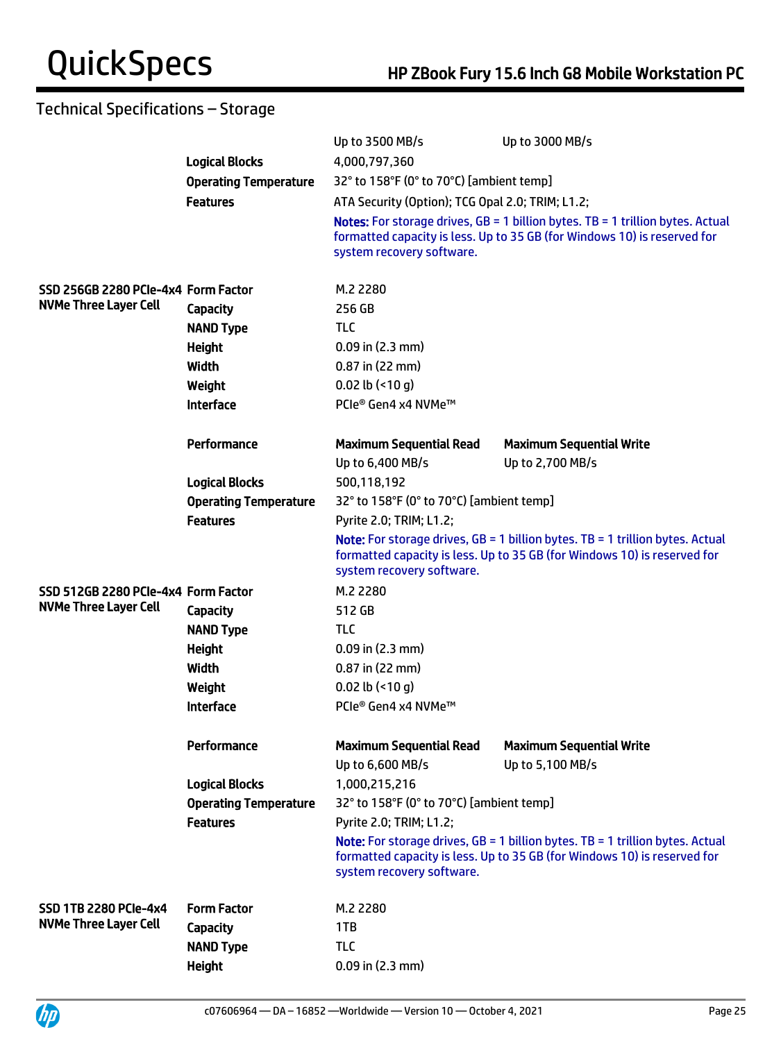## Technical Specifications – Storage

| | | | |
|---|---|---|---|
| | | Up to 3500 MB/s | Up to 3000 MB/s |
| | **Logical Blocks** | 4,000,797,360 | |
| | **Operating Temperature** | 32° to 158°F (0° to 70°C) [ambient temp] | |
| | **Features** | ATA Security (Option); TCG Opal 2.0; TRIM; L1.2; | |
| | | **Notes:** For storage drives, GB = 1 billion bytes. TB = 1 trillion bytes. Actual formatted capacity is less. Up to 35 GB (for Windows 10) is reserved for system recovery software. | |
| **SSD 256GB 2280 PCIe-4x4 NVMe Three Layer Cell** | **Form Factor** | M.2 2280 | |
| | **Capacity** | 256 GB | |
| | **NAND Type** | TLC | |
| | **Height** | 0.09 in (2.3 mm) | |
| | **Width** | 0.87 in (22 mm) | |
| | **Weight** | 0.02 lb (<10 g) | |
| | **Interface** | PCIe® Gen4 x4 NVMe™ | |
| | **Performance** | **Maximum Sequential Read** | **Maximum Sequential Write** |
| | | Up to 6,400 MB/s | Up to 2,700 MB/s |
| | **Logical Blocks** | 500,118,192 | |
| | **Operating Temperature** | 32° to 158°F (0° to 70°C) [ambient temp] | |
| | **Features** | Pyrite 2.0; TRIM; L1.2; | |
| | | **Note:** For storage drives, GB = 1 billion bytes. TB = 1 trillion bytes. Actual formatted capacity is less. Up to 35 GB (for Windows 10) is reserved for system recovery software. | |
| **SSD 512GB 2280 PCIe-4x4 NVMe Three Layer Cell** | **Form Factor** | M.2 2280 | |
| | **Capacity** | 512 GB | |
| | **NAND Type** | TLC | |
| | **Height** | 0.09 in (2.3 mm) | |
| | **Width** | 0.87 in (22 mm) | |
| | **Weight** | 0.02 lb (<10 g) | |
| | **Interface** | PCIe® Gen4 x4 NVMe™ | |
| | **Performance** | **Maximum Sequential Read** | **Maximum Sequential Write** |
| | | Up to 6,600 MB/s | Up to 5,100 MB/s |
| | **Logical Blocks** | 1,000,215,216 | |
| | **Operating Temperature** | 32° to 158°F (0° to 70°C) [ambient temp] | |
| | **Features** | Pyrite 2.0; TRIM; L1.2; | |
| | | **Note:** For storage drives, GB = 1 billion bytes. TB = 1 trillion bytes. Actual formatted capacity is less. Up to 35 GB (for Windows 10) is reserved for system recovery software. | |
| **SSD 1TB 2280 PCIe-4x4 NVMe Three Layer Cell** | **Form Factor** | M.2 2280 | |
| | **Capacity** | 1TB | |
| | **NAND Type** | TLC | |
| | **Height** | 0.09 in (2.3 mm) | |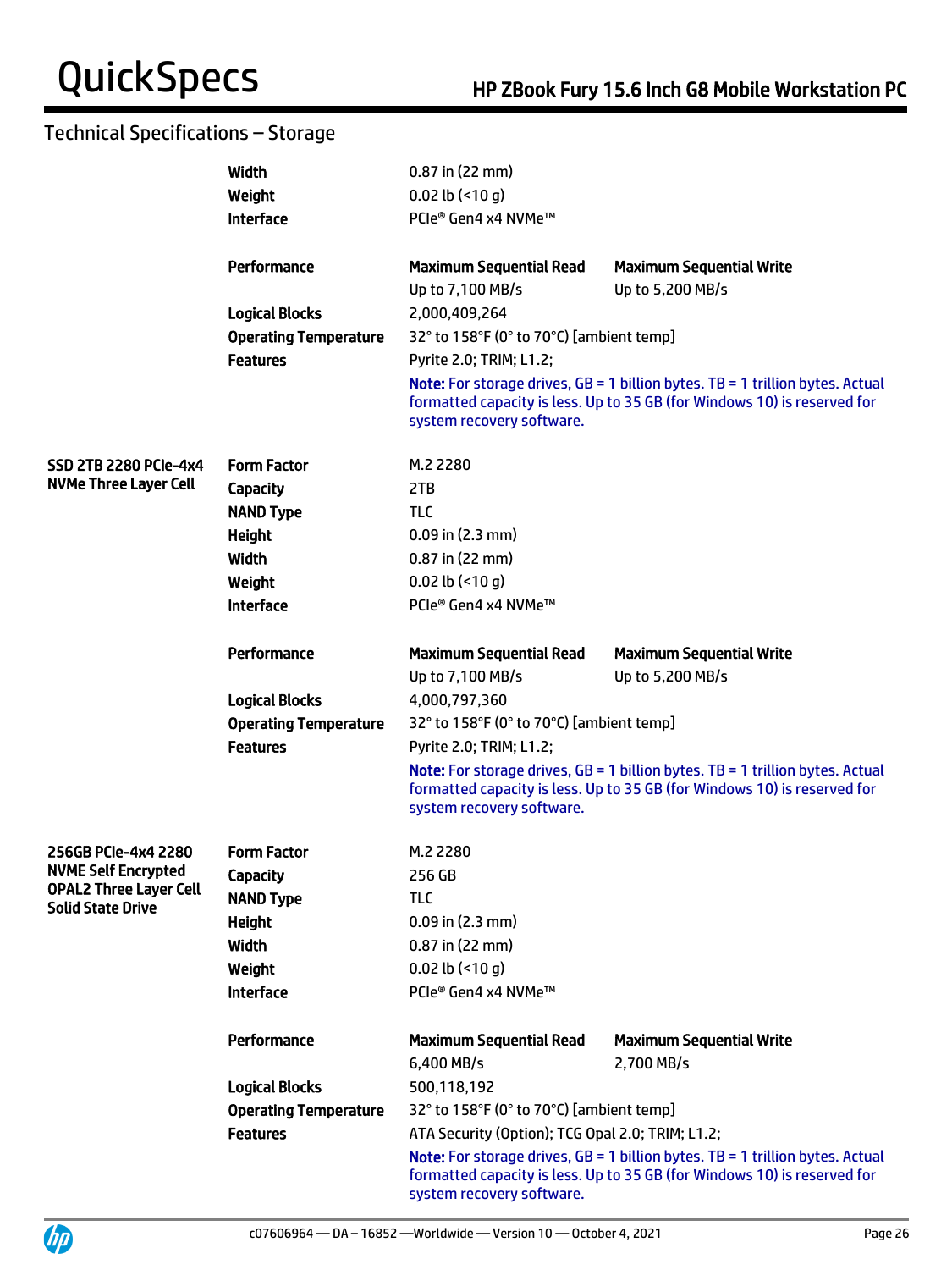## Technical Specifications – Storage

| | | | |
|---|---|---|---|
| | **Width** | 0.87 in (22 mm) | |
| | **Weight** | 0.02 lb (<10 g) | |
| | **Interface** | PCIe® Gen4 x4 NVMe™ | |
| | **Performance** | **Maximum Sequential Read** | **Maximum Sequential Write** |
| | | Up to 7,100 MB/s | Up to 5,200 MB/s |
| | **Logical Blocks** | 2,000,409,264 | |
| | **Operating Temperature** | 32° to 158°F (0° to 70°C) [ambient temp] | |
| | **Features** | Pyrite 2.0; TRIM; L1.2; | |
| | | **Note:** For storage drives, GB = 1 billion bytes. TB = 1 trillion bytes. Actual formatted capacity is less. Up to 35 GB (for Windows 10) is reserved for system recovery software. | |
| **SSD 2TB 2280 PCIe-4x4 NVMe Three Layer Cell** | **Form Factor** | M.2 2280 | |
| | **Capacity** | 2TB | |
| | **NAND Type** | TLC | |
| | **Height** | 0.09 in (2.3 mm) | |
| | **Width** | 0.87 in (22 mm) | |
| | **Weight** | 0.02 lb (<10 g) | |
| | **Interface** | PCIe® Gen4 x4 NVMe™ | |
| | **Performance** | **Maximum Sequential Read** | **Maximum Sequential Write** |
| | | Up to 7,100 MB/s | Up to 5,200 MB/s |
| | **Logical Blocks** | 4,000,797,360 | |
| | **Operating Temperature** | 32° to 158°F (0° to 70°C) [ambient temp] | |
| | **Features** | Pyrite 2.0; TRIM; L1.2; | |
| | | **Note:** For storage drives, GB = 1 billion bytes. TB = 1 trillion bytes. Actual formatted capacity is less. Up to 35 GB (for Windows 10) is reserved for system recovery software. | |
| **256GB PCIe-4x4 2280 NVME Self Encrypted OPAL2 Three Layer Cell Solid State Drive** | **Form Factor** | M.2 2280 | |
| | **Capacity** | 256 GB | |
| | **NAND Type** | TLC | |
| | **Height** | 0.09 in (2.3 mm) | |
| | **Width** | 0.87 in (22 mm) | |
| | **Weight** | 0.02 lb (<10 g) | |
| | **Interface** | PCIe® Gen4 x4 NVMe™ | |
| | **Performance** | **Maximum Sequential Read** | **Maximum Sequential Write** |
| | | 6,400 MB/s | 2,700 MB/s |
| | **Logical Blocks** | 500,118,192 | |
| | **Operating Temperature** | 32° to 158°F (0° to 70°C) [ambient temp] | |
| | **Features** | ATA Security (Option); TCG Opal 2.0; TRIM; L1.2; | |
| | | **Note:** For storage drives, GB = 1 billion bytes. TB = 1 trillion bytes. Actual formatted capacity is less. Up to 35 GB (for Windows 10) is reserved for system recovery software. | |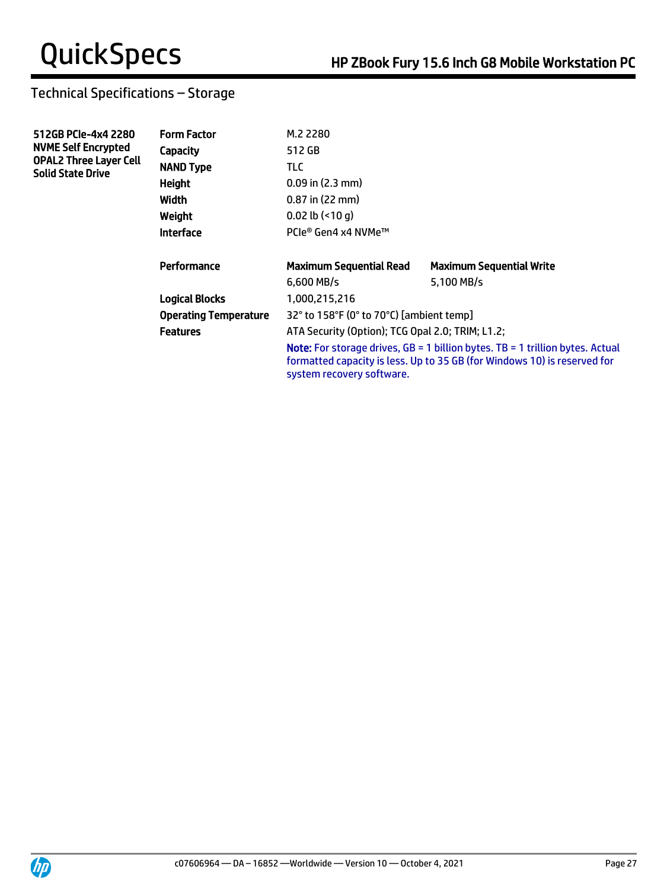## Technical Specifications – Storage

**512GB PCIe-4x4 2280 NVME Self Encrypted OPAL2 Three Layer Cell Solid State Drive**

| | | |
|---|---|---|
| **Form Factor** | M.2 2280 | |
| **Capacity** | 512 GB | |
| **NAND Type** | TLC | |
| **Height** | 0.09 in (2.3 mm) | |
| **Width** | 0.87 in (22 mm) | |
| **Weight** | 0.02 lb (<10 g) | |
| **Interface** | PCIe® Gen4 x4 NVMe™ | |
| **Performance** | **Maximum Sequential Read** | **Maximum Sequential Write** |
| | 6,600 MB/s | 5,100 MB/s |
| **Logical Blocks** | 1,000,215,216 | |
| **Operating Temperature** | 32° to 158°F (0° to 70°C) [ambient temp] | |
| **Features** | ATA Security (Option); TCG Opal 2.0; TRIM; L1.2; | |

**Note:** For storage drives, GB = 1 billion bytes. TB = 1 trillion bytes. Actual formatted capacity is less. Up to 35 GB (for Windows 10) is reserved for system recovery software.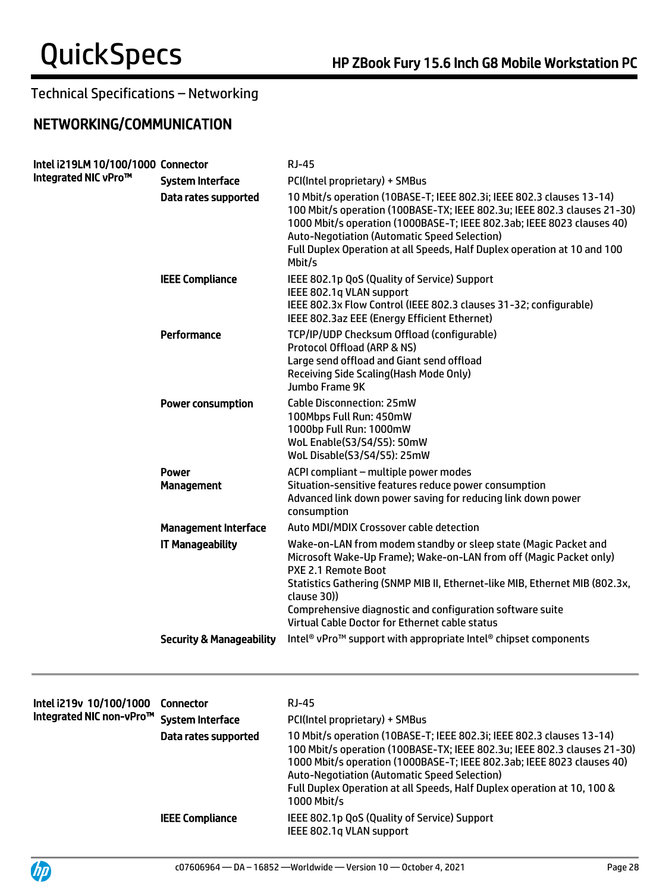## Technical Specifications – Networking

## NETWORKING/COMMUNICATION

| | | |
|---|---|---|
| **Intel i219LM 10/100/1000 Integrated NIC vPro™** | **Connector** | RJ-45 |
| | **System Interface** | PCI(Intel proprietary) + SMBus |
| | **Data rates supported** | 10 Mbit/s operation (10BASE-T; IEEE 802.3i; IEEE 802.3 clauses 13-14)<br>100 Mbit/s operation (100BASE-TX; IEEE 802.3u; IEEE 802.3 clauses 21-30)<br>1000 Mbit/s operation (1000BASE-T; IEEE 802.3ab; IEEE 8023 clauses 40)<br>Auto-Negotiation (Automatic Speed Selection)<br>Full Duplex Operation at all Speeds, Half Duplex operation at 10 and 100 Mbit/s |
| | **IEEE Compliance** | IEEE 802.1p QoS (Quality of Service) Support<br>IEEE 802.1q VLAN support<br>IEEE 802.3x Flow Control (IEEE 802.3 clauses 31-32; configurable)<br>IEEE 802.3az EEE (Energy Efficient Ethernet) |
| | **Performance** | TCP/IP/UDP Checksum Offload (configurable)<br>Protocol Offload (ARP & NS)<br>Large send offload and Giant send offload<br>Receiving Side Scaling(Hash Mode Only)<br>Jumbo Frame 9K |
| | **Power consumption** | Cable Disconnection: 25mW<br>100Mbps Full Run: 450mW<br>1000bp Full Run: 1000mW<br>WoL Enable(S3/S4/S5): 50mW<br>WoL Disable(S3/S4/S5): 25mW |
| | **Power Management** | ACPI compliant – multiple power modes<br>Situation-sensitive features reduce power consumption<br>Advanced link down power saving for reducing link down power consumption |
| | **Management Interface** | Auto MDI/MDIX Crossover cable detection |
| | **IT Manageability** | Wake-on-LAN from modem standby or sleep state (Magic Packet and Microsoft Wake-Up Frame); Wake-on-LAN from off (Magic Packet only)<br>PXE 2.1 Remote Boot<br>Statistics Gathering (SNMP MIB II, Ethernet-like MIB, Ethernet MIB (802.3x, clause 30))<br>Comprehensive diagnostic and configuration software suite<br>Virtual Cable Doctor for Ethernet cable status |
| | **Security & Manageability** | Intel® vPro™ support with appropriate Intel® chipset components |

| | | |
|---|---|---|
| **Intel i219v 10/100/1000 Integrated NIC non-vPro™** | **Connector** | RJ-45 |
| | **System Interface** | PCI(Intel proprietary) + SMBus |
| | **Data rates supported** | 10 Mbit/s operation (10BASE-T; IEEE 802.3i; IEEE 802.3 clauses 13-14)<br>100 Mbit/s operation (100BASE-TX; IEEE 802.3u; IEEE 802.3 clauses 21-30)<br>1000 Mbit/s operation (1000BASE-T; IEEE 802.3ab; IEEE 8023 clauses 40)<br>Auto-Negotiation (Automatic Speed Selection)<br>Full Duplex Operation at all Speeds, Half Duplex operation at 10, 100 & 1000 Mbit/s |
| | **IEEE Compliance** | IEEE 802.1p QoS (Quality of Service) Support<br>IEEE 802.1q VLAN support |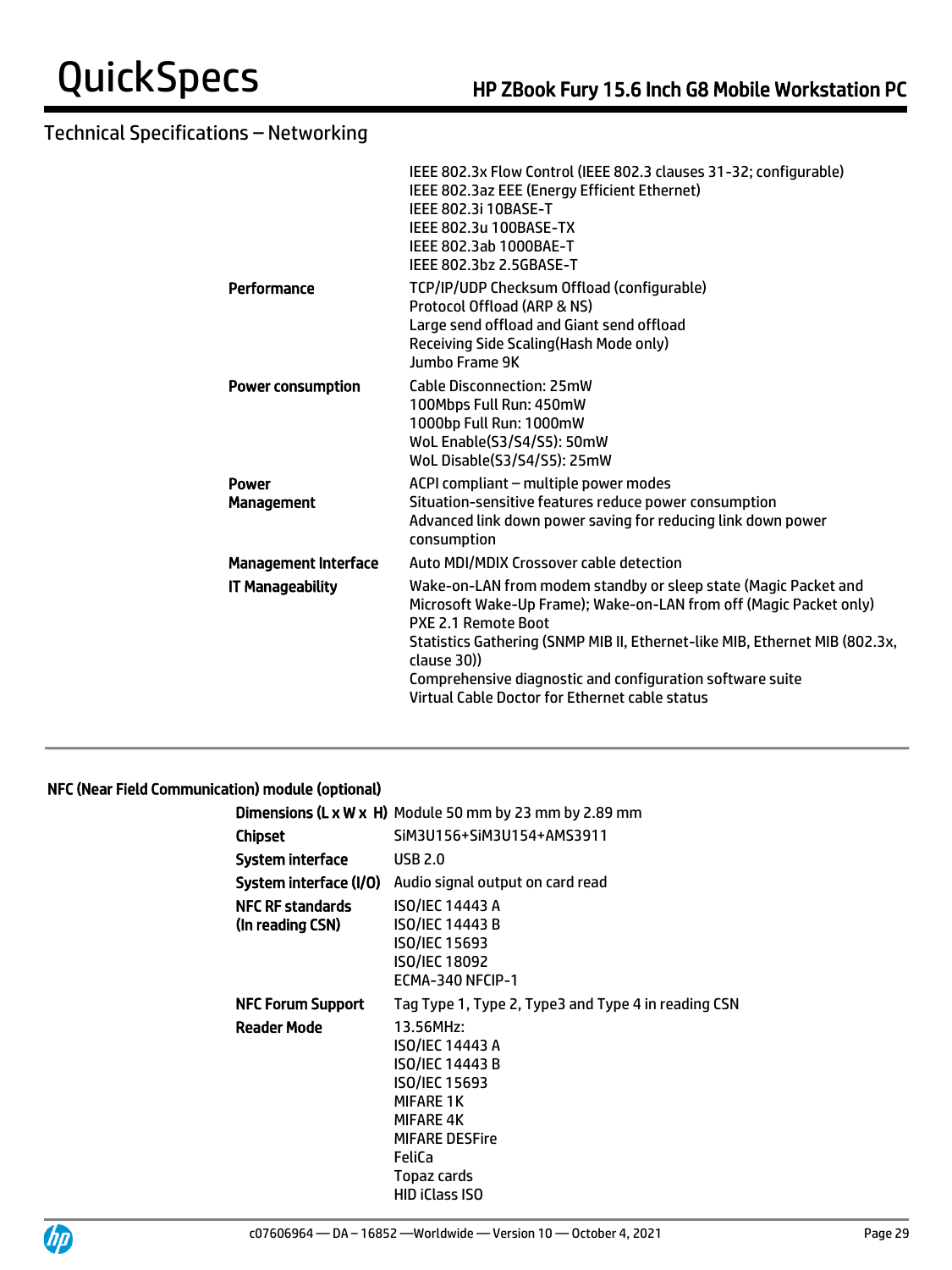## Technical Specifications – Networking

| | |
|---|---|
| | IEEE 802.3x Flow Control (IEEE 802.3 clauses 31-32; configurable)<br>IEEE 802.3az EEE (Energy Efficient Ethernet)<br>IEEE 802.3i 10BASE-T<br>IEEE 802.3u 100BASE-TX<br>IEEE 802.3ab 1000BAE-T<br>IEEE 802.3bz 2.5GBASE-T |
| **Performance** | TCP/IP/UDP Checksum Offload (configurable)<br>Protocol Offload (ARP & NS)<br>Large send offload and Giant send offload<br>Receiving Side Scaling(Hash Mode only)<br>Jumbo Frame 9K |
| **Power consumption** | Cable Disconnection: 25mW<br>100Mbps Full Run: 450mW<br>1000bp Full Run: 1000mW<br>WoL Enable(S3/S4/S5): 50mW<br>WoL Disable(S3/S4/S5): 25mW |
| **Power Management** | ACPI compliant – multiple power modes<br>Situation-sensitive features reduce power consumption<br>Advanced link down power saving for reducing link down power consumption |
| **Management Interface** | Auto MDI/MDIX Crossover cable detection |
| **IT Manageability** | Wake-on-LAN from modem standby or sleep state (Magic Packet and Microsoft Wake-Up Frame); Wake-on-LAN from off (Magic Packet only)<br>PXE 2.1 Remote Boot<br>Statistics Gathering (SNMP MIB II, Ethernet-like MIB, Ethernet MIB (802.3x, clause 30))<br>Comprehensive diagnostic and configuration software suite<br>Virtual Cable Doctor for Ethernet cable status |

### NFC (Near Field Communication) module (optional)

| | |
|---|---|
| **Dimensions (L x W x H)** | Module 50 mm by 23 mm by 2.89 mm |
| **Chipset** | SiM3U156+SiM3U154+AMS3911 |
| **System interface** | USB 2.0 |
| **System interface (I/O)** | Audio signal output on card read |
| **NFC RF standards (In reading CSN)** | ISO/IEC 14443 A<br>ISO/IEC 14443 B<br>ISO/IEC 15693<br>ISO/IEC 18092<br>ECMA-340 NFCIP-1 |
| **NFC Forum Support** | Tag Type 1, Type 2, Type3 and Type 4 in reading CSN |
| **Reader Mode** | 13.56MHz:<br>ISO/IEC 14443 A<br>ISO/IEC 14443 B<br>ISO/IEC 15693<br>MIFARE 1K<br>MIFARE 4K<br>MIFARE DESFire<br>FeliCa<br>Topaz cards<br>HID iClass ISO |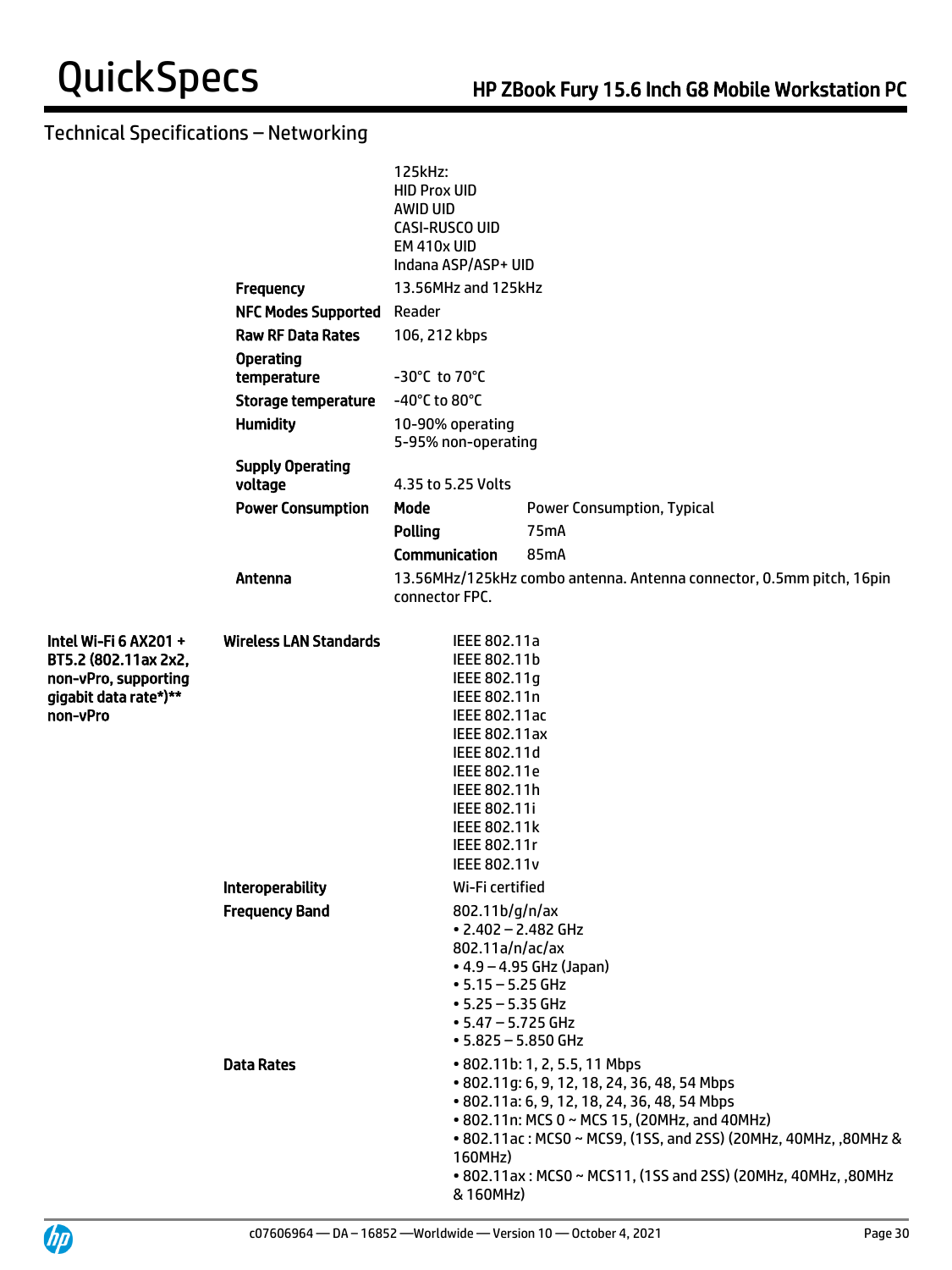## Technical Specifications – Networking

| | | | |
|---|---|---|---|
| | | 125kHz:<br>HID Prox UID<br>AWID UID<br>CASI-RUSCO UID<br>EM 410x UID<br>Indana ASP/ASP+ UID | |
| | **Frequency** | 13.56MHz and 125kHz | |
| | **NFC Modes Supported** | Reader | |
| | **Raw RF Data Rates** | 106, 212 kbps | |
| | **Operating temperature** | -30°C to 70°C | |
| | **Storage temperature** | -40°C to 80°C | |
| | **Humidity** | 10-90% operating<br>5-95% non-operating | |
| | **Supply Operating voltage** | 4.35 to 5.25 Volts | |
| | **Power Consumption** | **Mode** | Power Consumption, Typical |
| | | **Polling** | 75mA |
| | | **Communication** | 85mA |
| | **Antenna** | 13.56MHz/125kHz combo antenna. Antenna connector, 0.5mm pitch, 16pin connector FPC. | |

| | | |
|---|---|---|
| **Intel Wi-Fi 6 AX201 + BT5.2 (802.11ax 2x2, non-vPro, supporting gigabit data rate*)** non-vPro** | **Wireless LAN Standards** | IEEE 802.11a<br>IEEE 802.11b<br>IEEE 802.11g<br>IEEE 802.11n<br>IEEE 802.11ac<br>IEEE 802.11ax<br>IEEE 802.11d<br>IEEE 802.11e<br>IEEE 802.11h<br>IEEE 802.11i<br>IEEE 802.11k<br>IEEE 802.11r<br>IEEE 802.11v |
| | **Interoperability** | Wi-Fi certified |
| | **Frequency Band** | 802.11b/g/n/ax<br>• 2.402 – 2.482 GHz<br>802.11a/n/ac/ax<br>• 4.9 – 4.95 GHz (Japan)<br>• 5.15 – 5.25 GHz<br>• 5.25 – 5.35 GHz<br>• 5.47 – 5.725 GHz<br>• 5.825 – 5.850 GHz |
| | **Data Rates** | • 802.11b: 1, 2, 5.5, 11 Mbps<br>• 802.11g: 6, 9, 12, 18, 24, 36, 48, 54 Mbps<br>• 802.11a: 6, 9, 12, 18, 24, 36, 48, 54 Mbps<br>• 802.11n: MCS 0 ~ MCS 15, (20MHz, and 40MHz)<br>• 802.11ac : MCS0 ~ MCS9, (1SS, and 2SS) (20MHz, 40MHz, ,80MHz & 160MHz)<br>• 802.11ax : MCS0 ~ MCS11, (1SS and 2SS) (20MHz, 40MHz, ,80MHz & 160MHz) |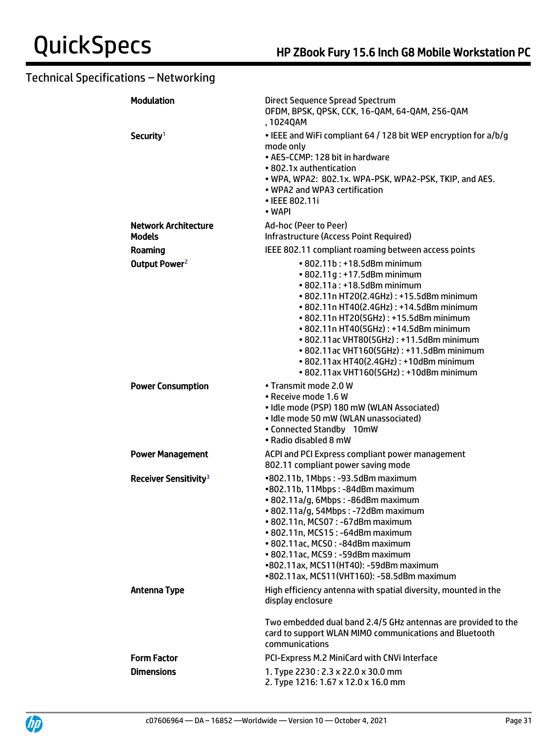## Technical Specifications – Networking

| | |
|---|---|
| **Modulation** | Direct Sequence Spread Spectrum<br>OFDM, BPSK, QPSK, CCK, 16-QAM, 64-QAM, 256-QAM , 1024QAM |
| **Security**[1] | • IEEE and WiFi compliant 64 / 128 bit WEP encryption for a/b/g mode only<br>• AES-CCMP: 128 bit in hardware<br>• 802.1x authentication<br>• WPA, WPA2: 802.1x. WPA-PSK, WPA2-PSK, TKIP, and AES.<br>• WPA2 and WPA3 certification<br>• IEEE 802.11i<br>• WAPI |
| **Network Architecture Models** | Ad-hoc (Peer to Peer)<br>Infrastructure (Access Point Required) |
| **Roaming** | IEEE 802.11 compliant roaming between access points |
| **Output Power**[2] | • 802.11b : +18.5dBm minimum<br>• 802.11g : +17.5dBm minimum<br>• 802.11a : +18.5dBm minimum<br>• 802.11n HT20(2.4GHz) : +15.5dBm minimum<br>• 802.11n HT40(2.4GHz) : +14.5dBm minimum<br>• 802.11n HT20(5GHz) : +15.5dBm minimum<br>• 802.11n HT40(5GHz) : +14.5dBm minimum<br>• 802.11ac VHT80(5GHz) : +11.5dBm minimum<br>• 802.11ac VHT160(5GHz) : +11.5dBm minimum<br>• 802.11ax HT40(2.4GHz) : +10dBm minimum<br>• 802.11ax VHT160(5GHz) : +10dBm minimum |
| **Power Consumption** | • Transmit mode 2.0 W<br>• Receive mode 1.6 W<br>• Idle mode (PSP) 180 mW (WLAN Associated)<br>• Idle mode 50 mW (WLAN unassociated)<br>• Connected Standby 10mW<br>• Radio disabled 8 mW |
| **Power Management** | ACPI and PCI Express compliant power management<br>802.11 compliant power saving mode |
| **Receiver Sensitivity**[3] | •802.11b, 1Mbps : -93.5dBm maximum<br>•802.11b, 11Mbps : -84dBm maximum<br>• 802.11a/g, 6Mbps : -86dBm maximum<br>• 802.11a/g, 54Mbps : -72dBm maximum<br>• 802.11n, MCS07 : -67dBm maximum<br>• 802.11n, MCS15 : -64dBm maximum<br>• 802.11ac, MCS0 : -84dBm maximum<br>• 802.11ac, MCS9 : -59dBm maximum<br>•802.11ax, MCS11(HT40): -59dBm maximum<br>•802.11ax, MCS11(VHT160): -58.5dBm maximum |
| **Antenna Type** | High efficiency antenna with spatial diversity, mounted in the display enclosure<br><br>Two embedded dual band 2.4/5 GHz antennas are provided to the card to support WLAN MIMO communications and Bluetooth communications |
| **Form Factor** | PCI-Express M.2 MiniCard with CNVi Interface |
| **Dimensions** | 1. Type 2230 : 2.3 x 22.0 x 30.0 mm<br>2. Type 1216: 1.67 x 12.0 x 16.0 mm |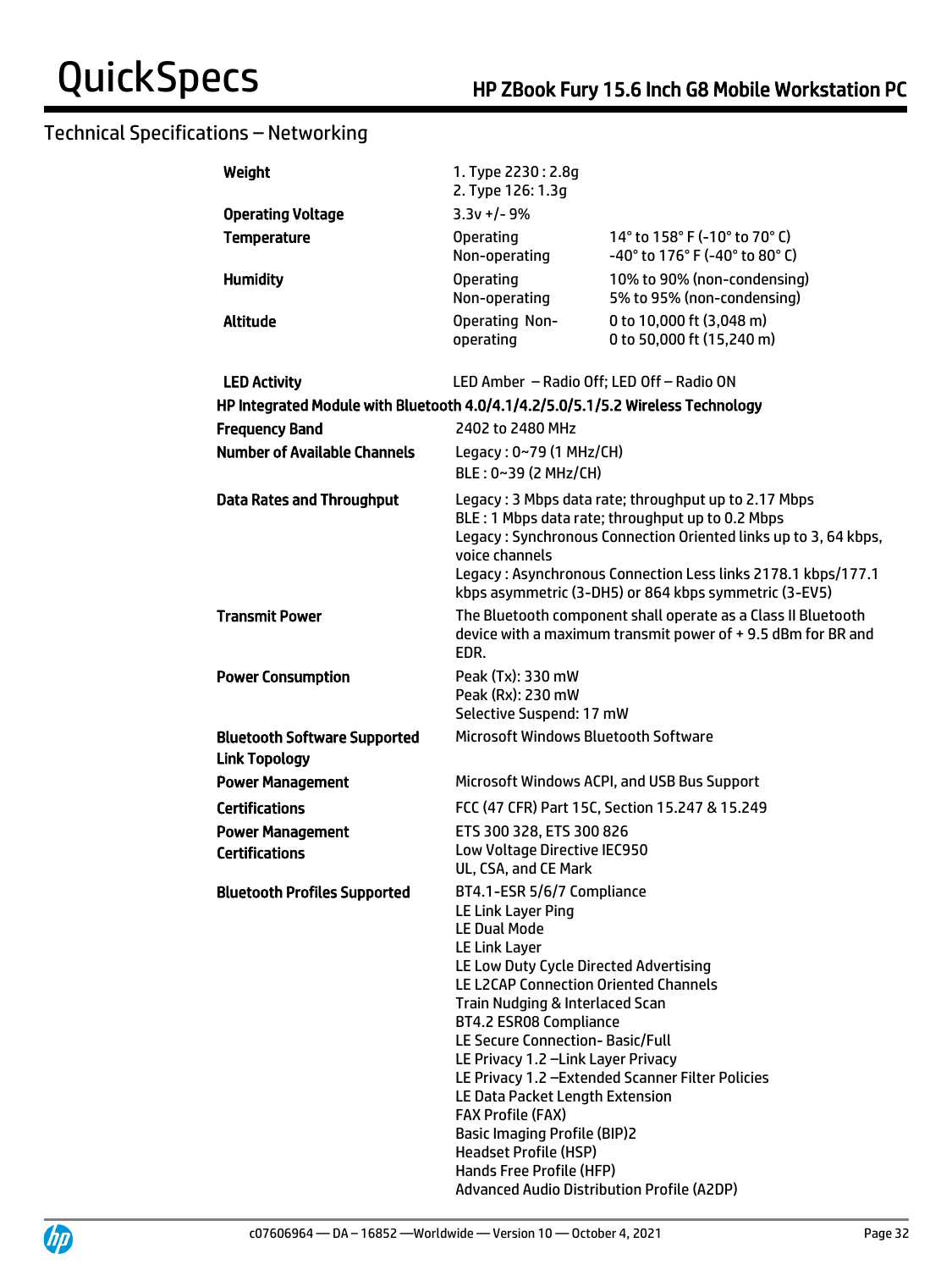## Technical Specifications – Networking

| | | |
|---|---|---|
| **Weight** | 1. Type 2230 : 2.8g<br>2. Type 126: 1.3g | |
| **Operating Voltage** | 3.3v +/- 9% | |
| **Temperature** | Operating<br>Non-operating | 14° to 158° F (-10° to 70° C)<br>-40° to 176° F (-40° to 80° C) |
| **Humidity** | Operating<br>Non-operating | 10% to 90% (non-condensing)<br>5% to 95% (non-condensing) |
| **Altitude** | Operating Non-operating | 0 to 10,000 ft (3,048 m)<br>0 to 50,000 ft (15,240 m) |
| **LED Activity** | LED Amber – Radio Off; LED Off – Radio ON | |

**HP Integrated Module with Bluetooth 4.0/4.1/4.2/5.0/5.1/5.2 Wireless Technology**

| | |
|---|---|
| **Frequency Band** | 2402 to 2480 MHz |
| **Number of Available Channels** | Legacy : 0~79 (1 MHz/CH)<br>BLE : 0~39 (2 MHz/CH) |
| **Data Rates and Throughput** | Legacy : 3 Mbps data rate; throughput up to 2.17 Mbps<br>BLE : 1 Mbps data rate; throughput up to 0.2 Mbps<br>Legacy : Synchronous Connection Oriented links up to 3, 64 kbps, voice channels<br>Legacy : Asynchronous Connection Less links 2178.1 kbps/177.1 kbps asymmetric (3-DH5) or 864 kbps symmetric (3-EV5) |
| **Transmit Power** | The Bluetooth component shall operate as a Class II Bluetooth device with a maximum transmit power of + 9.5 dBm for BR and EDR. |
| **Power Consumption** | Peak (Tx): 330 mW<br>Peak (Rx): 230 mW<br>Selective Suspend: 17 mW |
| **Bluetooth Software Supported** | Microsoft Windows Bluetooth Software |
| **Link Topology** | |
| **Power Management** | Microsoft Windows ACPI, and USB Bus Support |
| **Certifications** | FCC (47 CFR) Part 15C, Section 15.247 & 15.249 |
| **Power Management Certifications** | ETS 300 328, ETS 300 826<br>Low Voltage Directive IEC950<br>UL, CSA, and CE Mark |
| **Bluetooth Profiles Supported** | BT4.1-ESR 5/6/7 Compliance<br>LE Link Layer Ping<br>LE Dual Mode<br>LE Link Layer<br>LE Low Duty Cycle Directed Advertising<br>LE L2CAP Connection Oriented Channels<br>Train Nudging & Interlaced Scan<br>BT4.2 ESR08 Compliance<br>LE Secure Connection- Basic/Full<br>LE Privacy 1.2 –Link Layer Privacy<br>LE Privacy 1.2 –Extended Scanner Filter Policies<br>LE Data Packet Length Extension<br>FAX Profile (FAX)<br>Basic Imaging Profile (BIP)2<br>Headset Profile (HSP)<br>Hands Free Profile (HFP)<br>Advanced Audio Distribution Profile (A2DP) |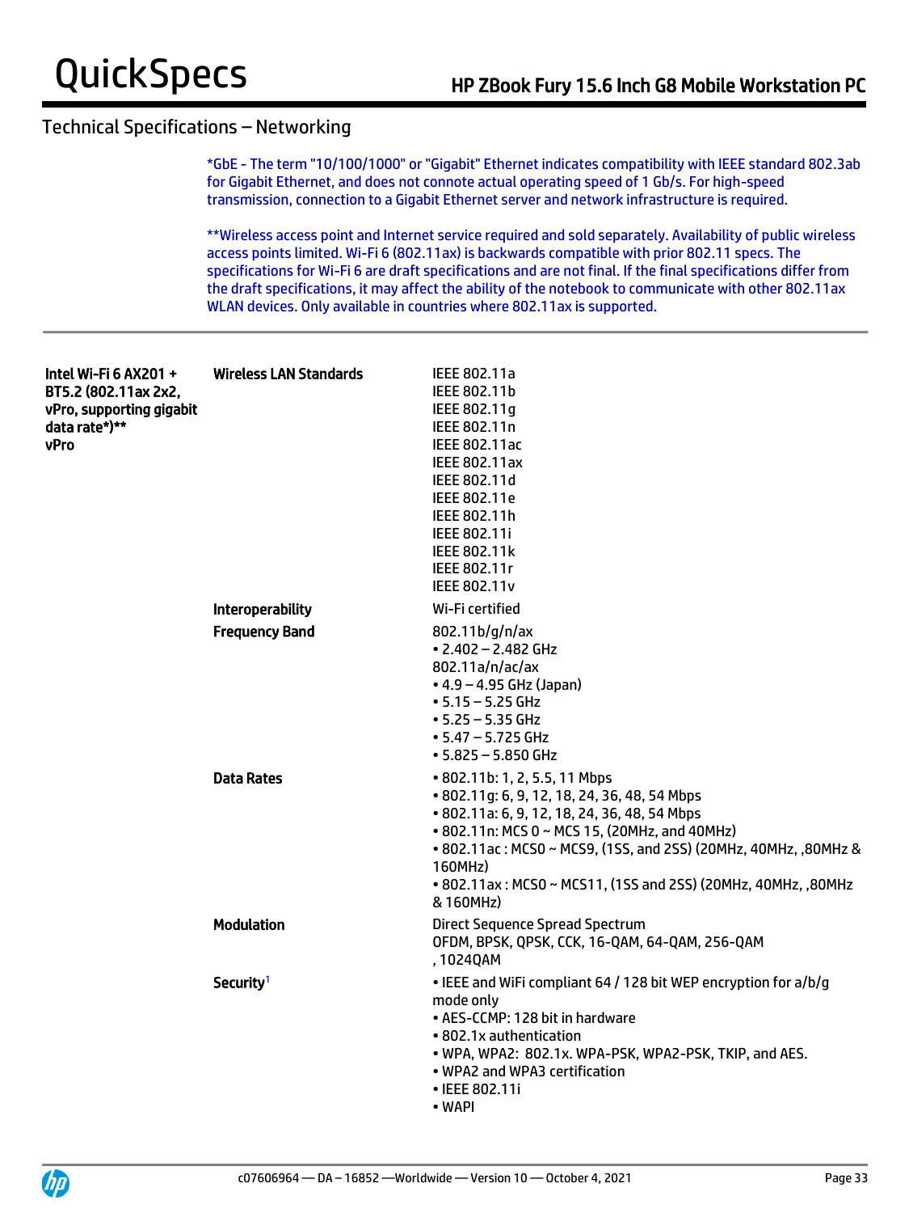## Technical Specifications – Networking

*GbE - The term "10/100/1000" or "Gigabit" Ethernet indicates compatibility with IEEE standard 802.3ab for Gigabit Ethernet, and does not connote actual operating speed of 1 Gb/s. For high-speed transmission, connection to a Gigabit Ethernet server and network infrastructure is required.

**Wireless access point and Internet service required and sold separately. Availability of public wireless access points limited. Wi-Fi 6 (802.11ax) is backwards compatible with prior 802.11 specs. The specifications for Wi-Fi 6 are draft specifications and are not final. If the final specifications differ from the draft specifications, it may affect the ability of the notebook to communicate with other 802.11ax WLAN devices. Only available in countries where 802.11ax is supported.

| | | |
|---|---|---|
| **Intel Wi-Fi 6 AX201 + BT5.2 (802.11ax 2x2, vPro, supporting gigabit data rate*)** vPro** | **Wireless LAN Standards** | IEEE 802.11a<br>IEEE 802.11b<br>IEEE 802.11g<br>IEEE 802.11n<br>IEEE 802.11ac<br>IEEE 802.11ax<br>IEEE 802.11d<br>IEEE 802.11e<br>IEEE 802.11h<br>IEEE 802.11i<br>IEEE 802.11k<br>IEEE 802.11r<br>IEEE 802.11v |
| | **Interoperability** | Wi-Fi certified |
| | **Frequency Band** | 802.11b/g/n/ax<br>• 2.402 – 2.482 GHz<br>802.11a/n/ac/ax<br>• 4.9 – 4.95 GHz (Japan)<br>• 5.15 – 5.25 GHz<br>• 5.25 – 5.35 GHz<br>• 5.47 – 5.725 GHz<br>• 5.825 – 5.850 GHz |
| | **Data Rates** | • 802.11b: 1, 2, 5.5, 11 Mbps<br>• 802.11g: 6, 9, 12, 18, 24, 36, 48, 54 Mbps<br>• 802.11a: 6, 9, 12, 18, 24, 36, 48, 54 Mbps<br>• 802.11n: MCS 0 ~ MCS 15, (20MHz, and 40MHz)<br>• 802.11ac : MCS0 ~ MCS9, (1SS, and 2SS) (20MHz, 40MHz, ,80MHz & 160MHz)<br>• 802.11ax : MCS0 ~ MCS11, (1SS and 2SS) (20MHz, 40MHz, ,80MHz & 160MHz) |
| | **Modulation** | Direct Sequence Spread Spectrum<br>OFDM, BPSK, QPSK, CCK, 16-QAM, 64-QAM, 256-QAM , 1024QAM |
| | **Security**[1] | • IEEE and WiFi compliant 64 / 128 bit WEP encryption for a/b/g mode only<br>• AES-CCMP: 128 bit in hardware<br>• 802.1x authentication<br>• WPA, WPA2: 802.1x. WPA-PSK, WPA2-PSK, TKIP, and AES.<br>• WPA2 and WPA3 certification<br>• IEEE 802.11i<br>• WAPI |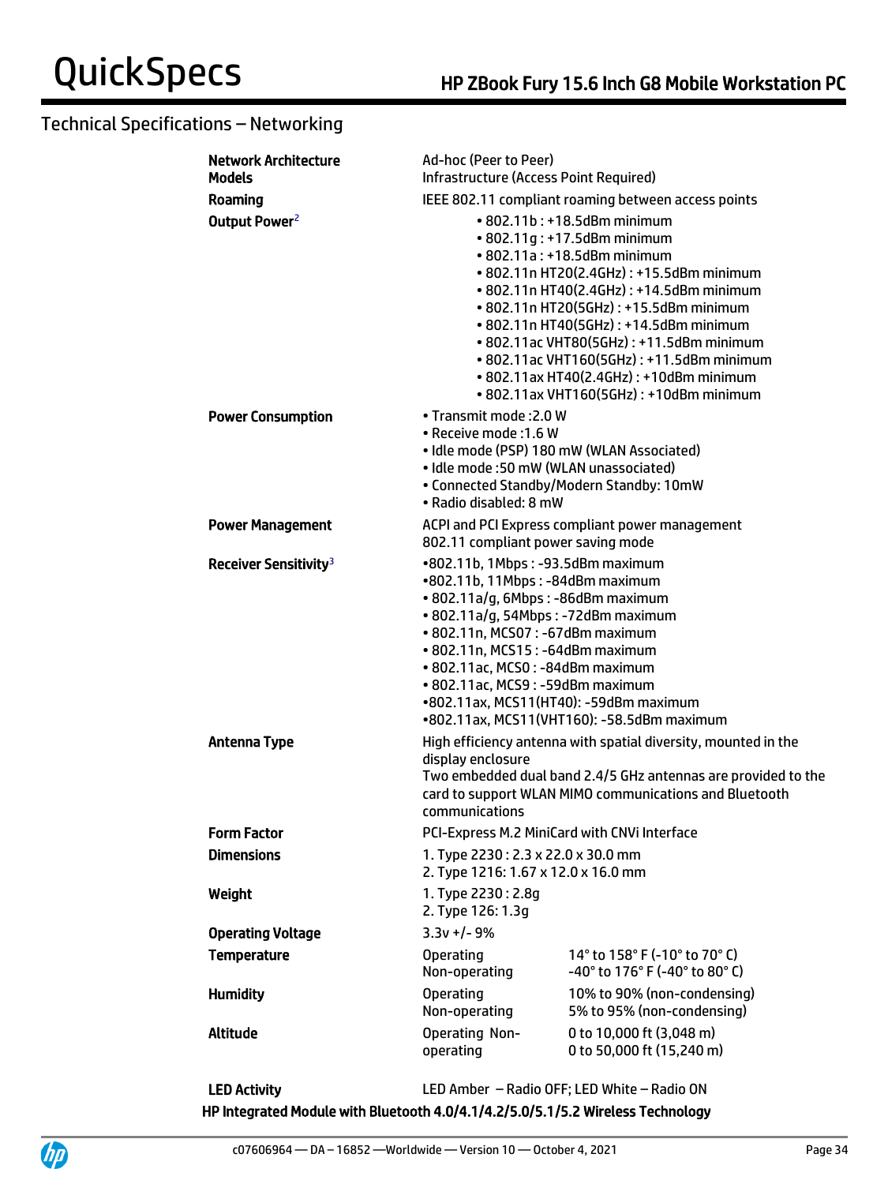## Technical Specifications – Networking

| | | |
|---|---|---|
| **Network Architecture Models** | Ad-hoc (Peer to Peer)<br>Infrastructure (Access Point Required) | |
| **Roaming** | IEEE 802.11 compliant roaming between access points | |
| **Output Power**[2] | • 802.11b : +18.5dBm minimum<br>• 802.11g : +17.5dBm minimum<br>• 802.11a : +18.5dBm minimum<br>• 802.11n HT20(2.4GHz) : +15.5dBm minimum<br>• 802.11n HT40(2.4GHz) : +14.5dBm minimum<br>• 802.11n HT20(5GHz) : +15.5dBm minimum<br>• 802.11n HT40(5GHz) : +14.5dBm minimum<br>• 802.11ac VHT80(5GHz) : +11.5dBm minimum<br>• 802.11ac VHT160(5GHz) : +11.5dBm minimum<br>• 802.11ax HT40(2.4GHz) : +10dBm minimum<br>• 802.11ax VHT160(5GHz) : +10dBm minimum | |
| **Power Consumption** | • Transmit mode :2.0 W<br>• Receive mode :1.6 W<br>• Idle mode (PSP) 180 mW (WLAN Associated)<br>• Idle mode :50 mW (WLAN unassociated)<br>• Connected Standby/Modern Standby: 10mW<br>• Radio disabled: 8 mW | |
| **Power Management** | ACPI and PCI Express compliant power management<br>802.11 compliant power saving mode | |
| **Receiver Sensitivity**[3] | •802.11b, 1Mbps : -93.5dBm maximum<br>•802.11b, 11Mbps : -84dBm maximum<br>• 802.11a/g, 6Mbps : -86dBm maximum<br>• 802.11a/g, 54Mbps : -72dBm maximum<br>• 802.11n, MCS07 : -67dBm maximum<br>• 802.11n, MCS15 : -64dBm maximum<br>• 802.11ac, MCS0 : -84dBm maximum<br>• 802.11ac, MCS9 : -59dBm maximum<br>•802.11ax, MCS11(HT40): -59dBm maximum<br>•802.11ax, MCS11(VHT160): -58.5dBm maximum | |
| **Antenna Type** | High efficiency antenna with spatial diversity, mounted in the display enclosure<br>Two embedded dual band 2.4/5 GHz antennas are provided to the card to support WLAN MIMO communications and Bluetooth communications | |
| **Form Factor** | PCI-Express M.2 MiniCard with CNVi Interface | |
| **Dimensions** | 1. Type 2230 : 2.3 x 22.0 x 30.0 mm<br>2. Type 1216: 1.67 x 12.0 x 16.0 mm | |
| **Weight** | 1. Type 2230 : 2.8g<br>2. Type 126: 1.3g | |
| **Operating Voltage** | 3.3v +/- 9% | |
| **Temperature** | Operating<br>Non-operating | 14° to 158° F (-10° to 70° C)<br>-40° to 176° F (-40° to 80° C) |
| **Humidity** | Operating<br>Non-operating | 10% to 90% (non-condensing)<br>5% to 95% (non-condensing) |
| **Altitude** | Operating Non-operating | 0 to 10,000 ft (3,048 m)<br>0 to 50,000 ft (15,240 m) |
| **LED Activity** | LED Amber – Radio OFF; LED White – Radio ON | |

**HP Integrated Module with Bluetooth 4.0/4.1/4.2/5.0/5.1/5.2 Wireless Technology**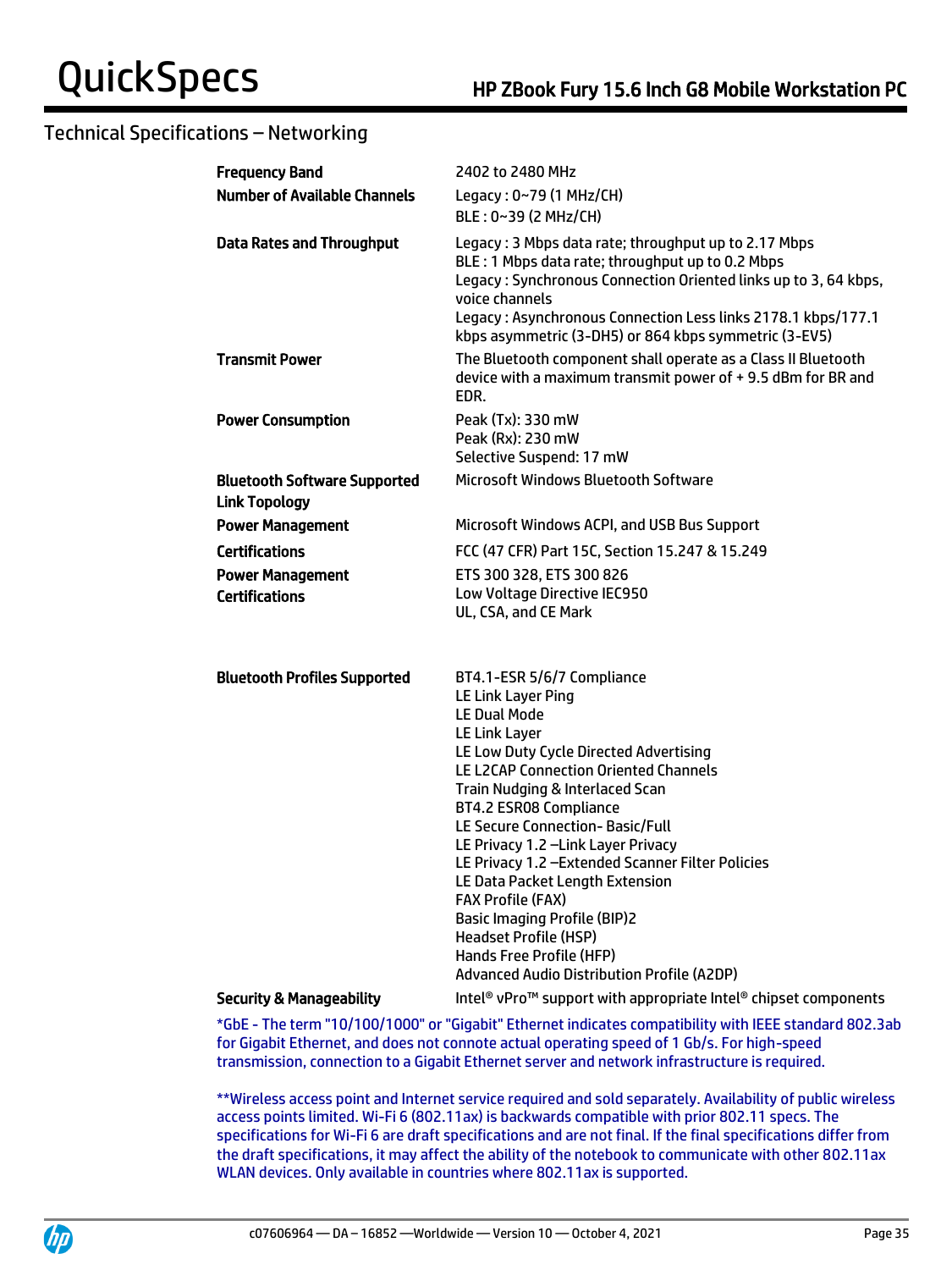## Technical Specifications – Networking

| | |
|---|---|
| **Frequency Band** | 2402 to 2480 MHz |
| **Number of Available Channels** | Legacy : 0~79 (1 MHz/CH)<br>BLE : 0~39 (2 MHz/CH) |
| **Data Rates and Throughput** | Legacy : 3 Mbps data rate; throughput up to 2.17 Mbps<br>BLE : 1 Mbps data rate; throughput up to 0.2 Mbps<br>Legacy : Synchronous Connection Oriented links up to 3, 64 kbps, voice channels<br>Legacy : Asynchronous Connection Less links 2178.1 kbps/177.1 kbps asymmetric (3-DH5) or 864 kbps symmetric (3-EV5) |
| **Transmit Power** | The Bluetooth component shall operate as a Class II Bluetooth device with a maximum transmit power of + 9.5 dBm for BR and EDR. |
| **Power Consumption** | Peak (Tx): 330 mW<br>Peak (Rx): 230 mW<br>Selective Suspend: 17 mW |
| **Bluetooth Software Supported Link Topology** | Microsoft Windows Bluetooth Software |
| **Power Management** | Microsoft Windows ACPI, and USB Bus Support |
| **Certifications** | FCC (47 CFR) Part 15C, Section 15.247 & 15.249 |
| **Power Management Certifications** | ETS 300 328, ETS 300 826<br>Low Voltage Directive IEC950<br>UL, CSA, and CE Mark |
| **Bluetooth Profiles Supported** | BT4.1-ESR 5/6/7 Compliance<br>LE Link Layer Ping<br>LE Dual Mode<br>LE Link Layer<br>LE Low Duty Cycle Directed Advertising<br>LE L2CAP Connection Oriented Channels<br>Train Nudging & Interlaced Scan<br>BT4.2 ESR08 Compliance<br>LE Secure Connection- Basic/Full<br>LE Privacy 1.2 –Link Layer Privacy<br>LE Privacy 1.2 –Extended Scanner Filter Policies<br>LE Data Packet Length Extension<br>FAX Profile (FAX)<br>Basic Imaging Profile (BIP)2<br>Headset Profile (HSP)<br>Hands Free Profile (HFP)<br>Advanced Audio Distribution Profile (A2DP) |
| **Security & Manageability** | Intel® vPro™ support with appropriate Intel® chipset components |

*GbE - The term "10/100/1000" or "Gigabit" Ethernet indicates compatibility with IEEE standard 802.3ab for Gigabit Ethernet, and does not connote actual operating speed of 1 Gb/s. For high-speed transmission, connection to a Gigabit Ethernet server and network infrastructure is required.

**Wireless access point and Internet service required and sold separately. Availability of public wireless access points limited. Wi-Fi 6 (802.11ax) is backwards compatible with prior 802.11 specs. The specifications for Wi-Fi 6 are draft specifications and are not final. If the final specifications differ from the draft specifications, it may affect the ability of the notebook to communicate with other 802.11ax WLAN devices. Only available in countries where 802.11ax is supported.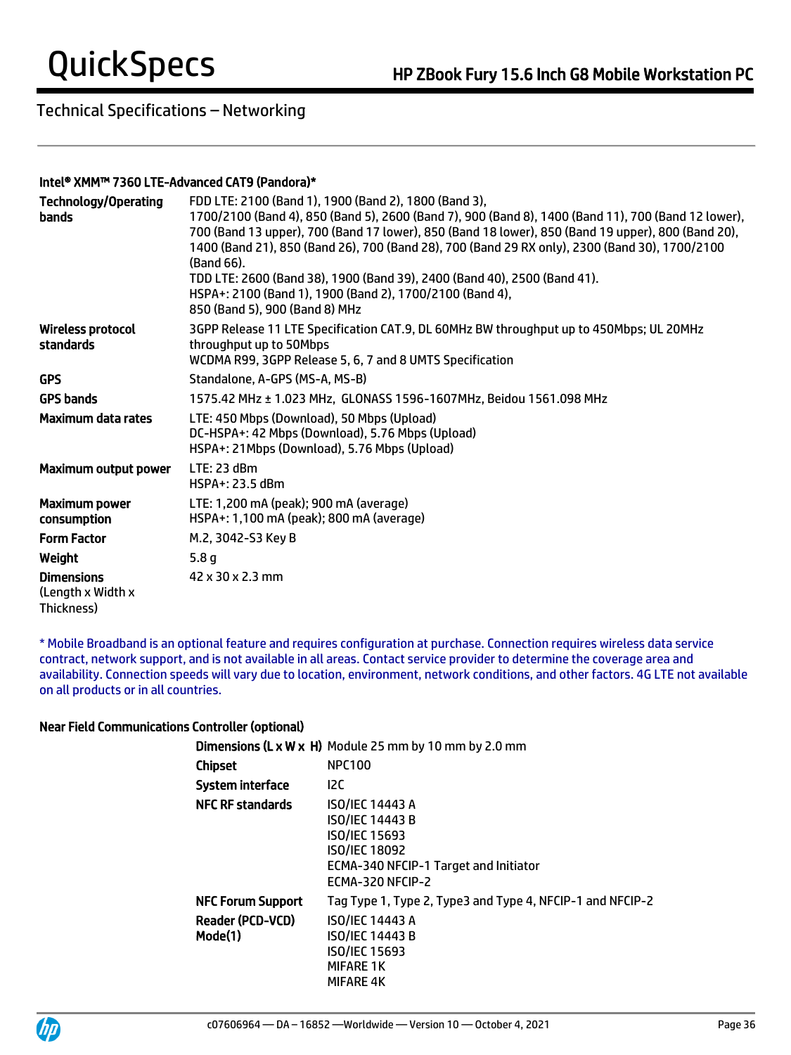## Technical Specifications – Networking

### Intel® XMM™ 7360 LTE-Advanced CAT9 (Pandora)*

| | |
|---|---|
| **Technology/Operating bands** | FDD LTE: 2100 (Band 1), 1900 (Band 2), 1800 (Band 3), 1700/2100 (Band 4), 850 (Band 5), 2600 (Band 7), 900 (Band 8), 1400 (Band 11), 700 (Band 12 lower), 700 (Band 13 upper), 700 (Band 17 lower), 850 (Band 18 lower), 850 (Band 19 upper), 800 (Band 20), 1400 (Band 21), 850 (Band 26), 700 (Band 28), 700 (Band 29 RX only), 2300 (Band 30), 1700/2100 (Band 66).<br>TDD LTE: 2600 (Band 38), 1900 (Band 39), 2400 (Band 40), 2500 (Band 41).<br>HSPA+: 2100 (Band 1), 1900 (Band 2), 1700/2100 (Band 4), 850 (Band 5), 900 (Band 8) MHz |
| **Wireless protocol standards** | 3GPP Release 11 LTE Specification CAT.9, DL 60MHz BW throughput up to 450Mbps; UL 20MHz throughput up to 50Mbps<br>WCDMA R99, 3GPP Release 5, 6, 7 and 8 UMTS Specification |
| **GPS** | Standalone, A-GPS (MS-A, MS-B) |
| **GPS bands** | 1575.42 MHz ± 1.023 MHz, GLONASS 1596-1607MHz, Beidou 1561.098 MHz |
| **Maximum data rates** | LTE: 450 Mbps (Download), 50 Mbps (Upload)<br>DC-HSPA+: 42 Mbps (Download), 5.76 Mbps (Upload)<br>HSPA+: 21Mbps (Download), 5.76 Mbps (Upload) |
| **Maximum output power** | LTE: 23 dBm<br>HSPA+: 23.5 dBm |
| **Maximum power consumption** | LTE: 1,200 mA (peak); 900 mA (average)<br>HSPA+: 1,100 mA (peak); 800 mA (average) |
| **Form Factor** | M.2, 3042-S3 Key B |
| **Weight** | 5.8 g |
| **Dimensions** (Length x Width x Thickness) | 42 x 30 x 2.3 mm |

* Mobile Broadband is an optional feature and requires configuration at purchase. Connection requires wireless data service contract, network support, and is not available in all areas. Contact service provider to determine the coverage area and availability. Connection speeds will vary due to location, environment, network conditions, and other factors. 4G LTE not available on all products or in all countries.

### Near Field Communications Controller (optional)

| | |
|---|---|
| **Dimensions (L x W x H)** | Module 25 mm by 10 mm by 2.0 mm |
| **Chipset** | NPC100 |
| **System interface** | I2C |
| **NFC RF standards** | ISO/IEC 14443 A<br>ISO/IEC 14443 B<br>ISO/IEC 15693<br>ISO/IEC 18092<br>ECMA-340 NFCIP-1 Target and Initiator<br>ECMA-320 NFCIP-2 |
| **NFC Forum Support** | Tag Type 1, Type 2, Type3 and Type 4, NFCIP-1 and NFCIP-2 |
| **Reader (PCD-VCD) Mode(1)** | ISO/IEC 14443 A<br>ISO/IEC 14443 B<br>ISO/IEC 15693<br>MIFARE 1K<br>MIFARE 4K |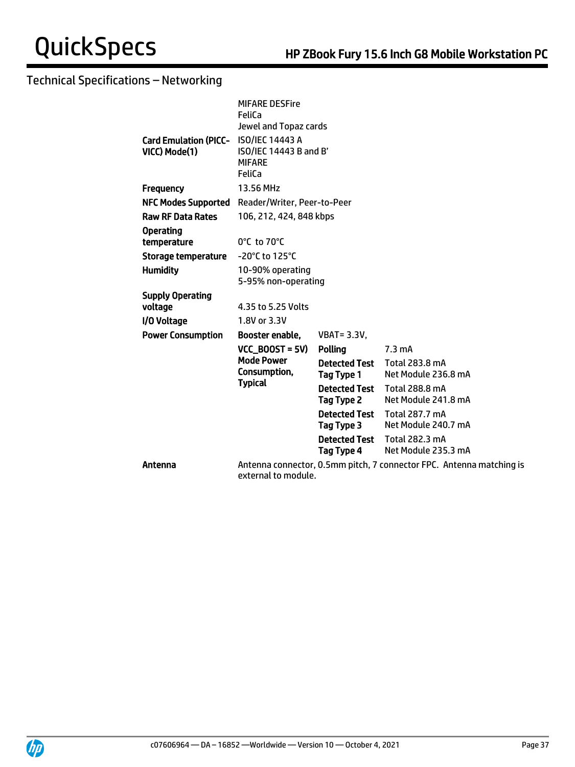## Technical Specifications – Networking

| | | | |
|---|---|---|---|
| | MIFARE DESFire<br>FeliCa<br>Jewel and Topaz cards | | |
| **Card Emulation (PICC-VICC) Mode(1)** | ISO/IEC 14443 A<br>ISO/IEC 14443 B and B'<br>MIFARE<br>FeliCa | | |
| **Frequency** | 13.56 MHz | | |
| **NFC Modes Supported** | Reader/Writer, Peer-to-Peer | | |
| **Raw RF Data Rates** | 106, 212, 424, 848 kbps | | |
| **Operating temperature** | 0°C to 70°C | | |
| **Storage temperature** | -20°C to 125°C | | |
| **Humidity** | 10-90% operating<br>5-95% non-operating | | |
| **Supply Operating voltage** | 4.35 to 5.25 Volts | | |
| **I/O Voltage** | 1.8V or 3.3V | | |
| **Power Consumption** | **Booster enable,** | VBAT= 3.3V, | |
| | **VCC_BOOST = 5V) Mode Power Consumption, Typical** | **Polling** | 7.3 mA |
| | | **Detected Test Tag Type 1** | Total 283.8 mA<br>Net Module 236.8 mA |
| | | **Detected Test Tag Type 2** | Total 288.8 mA<br>Net Module 241.8 mA |
| | | **Detected Test Tag Type 3** | Total 287.7 mA<br>Net Module 240.7 mA |
| | | **Detected Test Tag Type 4** | Total 282.3 mA<br>Net Module 235.3 mA |
| **Antenna** | Antenna connector, 0.5mm pitch, 7 connector FPC. Antenna matching is external to module. | | |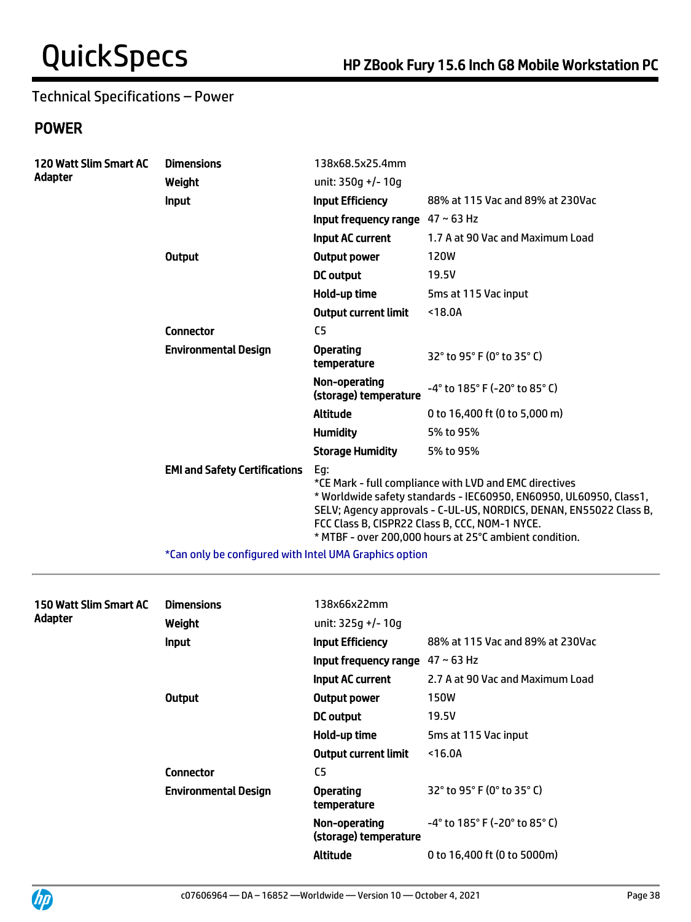Technical Specifications – Power

## POWER

| | | | |
|---|---|---|---|
| **120 Watt Slim Smart AC Adapter** | **Dimensions** | 138x68.5x25.4mm | |
| | **Weight** | unit: 350g +/- 10g | |
| | **Input** | **Input Efficiency** | 88% at 115 Vac and 89% at 230Vac |
| | | **Input frequency range** | 47 ~ 63 Hz |
| | | **Input AC current** | 1.7 A at 90 Vac and Maximum Load |
| | **Output** | **Output power** | 120W |
| | | **DC output** | 19.5V |
| | | **Hold-up time** | 5ms at 115 Vac input |
| | | **Output current limit** | <18.0A |
| | **Connector** | C5 | |
| | **Environmental Design** | **Operating temperature** | 32° to 95° F (0° to 35° C) |
| | | **Non-operating (storage) temperature** | -4° to 185° F (-20° to 85° C) |
| | | **Altitude** | 0 to 16,400 ft (0 to 5,000 m) |
| | | **Humidity** | 5% to 95% |
| | | **Storage Humidity** | 5% to 95% |
| | **EMI and Safety Certifications** | Eg:<br>*CE Mark - full compliance with LVD and EMC directives<br>* Worldwide safety standards - IEC60950, EN60950, UL60950, Class1, SELV; Agency approvals - C-UL-US, NORDICS, DENAN, EN55022 Class B, FCC Class B, CISPR22 Class B, CCC, NOM-1 NYCE.<br>* MTBF - over 200,000 hours at 25°C ambient condition. | |
| | *Can only be configured with Intel UMA Graphics option | | |

| | | | |
|---|---|---|---|
| **150 Watt Slim Smart AC Adapter** | **Dimensions** | 138x66x22mm | |
| | **Weight** | unit: 325g +/- 10g | |
| | **Input** | **Input Efficiency** | 88% at 115 Vac and 89% at 230Vac |
| | | **Input frequency range** | 47 ~ 63 Hz |
| | | **Input AC current** | 2.7 A at 90 Vac and Maximum Load |
| | **Output** | **Output power** | 150W |
| | | **DC output** | 19.5V |
| | | **Hold-up time** | 5ms at 115 Vac input |
| | | **Output current limit** | <16.0A |
| | **Connector** | C5 | |
| | **Environmental Design** | **Operating temperature** | 32° to 95° F (0° to 35° C) |
| | | **Non-operating (storage) temperature** | -4° to 185° F (-20° to 85° C) |
| | | **Altitude** | 0 to 16,400 ft (0 to 5000m) |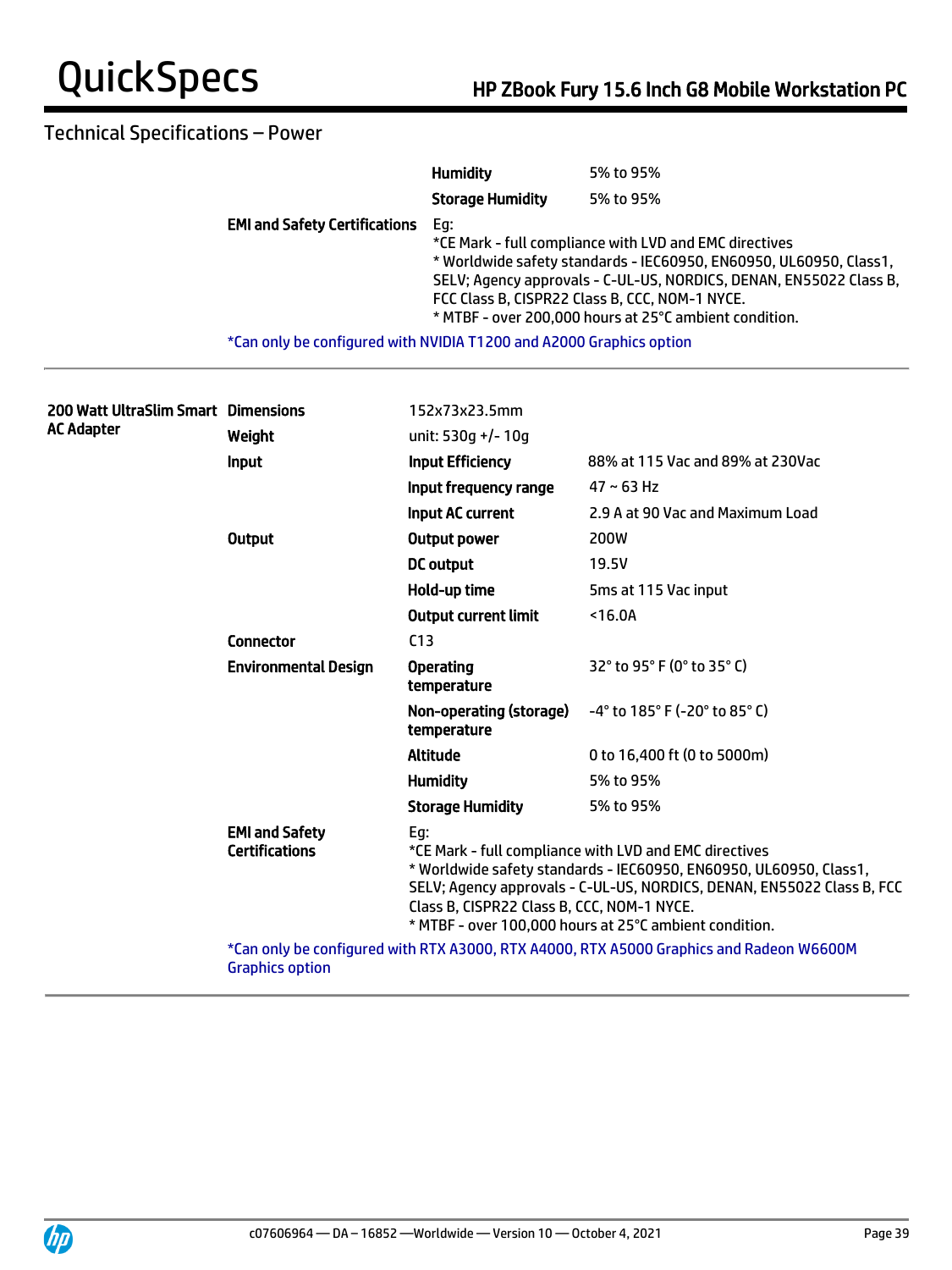## Technical Specifications – Power

| | | | |
|---|---|---|---|
| | | **Humidity** | 5% to 95% |
| | | **Storage Humidity** | 5% to 95% |
| | **EMI and Safety Certifications** | Eg:<br>*CE Mark - full compliance with LVD and EMC directives<br>* Worldwide safety standards - IEC60950, EN60950, UL60950, Class1, SELV; Agency approvals - C-UL-US, NORDICS, DENAN, EN55022 Class B, FCC Class B, CISPR22 Class B, CCC, NOM-1 NYCE.<br>* MTBF - over 200,000 hours at 25°C ambient condition. | |
| | *Can only be configured with NVIDIA T1200 and A2000 Graphics option | | |

| | | | |
|---|---|---|---|
| **200 Watt UltraSlim Smart AC Adapter** | **Dimensions** | 152x73x23.5mm | |
| | **Weight** | unit: 530g +/- 10g | |
| | **Input** | **Input Efficiency** | 88% at 115 Vac and 89% at 230Vac |
| | | **Input frequency range** | 47 ~ 63 Hz |
| | | **Input AC current** | 2.9 A at 90 Vac and Maximum Load |
| | **Output** | **Output power** | 200W |
| | | **DC output** | 19.5V |
| | | **Hold-up time** | 5ms at 115 Vac input |
| | | **Output current limit** | <16.0A |
| | **Connector** | C13 | |
| | **Environmental Design** | **Operating temperature** | 32° to 95° F (0° to 35° C) |
| | | **Non-operating (storage) temperature** | -4° to 185° F (-20° to 85° C) |
| | | **Altitude** | 0 to 16,400 ft (0 to 5000m) |
| | | **Humidity** | 5% to 95% |
| | | **Storage Humidity** | 5% to 95% |
| | **EMI and Safety Certifications** | Eg:<br>*CE Mark - full compliance with LVD and EMC directives<br>* Worldwide safety standards - IEC60950, EN60950, UL60950, Class1, SELV; Agency approvals - C-UL-US, NORDICS, DENAN, EN55022 Class B, FCC Class B, CISPR22 Class B, CCC, NOM-1 NYCE.<br>* MTBF - over 100,000 hours at 25°C ambient condition. | |
| | *Can only be configured with RTX A3000, RTX A4000, RTX A5000 Graphics and Radeon W6600M Graphics option | | |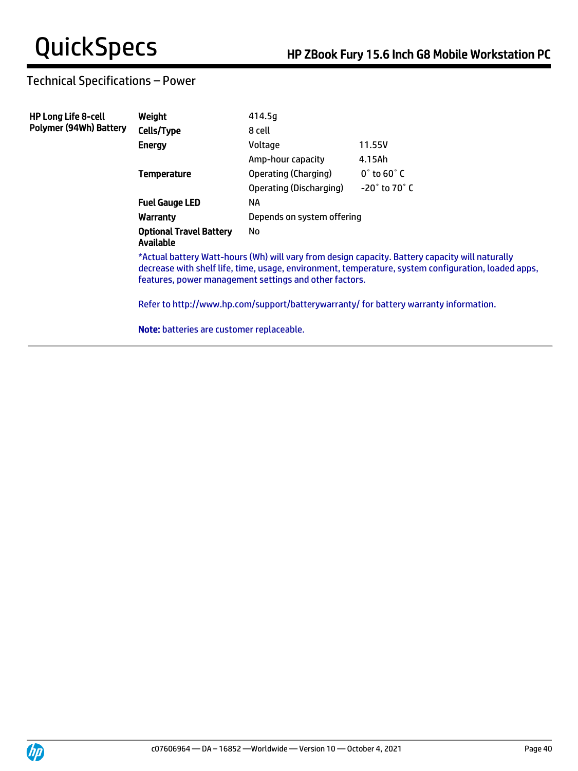## Technical Specifications – Power

| | | | |
|---|---|---|---|
| **HP Long Life 8-cell Polymer (94Wh) Battery** | **Weight** | 414.5g | |
| | **Cells/Type** | 8 cell | |
| | **Energy** | Voltage | 11.55V |
| | | Amp-hour capacity | 4.15Ah |
| | **Temperature** | Operating (Charging) | 0˚ to 60˚ C |
| | | Operating (Discharging) | -20˚ to 70˚ C |
| | **Fuel Gauge LED** | NA | |
| | **Warranty** | Depends on system offering | |
| | **Optional Travel Battery Available** | No | |

*Actual battery Watt-hours (Wh) will vary from design capacity. Battery capacity will naturally decrease with shelf life, time, usage, environment, temperature, system configuration, loaded apps, features, power management settings and other factors.

Refer to http://www.hp.com/support/batterywarranty/ for battery warranty information.

**Note:** batteries are customer replaceable.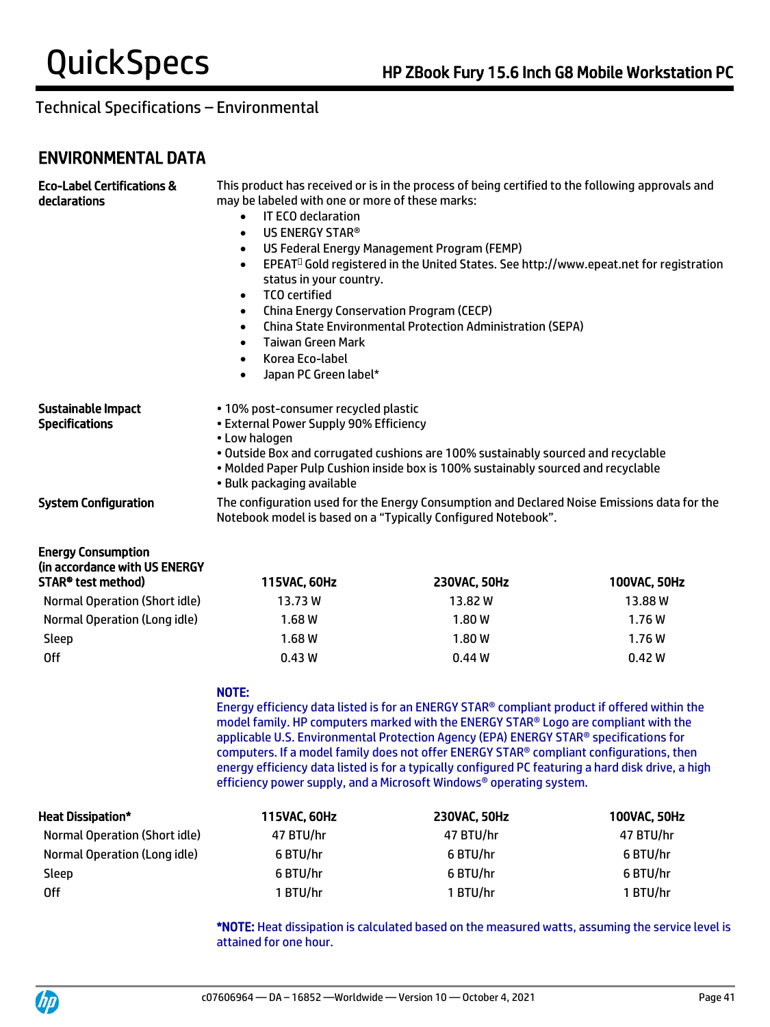## Technical Specifications – Environmental

### ENVIRONMENTAL DATA

**Eco-Label Certifications & declarations**

This product has received or is in the process of being certified to the following approvals and may be labeled with one or more of these marks:

- IT ECO declaration
- US ENERGY STAR®
- US Federal Energy Management Program (FEMP)
- EPEAT Gold registered in the United States. See http://www.epeat.net for registration status in your country.
- TCO certified
- China Energy Conservation Program (CECP)
- China State Environmental Protection Administration (SEPA)
- Taiwan Green Mark
- Korea Eco-label
- Japan PC Green label*

**Sustainable Impact Specifications**

- 10% post-consumer recycled plastic
- External Power Supply 90% Efficiency
- Low halogen
- Outside Box and corrugated cushions are 100% sustainably sourced and recyclable
- Molded Paper Pulp Cushion inside box is 100% sustainably sourced and recyclable
- Bulk packaging available

**System Configuration**

The configuration used for the Energy Consumption and Declared Noise Emissions data for the Notebook model is based on a "Typically Configured Notebook".

| Energy Consumption (in accordance with US ENERGY STAR® test method) | 115VAC, 60Hz | 230VAC, 50Hz | 100VAC, 50Hz |
|---|---|---|---|
| Normal Operation (Short idle) | 13.73 W | 13.82 W | 13.88 W |
| Normal Operation (Long idle) | 1.68 W | 1.80 W | 1.76 W |
| Sleep | 1.68 W | 1.80 W | 1.76 W |
| Off | 0.43 W | 0.44 W | 0.42 W |

**NOTE:**
Energy efficiency data listed is for an ENERGY STAR® compliant product if offered within the model family. HP computers marked with the ENERGY STAR® Logo are compliant with the applicable U.S. Environmental Protection Agency (EPA) ENERGY STAR® specifications for computers. If a model family does not offer ENERGY STAR® compliant configurations, then energy efficiency data listed is for a typically configured PC featuring a hard disk drive, a high efficiency power supply, and a Microsoft Windows® operating system.

| Heat Dissipation* | 115VAC, 60Hz | 230VAC, 50Hz | 100VAC, 50Hz |
|---|---|---|---|
| Normal Operation (Short idle) | 47 BTU/hr | 47 BTU/hr | 47 BTU/hr |
| Normal Operation (Long idle) | 6 BTU/hr | 6 BTU/hr | 6 BTU/hr |
| Sleep | 6 BTU/hr | 6 BTU/hr | 6 BTU/hr |
| Off | 1 BTU/hr | 1 BTU/hr | 1 BTU/hr |

***NOTE:** Heat dissipation is calculated based on the measured watts, assuming the service level is attained for one hour.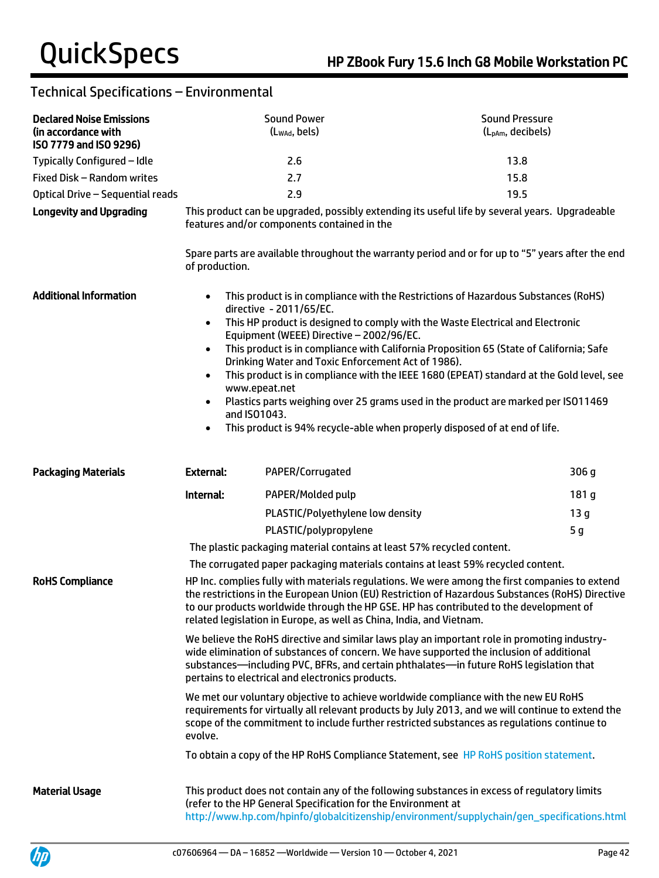## Technical Specifications – Environmental

| **Declared Noise Emissions (in accordance with ISO 7779 and ISO 9296)** | Sound Power ($L_{WAd}$, bels) | Sound Pressure ($L_{pAm}$, decibels) |
|---|---|---|
| Typically Configured – Idle | 2.6 | 13.8 |
| Fixed Disk – Random writes | 2.7 | 15.8 |
| Optical Drive – Sequential reads | 2.9 | 19.5 |

**Longevity and Upgrading**

This product can be upgraded, possibly extending its useful life by several years. Upgradeable features and/or components contained in the

Spare parts are available throughout the warranty period and or for up to "5" years after the end of production.

**Additional Information**

- This product is in compliance with the Restrictions of Hazardous Substances (RoHS) directive - 2011/65/EC.
- This HP product is designed to comply with the Waste Electrical and Electronic Equipment (WEEE) Directive – 2002/96/EC.
- This product is in compliance with California Proposition 65 (State of California; Safe Drinking Water and Toxic Enforcement Act of 1986).
- This product is in compliance with the IEEE 1680 (EPEAT) standard at the Gold level, see www.epeat.net
- Plastics parts weighing over 25 grams used in the product are marked per ISO11469 and ISO1043.
- This product is 94% recycle-able when properly disposed of at end of life.

**Packaging Materials**

| | | |
|---|---|---|
| **External:** | PAPER/Corrugated | 306 g |
| **Internal:** | PAPER/Molded pulp | 181 g |
| | PLASTIC/Polyethylene low density | 13 g |
| | PLASTIC/polypropylene | 5 g |

The plastic packaging material contains at least 57% recycled content.

The corrugated paper packaging materials contains at least 59% recycled content.

**RoHS Compliance**

HP Inc. complies fully with materials regulations. We were among the first companies to extend the restrictions in the European Union (EU) Restriction of Hazardous Substances (RoHS) Directive to our products worldwide through the HP GSE. HP has contributed to the development of related legislation in Europe, as well as China, India, and Vietnam.

We believe the RoHS directive and similar laws play an important role in promoting industry-wide elimination of substances of concern. We have supported the inclusion of additional substances—including PVC, BFRs, and certain phthalates—in future RoHS legislation that pertains to electrical and electronics products.

We met our voluntary objective to achieve worldwide compliance with the new EU RoHS requirements for virtually all relevant products by July 2013, and we will continue to extend the scope of the commitment to include further restricted substances as regulations continue to evolve.

To obtain a copy of the HP RoHS Compliance Statement, see HP RoHS position statement.

**Material Usage**

This product does not contain any of the following substances in excess of regulatory limits (refer to the HP General Specification for the Environment at http://www.hp.com/hpinfo/globalcitizenship/environment/supplychain/gen_specifications.html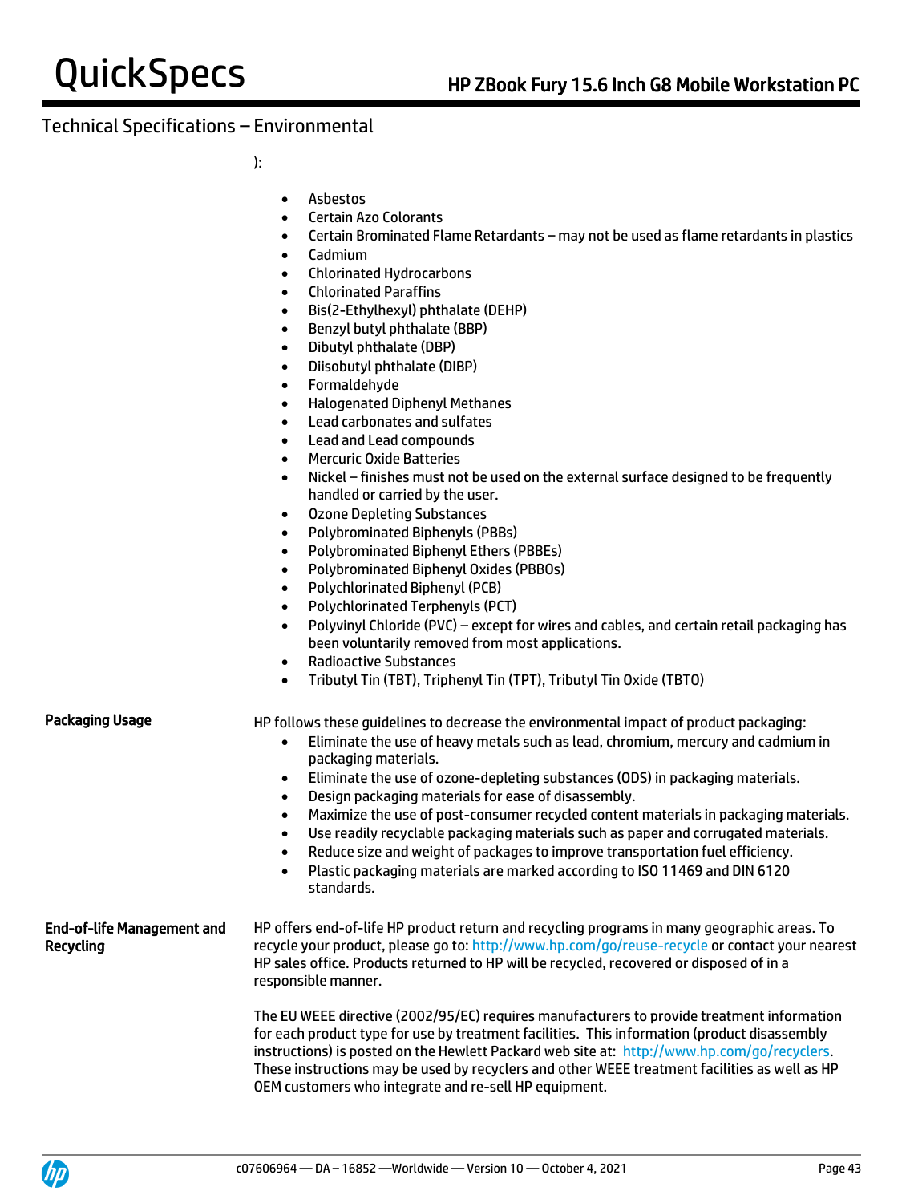## Technical Specifications – Environmental

):

- Asbestos
- Certain Azo Colorants
- Certain Brominated Flame Retardants – may not be used as flame retardants in plastics
- Cadmium
- Chlorinated Hydrocarbons
- Chlorinated Paraffins
- Bis(2-Ethylhexyl) phthalate (DEHP)
- Benzyl butyl phthalate (BBP)
- Dibutyl phthalate (DBP)
- Diisobutyl phthalate (DIBP)
- Formaldehyde
- Halogenated Diphenyl Methanes
- Lead carbonates and sulfates
- Lead and Lead compounds
- Mercuric Oxide Batteries
- Nickel – finishes must not be used on the external surface designed to be frequently handled or carried by the user.
- Ozone Depleting Substances
- Polybrominated Biphenyls (PBBs)
- Polybrominated Biphenyl Ethers (PBBEs)
- Polybrominated Biphenyl Oxides (PBBOs)
- Polychlorinated Biphenyl (PCB)
- Polychlorinated Terphenyls (PCT)
- Polyvinyl Chloride (PVC) – except for wires and cables, and certain retail packaging has been voluntarily removed from most applications.
- Radioactive Substances
- Tributyl Tin (TBT), Triphenyl Tin (TPT), Tributyl Tin Oxide (TBTO)

**Packaging Usage**

HP follows these guidelines to decrease the environmental impact of product packaging:

- Eliminate the use of heavy metals such as lead, chromium, mercury and cadmium in packaging materials.
- Eliminate the use of ozone-depleting substances (ODS) in packaging materials.
- Design packaging materials for ease of disassembly.
- Maximize the use of post-consumer recycled content materials in packaging materials.
- Use readily recyclable packaging materials such as paper and corrugated materials.
- Reduce size and weight of packages to improve transportation fuel efficiency.
- Plastic packaging materials are marked according to ISO 11469 and DIN 6120 standards.

**End-of-life Management and Recycling**

HP offers end-of-life HP product return and recycling programs in many geographic areas. To recycle your product, please go to: http://www.hp.com/go/reuse-recycle or contact your nearest HP sales office. Products returned to HP will be recycled, recovered or disposed of in a responsible manner.

The EU WEEE directive (2002/95/EC) requires manufacturers to provide treatment information for each product type for use by treatment facilities. This information (product disassembly instructions) is posted on the Hewlett Packard web site at: http://www.hp.com/go/recyclers. These instructions may be used by recyclers and other WEEE treatment facilities as well as HP OEM customers who integrate and re-sell HP equipment.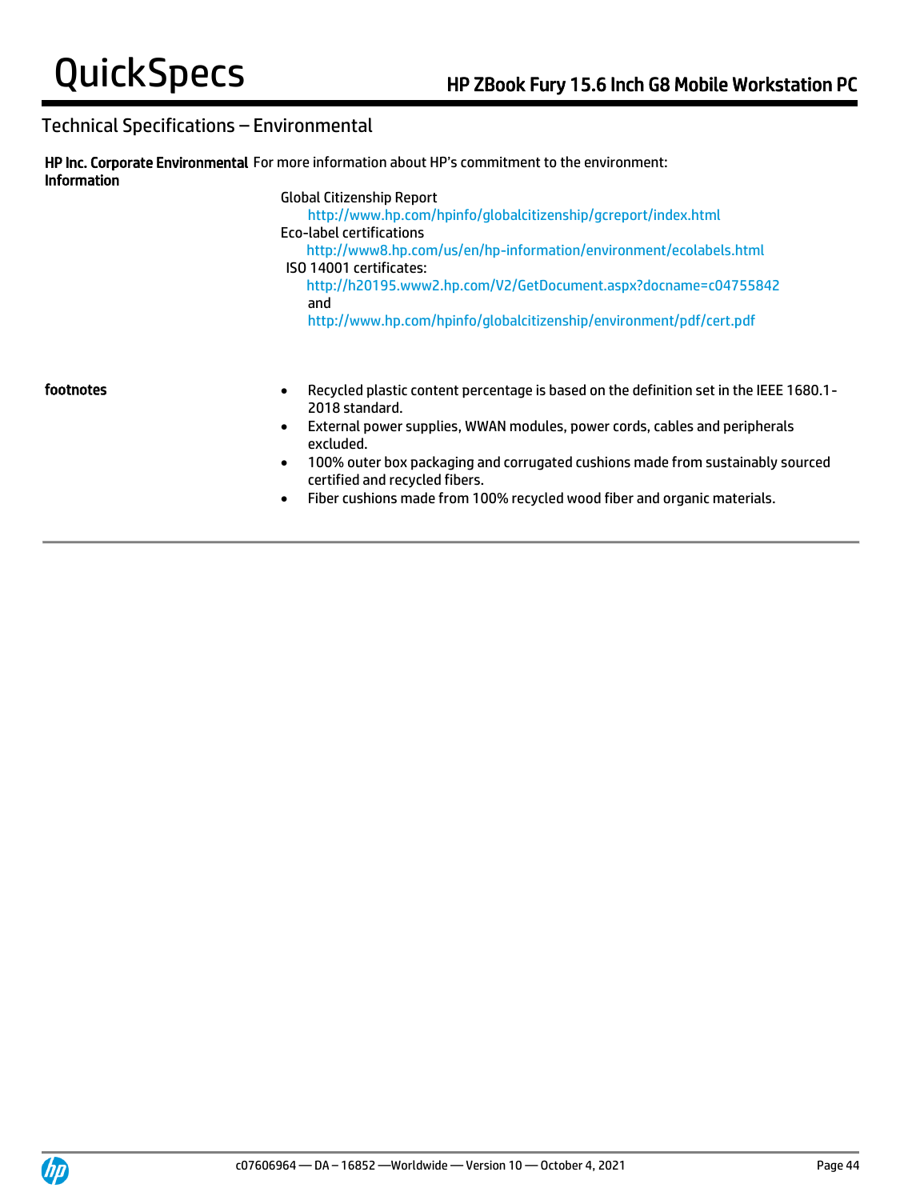## Technical Specifications – Environmental

**HP Inc. Corporate Environmental Information**

For more information about HP's commitment to the environment:

Global Citizenship Report
http://www.hp.com/hpinfo/globalcitizenship/gcreport/index.html

Eco-label certifications
http://www8.hp.com/us/en/hp-information/environment/ecolabels.html

ISO 14001 certificates:
http://h20195.www2.hp.com/V2/GetDocument.aspx?docname=c04755842
and
http://www.hp.com/hpinfo/globalcitizenship/environment/pdf/cert.pdf

**footnotes**

- Recycled plastic content percentage is based on the definition set in the IEEE 1680.1-2018 standard.
- External power supplies, WWAN modules, power cords, cables and peripherals excluded.
- 100% outer box packaging and corrugated cushions made from sustainably sourced certified and recycled fibers.
- Fiber cushions made from 100% recycled wood fiber and organic materials.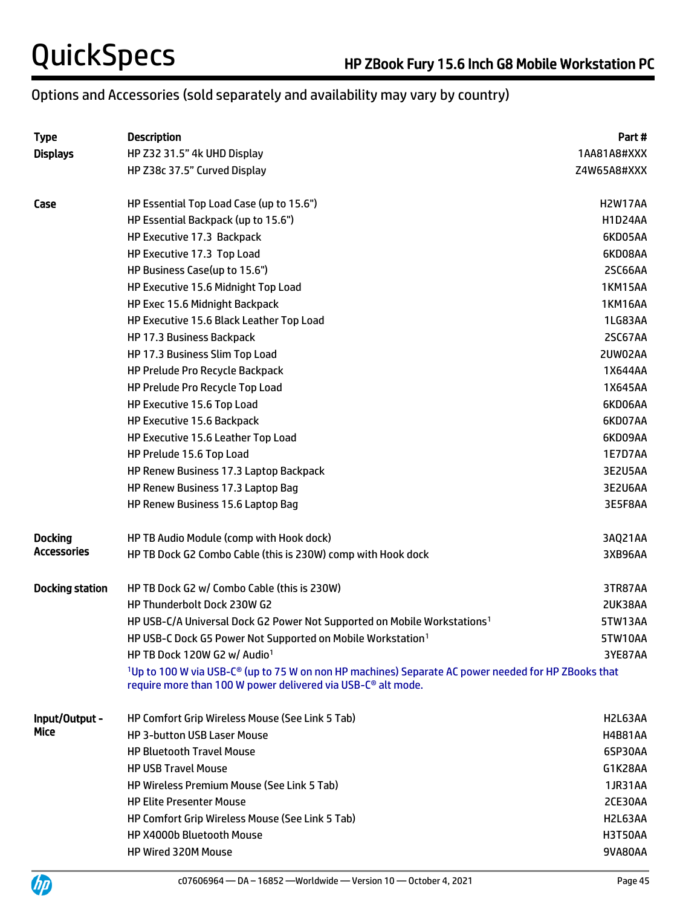## Options and Accessories (sold separately and availability may vary by country)

| Type | Description | Part # |
|---|---|---|
| **Displays** | HP Z32 31.5" 4k UHD Display | 1AA81A8#XXX |
| | HP Z38c 37.5" Curved Display | Z4W65A8#XXX |
| **Case** | HP Essential Top Load Case (up to 15.6") | H2W17AA |
| | HP Essential Backpack (up to 15.6") | H1D24AA |
| | HP Executive 17.3 Backpack | 6KD05AA |
| | HP Executive 17.3 Top Load | 6KD08AA |
| | HP Business Case(up to 15.6") | 2SC66AA |
| | HP Executive 15.6 Midnight Top Load | 1KM15AA |
| | HP Exec 15.6 Midnight Backpack | 1KM16AA |
| | HP Executive 15.6 Black Leather Top Load | 1LG83AA |
| | HP 17.3 Business Backpack | 2SC67AA |
| | HP 17.3 Business Slim Top Load | 2UW02AA |
| | HP Prelude Pro Recycle Backpack | 1X644AA |
| | HP Prelude Pro Recycle Top Load | 1X645AA |
| | HP Executive 15.6 Top Load | 6KD06AA |
| | HP Executive 15.6 Backpack | 6KD07AA |
| | HP Executive 15.6 Leather Top Load | 6KD09AA |
| | HP Prelude 15.6 Top Load | 1E7D7AA |
| | HP Renew Business 17.3 Laptop Backpack | 3E2U5AA |
| | HP Renew Business 17.3 Laptop Bag | 3E2U6AA |
| | HP Renew Business 15.6 Laptop Bag | 3E5F8AA |
| **Docking Accessories** | HP TB Audio Module (comp with Hook dock) | 3AQ21AA |
| | HP TB Dock G2 Combo Cable (this is 230W) comp with Hook dock | 3XB96AA |
| **Docking station** | HP TB Dock G2 w/ Combo Cable (this is 230W) | 3TR87AA |
| | HP Thunderbolt Dock 230W G2 | 2UK38AA |
| | HP USB-C/A Universal Dock G2 Power Not Supported on Mobile Workstations[1] | 5TW13AA |
| | HP USB-C Dock G5 Power Not Supported on Mobile Workstation[1] | 5TW10AA |
| | HP TB Dock 120W G2 w/ Audio[1] | 3YE87AA |
| | [1]Up to 100 W via USB-C® (up to 75 W on non HP machines) Separate AC power needed for HP ZBooks that require more than 100 W power delivered via USB-C® alt mode. | |
| **Input/Output - Mice** | HP Comfort Grip Wireless Mouse (See Link 5 Tab) | H2L63AA |
| | HP 3-button USB Laser Mouse | H4B81AA |
| | HP Bluetooth Travel Mouse | 6SP30AA |
| | HP USB Travel Mouse | G1K28AA |
| | HP Wireless Premium Mouse (See Link 5 Tab) | 1JR31AA |
| | HP Elite Presenter Mouse | 2CE30AA |
| | HP Comfort Grip Wireless Mouse (See Link 5 Tab) | H2L63AA |
| | HP X4000b Bluetooth Mouse | H3T50AA |
| | HP Wired 320M Mouse | 9VA80AA |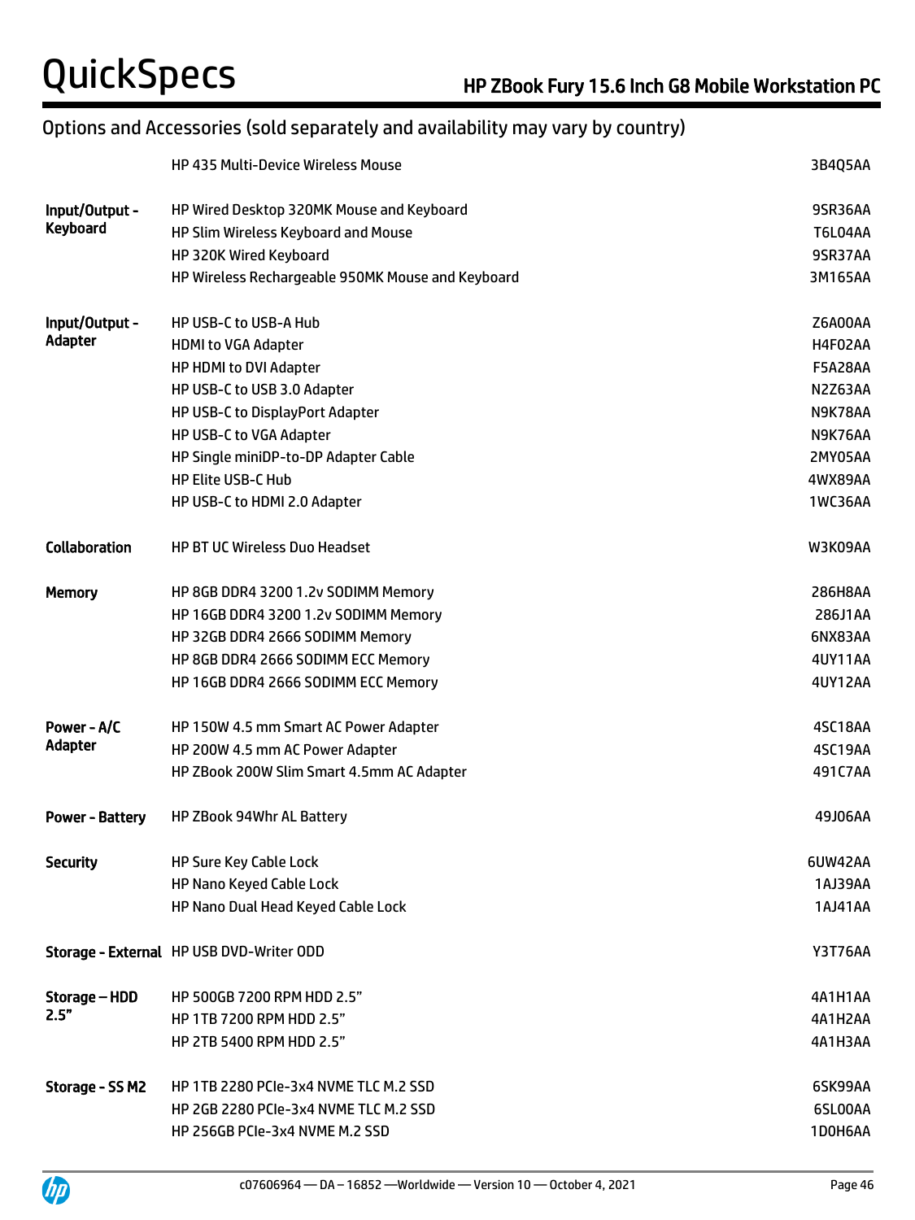## Options and Accessories (sold separately and availability may vary by country)

| | | |
|---|---|---|
| | HP 435 Multi-Device Wireless Mouse | 3B4Q5AA |
| **Input/Output - Keyboard** | HP Wired Desktop 320MK Mouse and Keyboard | 9SR36AA |
| | HP Slim Wireless Keyboard and Mouse | T6L04AA |
| | HP 320K Wired Keyboard | 9SR37AA |
| | HP Wireless Rechargeable 950MK Mouse and Keyboard | 3M165AA |
| **Input/Output - Adapter** | HP USB-C to USB-A Hub | Z6A00AA |
| | HDMI to VGA Adapter | H4F02AA |
| | HP HDMI to DVI Adapter | F5A28AA |
| | HP USB-C to USB 3.0 Adapter | N2Z63AA |
| | HP USB-C to DisplayPort Adapter | N9K78AA |
| | HP USB-C to VGA Adapter | N9K76AA |
| | HP Single miniDP-to-DP Adapter Cable | 2MY05AA |
| | HP Elite USB-C Hub | 4WX89AA |
| | HP USB-C to HDMI 2.0 Adapter | 1WC36AA |
| **Collaboration** | HP BT UC Wireless Duo Headset | W3K09AA |
| **Memory** | HP 8GB DDR4 3200 1.2v SODIMM Memory | 286H8AA |
| | HP 16GB DDR4 3200 1.2v SODIMM Memory | 286J1AA |
| | HP 32GB DDR4 2666 SODIMM Memory | 6NX83AA |
| | HP 8GB DDR4 2666 SODIMM ECC Memory | 4UY11AA |
| | HP 16GB DDR4 2666 SODIMM ECC Memory | 4UY12AA |
| **Power - A/C Adapter** | HP 150W 4.5 mm Smart AC Power Adapter | 4SC18AA |
| | HP 200W 4.5 mm AC Power Adapter | 4SC19AA |
| | HP ZBook 200W Slim Smart 4.5mm AC Adapter | 491C7AA |
| **Power - Battery** | HP ZBook 94Whr AL Battery | 49J06AA |
| **Security** | HP Sure Key Cable Lock | 6UW42AA |
| | HP Nano Keyed Cable Lock | 1AJ39AA |
| | HP Nano Dual Head Keyed Cable Lock | 1AJ41AA |
| **Storage - External** | HP USB DVD-Writer ODD | Y3T76AA |
| **Storage – HDD 2.5"** | HP 500GB 7200 RPM HDD 2.5" | 4A1H1AA |
| | HP 1TB 7200 RPM HDD 2.5" | 4A1H2AA |
| | HP 2TB 5400 RPM HDD 2.5" | 4A1H3AA |
| **Storage - SS M2** | HP 1TB 2280 PCIe-3x4 NVME TLC M.2 SSD | 6SK99AA |
| | HP 2GB 2280 PCIe-3x4 NVME TLC M.2 SSD | 6SL00AA |
| | HP 256GB PCIe-3x4 NVME M.2 SSD | 1D0H6AA |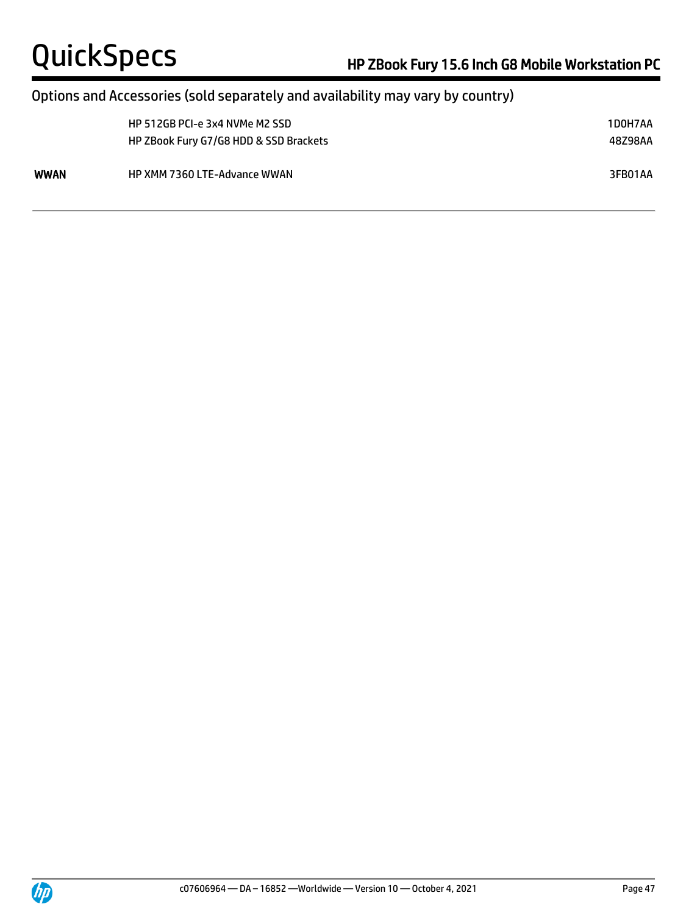## Options and Accessories (sold separately and availability may vary by country)

| | | |
|---|---|---|
| | HP 512GB PCI-e 3x4 NVMe M2 SSD | 1D0H7AA |
| | HP ZBook Fury G7/G8 HDD & SSD Brackets | 48Z98AA |
| **WWAN** | HP XMM 7360 LTE-Advance WWAN | 3FB01AA |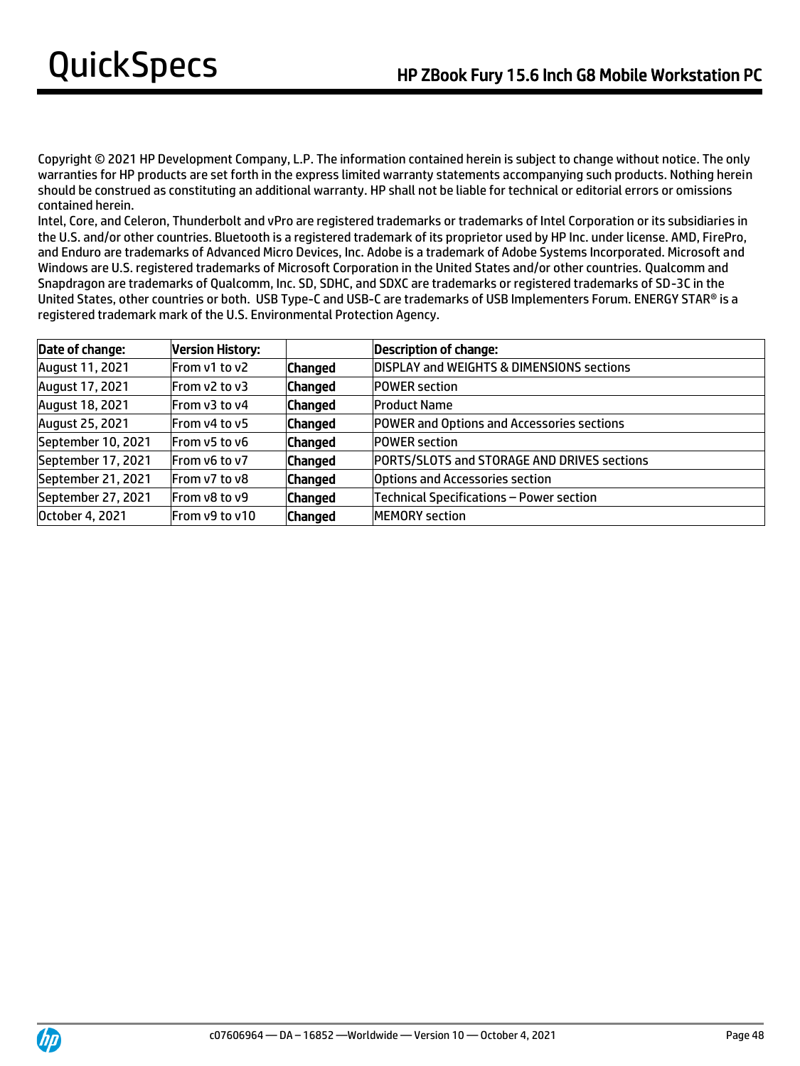Copyright © 2021 HP Development Company, L.P. The information contained herein is subject to change without notice. The only warranties for HP products are set forth in the express limited warranty statements accompanying such products. Nothing herein should be construed as constituting an additional warranty. HP shall not be liable for technical or editorial errors or omissions contained herein.

Intel, Core, and Celeron, Thunderbolt and vPro are registered trademarks or trademarks of Intel Corporation or its subsidiaries in the U.S. and/or other countries. Bluetooth is a registered trademark of its proprietor used by HP Inc. under license. AMD, FirePro, and Enduro are trademarks of Advanced Micro Devices, Inc. Adobe is a trademark of Adobe Systems Incorporated. Microsoft and Windows are U.S. registered trademarks of Microsoft Corporation in the United States and/or other countries. Qualcomm and Snapdragon are trademarks of Qualcomm, Inc. SD, SDHC, and SDXC are trademarks or registered trademarks of SD-3C in the United States, other countries or both. USB Type-C and USB-C are trademarks of USB Implementers Forum. ENERGY STAR® is a registered trademark mark of the U.S. Environmental Protection Agency.

| Date of change: | Version History: | | Description of change: |
|---|---|---|---|
| August 11, 2021 | From v1 to v2 | **Changed** | DISPLAY and WEIGHTS & DIMENSIONS sections |
| August 17, 2021 | From v2 to v3 | **Changed** | POWER section |
| August 18, 2021 | From v3 to v4 | **Changed** | Product Name |
| August 25, 2021 | From v4 to v5 | **Changed** | POWER and Options and Accessories sections |
| September 10, 2021 | From v5 to v6 | **Changed** | POWER section |
| September 17, 2021 | From v6 to v7 | **Changed** | PORTS/SLOTS and STORAGE AND DRIVES sections |
| September 21, 2021 | From v7 to v8 | **Changed** | Options and Accessories section |
| September 27, 2021 | From v8 to v9 | **Changed** | Technical Specifications – Power section |
| October 4, 2021 | From v9 to v10 | **Changed** | MEMORY section |